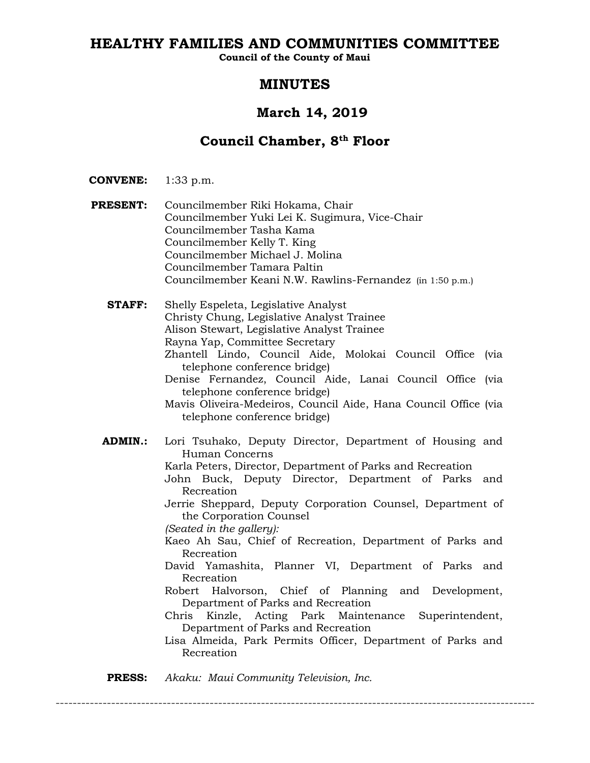# HEALTHY FAMILIES AND COMMUNITIES COMMITTEE

**Council of the County of Maui**

## MINUTES

## March 14, 2019

## Council Chamber, 8th Floor

**CONVENE:** 1:33 p.m.

**PRESENT:**
Councilmember Riki Hokama, Chair
Councilmember Yuki Lei K. Sugimura, Vice-Chair
Councilmember Tasha Kama
Councilmember Kelly T. King
Councilmember Michael J. Molina
Councilmember Tamara Paltin
Councilmember Keani N.W. Rawlins-Fernandez (in 1:50 p.m.)

**STAFF:**
Shelly Espeleta, Legislative Analyst
Christy Chung, Legislative Analyst Trainee
Alison Stewart, Legislative Analyst Trainee
Rayna Yap, Committee Secretary
Zhantell Lindo, Council Aide, Molokai Council Office (via telephone conference bridge)
Denise Fernandez, Council Aide, Lanai Council Office (via telephone conference bridge)
Mavis Oliveira-Medeiros, Council Aide, Hana Council Office (via telephone conference bridge)

**ADMIN.:**
Lori Tsuhako, Deputy Director, Department of Housing and Human Concerns
Karla Peters, Director, Department of Parks and Recreation
John Buck, Deputy Director, Department of Parks and Recreation
Jerrie Sheppard, Deputy Corporation Counsel, Department of the Corporation Counsel
*(Seated in the gallery):*
Kaeo Ah Sau, Chief of Recreation, Department of Parks and Recreation
David Yamashita, Planner VI, Department of Parks and Recreation
Robert Halvorson, Chief of Planning and Development, Department of Parks and Recreation
Chris Kinzle, Acting Park Maintenance Superintendent, Department of Parks and Recreation
Lisa Almeida, Park Permits Officer, Department of Parks and Recreation

**PRESS:** *Akaku: Maui Community Television, Inc.*

---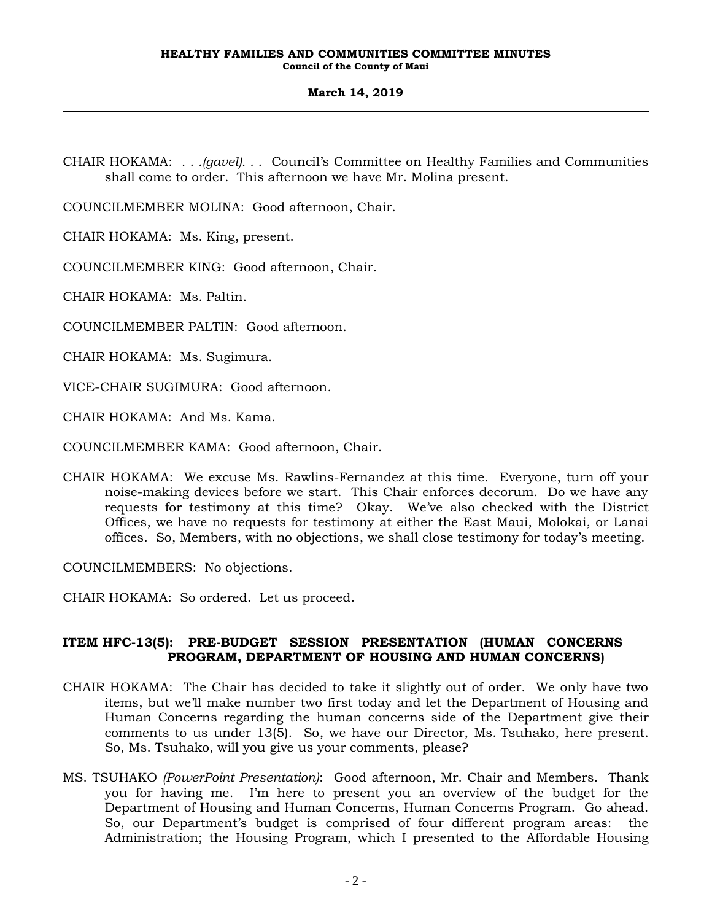CHAIR HOKAMA: . . .*(gavel)*. . . Council's Committee on Healthy Families and Communities shall come to order. This afternoon we have Mr. Molina present.

COUNCILMEMBER MOLINA: Good afternoon, Chair.

CHAIR HOKAMA: Ms. King, present.

COUNCILMEMBER KING: Good afternoon, Chair.

CHAIR HOKAMA: Ms. Paltin.

COUNCILMEMBER PALTIN: Good afternoon.

CHAIR HOKAMA: Ms. Sugimura.

VICE-CHAIR SUGIMURA: Good afternoon.

CHAIR HOKAMA: And Ms. Kama.

COUNCILMEMBER KAMA: Good afternoon, Chair.

CHAIR HOKAMA: We excuse Ms. Rawlins-Fernandez at this time. Everyone, turn off your noise-making devices before we start. This Chair enforces decorum. Do we have any requests for testimony at this time? Okay. We've also checked with the District Offices, we have no requests for testimony at either the East Maui, Molokai, or Lanai offices. So, Members, with no objections, we shall close testimony for today's meeting.

COUNCILMEMBERS: No objections.

CHAIR HOKAMA: So ordered. Let us proceed.

**ITEM HFC-13(5): PRE-BUDGET SESSION PRESENTATION (HUMAN CONCERNS PROGRAM, DEPARTMENT OF HOUSING AND HUMAN CONCERNS)**

CHAIR HOKAMA: The Chair has decided to take it slightly out of order. We only have two items, but we'll make number two first today and let the Department of Housing and Human Concerns regarding the human concerns side of the Department give their comments to us under 13(5). So, we have our Director, Ms. Tsuhako, here present. So, Ms. Tsuhako, will you give us your comments, please?

MS. TSUHAKO *(PowerPoint Presentation)*: Good afternoon, Mr. Chair and Members. Thank you for having me. I'm here to present you an overview of the budget for the Department of Housing and Human Concerns, Human Concerns Program. Go ahead. So, our Department's budget is comprised of four different program areas: the Administration; the Housing Program, which I presented to the Affordable Housing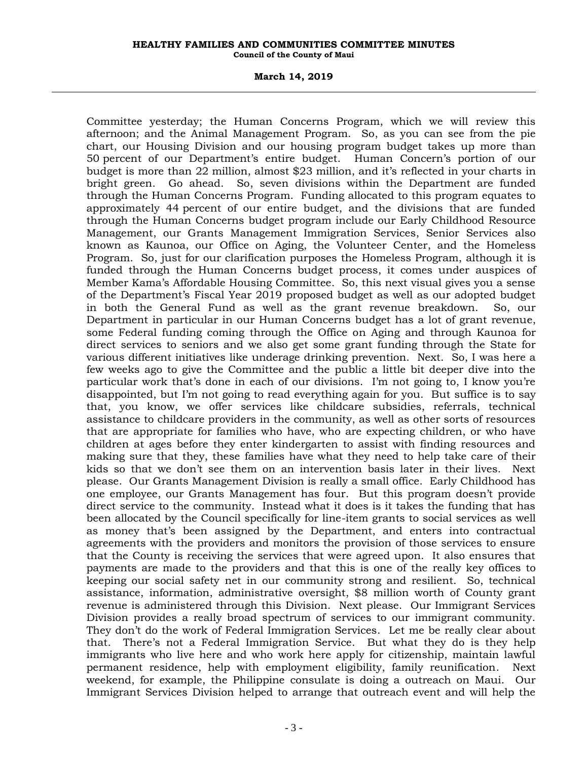Committee yesterday; the Human Concerns Program, which we will review this afternoon; and the Animal Management Program. So, as you can see from the pie chart, our Housing Division and our housing program budget takes up more than 50 percent of our Department's entire budget. Human Concern's portion of our budget is more than 22 million, almost $23 million, and it's reflected in your charts in bright green. Go ahead. So, seven divisions within the Department are funded through the Human Concerns Program. Funding allocated to this program equates to approximately 44 percent of our entire budget, and the divisions that are funded through the Human Concerns budget program include our Early Childhood Resource Management, our Grants Management Immigration Services, Senior Services also known as Kaunoa, our Office on Aging, the Volunteer Center, and the Homeless Program. So, just for our clarification purposes the Homeless Program, although it is funded through the Human Concerns budget process, it comes under auspices of Member Kama's Affordable Housing Committee. So, this next visual gives you a sense of the Department's Fiscal Year 2019 proposed budget as well as our adopted budget in both the General Fund as well as the grant revenue breakdown. So, our Department in particular in our Human Concerns budget has a lot of grant revenue, some Federal funding coming through the Office on Aging and through Kaunoa for direct services to seniors and we also get some grant funding through the State for various different initiatives like underage drinking prevention. Next. So, I was here a few weeks ago to give the Committee and the public a little bit deeper dive into the particular work that's done in each of our divisions. I'm not going to, I know you're disappointed, but I'm not going to read everything again for you. But suffice is to say that, you know, we offer services like childcare subsidies, referrals, technical assistance to childcare providers in the community, as well as other sorts of resources that are appropriate for families who have, who are expecting children, or who have children at ages before they enter kindergarten to assist with finding resources and making sure that they, these families have what they need to help take care of their kids so that we don't see them on an intervention basis later in their lives. Next please. Our Grants Management Division is really a small office. Early Childhood has one employee, our Grants Management has four. But this program doesn't provide direct service to the community. Instead what it does is it takes the funding that has been allocated by the Council specifically for line-item grants to social services as well as money that's been assigned by the Department, and enters into contractual agreements with the providers and monitors the provision of those services to ensure that the County is receiving the services that were agreed upon. It also ensures that payments are made to the providers and that this is one of the really key offices to keeping our social safety net in our community strong and resilient. So, technical assistance, information, administrative oversight, $8 million worth of County grant revenue is administered through this Division. Next please. Our Immigrant Services Division provides a really broad spectrum of services to our immigrant community. They don't do the work of Federal Immigration Services. Let me be really clear about that. There's not a Federal Immigration Service. But what they do is they help immigrants who live here and who work here apply for citizenship, maintain lawful permanent residence, help with employment eligibility, family reunification. Next weekend, for example, the Philippine consulate is doing a outreach on Maui. Our Immigrant Services Division helped to arrange that outreach event and will help the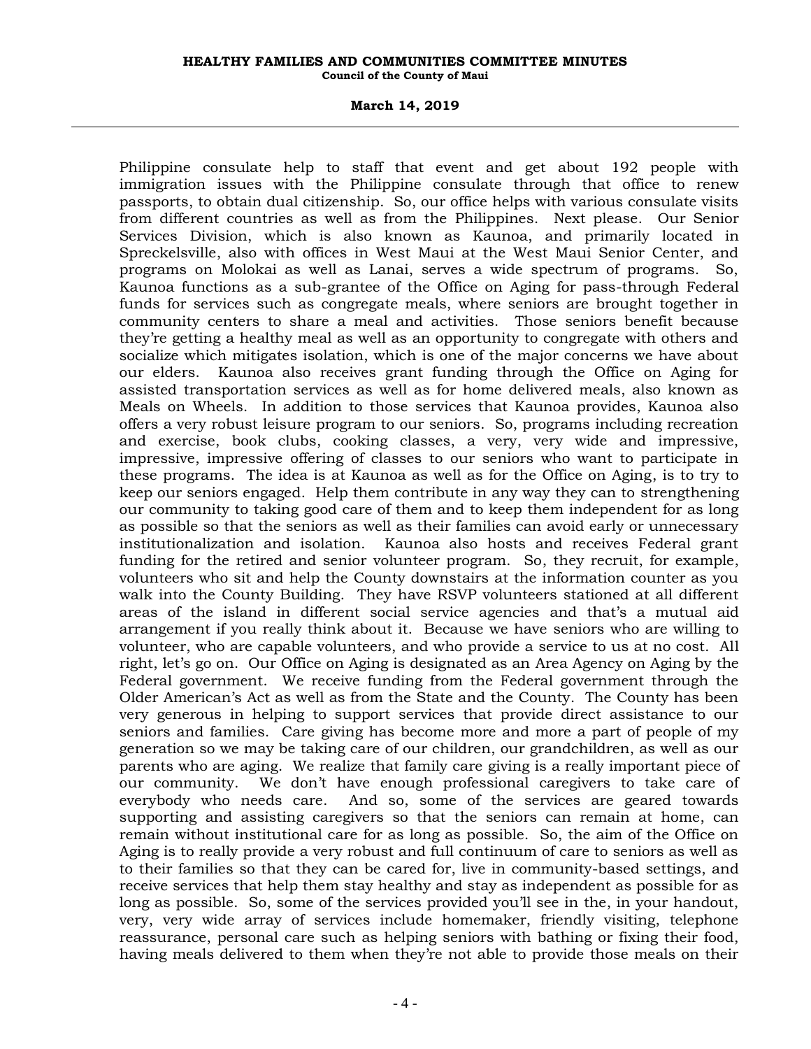Philippine consulate help to staff that event and get about 192 people with immigration issues with the Philippine consulate through that office to renew passports, to obtain dual citizenship. So, our office helps with various consulate visits from different countries as well as from the Philippines. Next please. Our Senior Services Division, which is also known as Kaunoa, and primarily located in Spreckelsville, also with offices in West Maui at the West Maui Senior Center, and programs on Molokai as well as Lanai, serves a wide spectrum of programs. So, Kaunoa functions as a sub-grantee of the Office on Aging for pass-through Federal funds for services such as congregate meals, where seniors are brought together in community centers to share a meal and activities. Those seniors benefit because they're getting a healthy meal as well as an opportunity to congregate with others and socialize which mitigates isolation, which is one of the major concerns we have about our elders. Kaunoa also receives grant funding through the Office on Aging for assisted transportation services as well as for home delivered meals, also known as Meals on Wheels. In addition to those services that Kaunoa provides, Kaunoa also offers a very robust leisure program to our seniors. So, programs including recreation and exercise, book clubs, cooking classes, a very, very wide and impressive, impressive, impressive offering of classes to our seniors who want to participate in these programs. The idea is at Kaunoa as well as for the Office on Aging, is to try to keep our seniors engaged. Help them contribute in any way they can to strengthening our community to taking good care of them and to keep them independent for as long as possible so that the seniors as well as their families can avoid early or unnecessary institutionalization and isolation. Kaunoa also hosts and receives Federal grant funding for the retired and senior volunteer program. So, they recruit, for example, volunteers who sit and help the County downstairs at the information counter as you walk into the County Building. They have RSVP volunteers stationed at all different areas of the island in different social service agencies and that's a mutual aid arrangement if you really think about it. Because we have seniors who are willing to volunteer, who are capable volunteers, and who provide a service to us at no cost. All right, let's go on. Our Office on Aging is designated as an Area Agency on Aging by the Federal government. We receive funding from the Federal government through the Older American's Act as well as from the State and the County. The County has been very generous in helping to support services that provide direct assistance to our seniors and families. Care giving has become more and more a part of people of my generation so we may be taking care of our children, our grandchildren, as well as our parents who are aging. We realize that family care giving is a really important piece of our community. We don't have enough professional caregivers to take care of everybody who needs care. And so, some of the services are geared towards supporting and assisting caregivers so that the seniors can remain at home, can remain without institutional care for as long as possible. So, the aim of the Office on Aging is to really provide a very robust and full continuum of care to seniors as well as to their families so that they can be cared for, live in community-based settings, and receive services that help them stay healthy and stay as independent as possible for as long as possible. So, some of the services provided you'll see in the, in your handout, very, very wide array of services include homemaker, friendly visiting, telephone reassurance, personal care such as helping seniors with bathing or fixing their food, having meals delivered to them when they're not able to provide those meals on their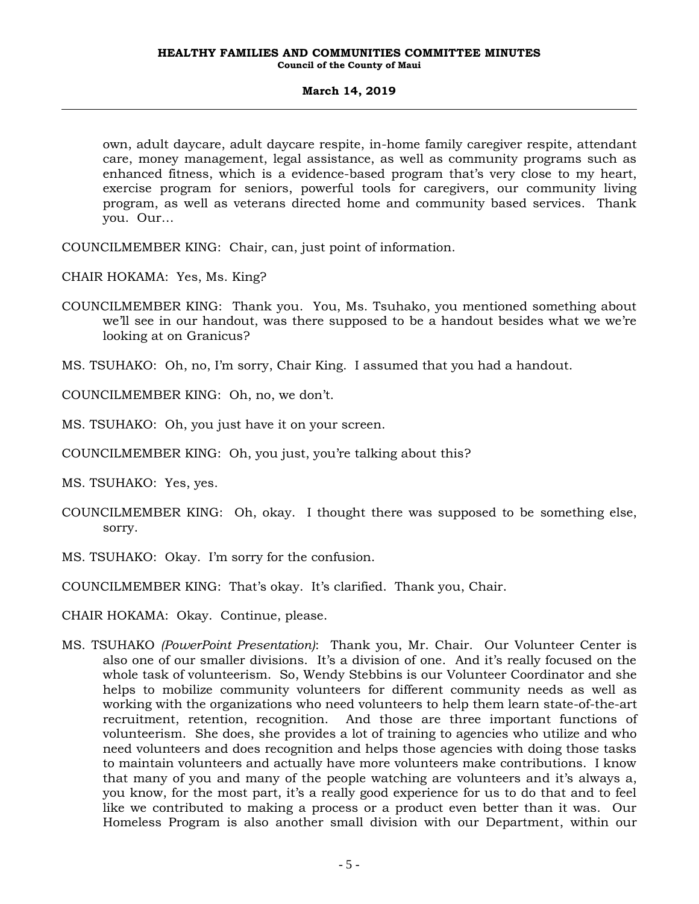own, adult daycare, adult daycare respite, in-home family caregiver respite, attendant care, money management, legal assistance, as well as community programs such as enhanced fitness, which is a evidence-based program that's very close to my heart, exercise program for seniors, powerful tools for caregivers, our community living program, as well as veterans directed home and community based services. Thank you. Our...

COUNCILMEMBER KING: Chair, can, just point of information.

CHAIR HOKAMA: Yes, Ms. King?

COUNCILMEMBER KING: Thank you. You, Ms. Tsuhako, you mentioned something about we'll see in our handout, was there supposed to be a handout besides what we we're looking at on Granicus?

MS. TSUHAKO: Oh, no, I'm sorry, Chair King. I assumed that you had a handout.

COUNCILMEMBER KING: Oh, no, we don't.

MS. TSUHAKO: Oh, you just have it on your screen.

COUNCILMEMBER KING: Oh, you just, you're talking about this?

MS. TSUHAKO: Yes, yes.

COUNCILMEMBER KING: Oh, okay. I thought there was supposed to be something else, sorry.

MS. TSUHAKO: Okay. I'm sorry for the confusion.

COUNCILMEMBER KING: That's okay. It's clarified. Thank you, Chair.

CHAIR HOKAMA: Okay. Continue, please.

MS. TSUHAKO *(PowerPoint Presentation)*: Thank you, Mr. Chair. Our Volunteer Center is also one of our smaller divisions. It's a division of one. And it's really focused on the whole task of volunteerism. So, Wendy Stebbins is our Volunteer Coordinator and she helps to mobilize community volunteers for different community needs as well as working with the organizations who need volunteers to help them learn state-of-the-art recruitment, retention, recognition. And those are three important functions of volunteerism. She does, she provides a lot of training to agencies who utilize and who need volunteers and does recognition and helps those agencies with doing those tasks to maintain volunteers and actually have more volunteers make contributions. I know that many of you and many of the people watching are volunteers and it's always a, you know, for the most part, it's a really good experience for us to do that and to feel like we contributed to making a process or a product even better than it was. Our Homeless Program is also another small division with our Department, within our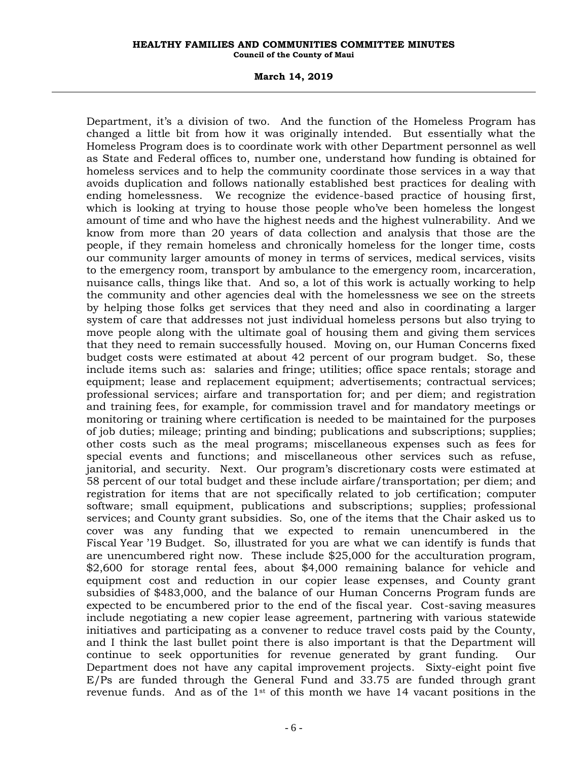Department, it's a division of two. And the function of the Homeless Program has changed a little bit from how it was originally intended. But essentially what the Homeless Program does is to coordinate work with other Department personnel as well as State and Federal offices to, number one, understand how funding is obtained for homeless services and to help the community coordinate those services in a way that avoids duplication and follows nationally established best practices for dealing with ending homelessness. We recognize the evidence-based practice of housing first, which is looking at trying to house those people who've been homeless the longest amount of time and who have the highest needs and the highest vulnerability. And we know from more than 20 years of data collection and analysis that those are the people, if they remain homeless and chronically homeless for the longer time, costs our community larger amounts of money in terms of services, medical services, visits to the emergency room, transport by ambulance to the emergency room, incarceration, nuisance calls, things like that. And so, a lot of this work is actually working to help the community and other agencies deal with the homelessness we see on the streets by helping those folks get services that they need and also in coordinating a larger system of care that addresses not just individual homeless persons but also trying to move people along with the ultimate goal of housing them and giving them services that they need to remain successfully housed. Moving on, our Human Concerns fixed budget costs were estimated at about 42 percent of our program budget. So, these include items such as: salaries and fringe; utilities; office space rentals; storage and equipment; lease and replacement equipment; advertisements; contractual services; professional services; airfare and transportation for; and per diem; and registration and training fees, for example, for commission travel and for mandatory meetings or monitoring or training where certification is needed to be maintained for the purposes of job duties; mileage; printing and binding; publications and subscriptions; supplies; other costs such as the meal programs; miscellaneous expenses such as fees for special events and functions; and miscellaneous other services such as refuse, janitorial, and security. Next. Our program's discretionary costs were estimated at 58 percent of our total budget and these include airfare/transportation; per diem; and registration for items that are not specifically related to job certification; computer software; small equipment, publications and subscriptions; supplies; professional services; and County grant subsidies. So, one of the items that the Chair asked us to cover was any funding that we expected to remain unencumbered in the Fiscal Year '19 Budget. So, illustrated for you are what we can identify is funds that are unencumbered right now. These include $25,000 for the acculturation program, $2,600 for storage rental fees, about $4,000 remaining balance for vehicle and equipment cost and reduction in our copier lease expenses, and County grant subsidies of $483,000, and the balance of our Human Concerns Program funds are expected to be encumbered prior to the end of the fiscal year. Cost-saving measures include negotiating a new copier lease agreement, partnering with various statewide initiatives and participating as a convener to reduce travel costs paid by the County, and I think the last bullet point there is also important is that the Department will continue to seek opportunities for revenue generated by grant funding. Our Department does not have any capital improvement projects. Sixty-eight point five E/Ps are funded through the General Fund and 33.75 are funded through grant revenue funds. And as of the 1st of this month we have 14 vacant positions in the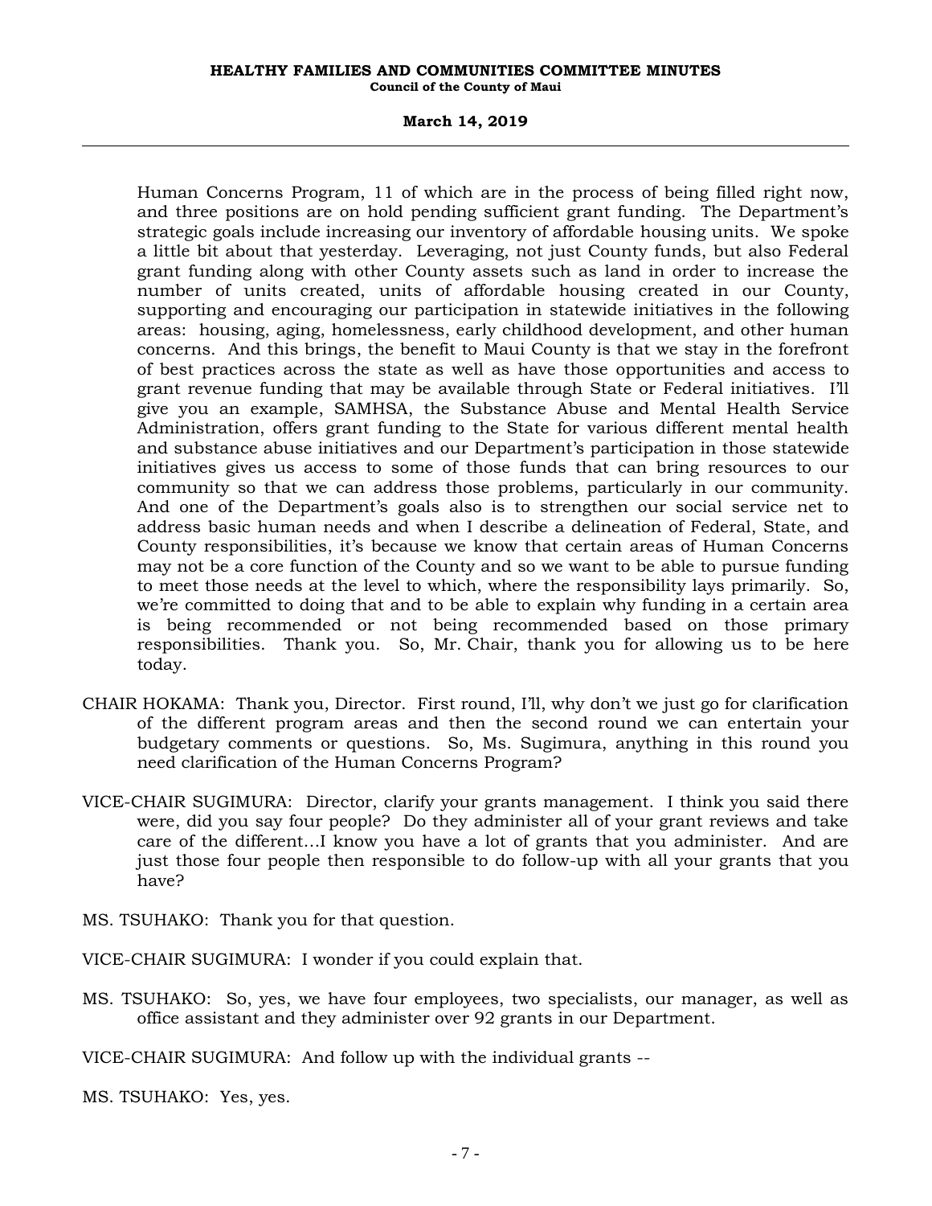Human Concerns Program, 11 of which are in the process of being filled right now, and three positions are on hold pending sufficient grant funding. The Department's strategic goals include increasing our inventory of affordable housing units. We spoke a little bit about that yesterday. Leveraging, not just County funds, but also Federal grant funding along with other County assets such as land in order to increase the number of units created, units of affordable housing created in our County, supporting and encouraging our participation in statewide initiatives in the following areas: housing, aging, homelessness, early childhood development, and other human concerns. And this brings, the benefit to Maui County is that we stay in the forefront of best practices across the state as well as have those opportunities and access to grant revenue funding that may be available through State or Federal initiatives. I'll give you an example, SAMHSA, the Substance Abuse and Mental Health Service Administration, offers grant funding to the State for various different mental health and substance abuse initiatives and our Department's participation in those statewide initiatives gives us access to some of those funds that can bring resources to our community so that we can address those problems, particularly in our community. And one of the Department's goals also is to strengthen our social service net to address basic human needs and when I describe a delineation of Federal, State, and County responsibilities, it's because we know that certain areas of Human Concerns may not be a core function of the County and so we want to be able to pursue funding to meet those needs at the level to which, where the responsibility lays primarily. So, we're committed to doing that and to be able to explain why funding in a certain area is being recommended or not being recommended based on those primary responsibilities. Thank you. So, Mr. Chair, thank you for allowing us to be here today.

CHAIR HOKAMA: Thank you, Director. First round, I'll, why don't we just go for clarification of the different program areas and then the second round we can entertain your budgetary comments or questions. So, Ms. Sugimura, anything in this round you need clarification of the Human Concerns Program?

VICE-CHAIR SUGIMURA: Director, clarify your grants management. I think you said there were, did you say four people? Do they administer all of your grant reviews and take care of the different...I know you have a lot of grants that you administer. And are just those four people then responsible to do follow-up with all your grants that you have?

MS. TSUHAKO: Thank you for that question.

VICE-CHAIR SUGIMURA: I wonder if you could explain that.

MS. TSUHAKO: So, yes, we have four employees, two specialists, our manager, as well as office assistant and they administer over 92 grants in our Department.

VICE-CHAIR SUGIMURA: And follow up with the individual grants --

MS. TSUHAKO: Yes, yes.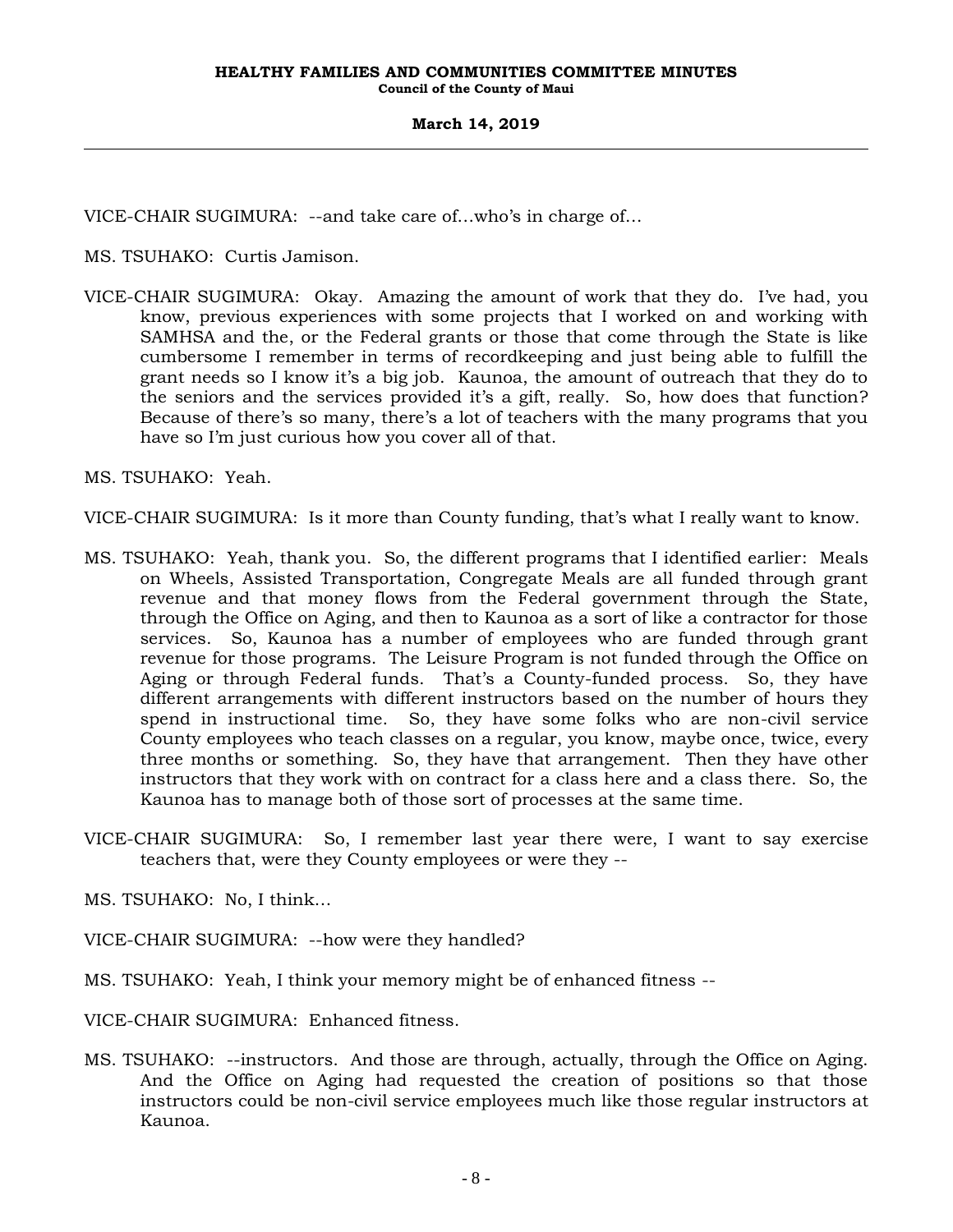VICE-CHAIR SUGIMURA: --and take care of…who's in charge of…

MS. TSUHAKO: Curtis Jamison.

VICE-CHAIR SUGIMURA: Okay. Amazing the amount of work that they do. I've had, you know, previous experiences with some projects that I worked on and working with SAMHSA and the, or the Federal grants or those that come through the State is like cumbersome I remember in terms of recordkeeping and just being able to fulfill the grant needs so I know it's a big job. Kaunoa, the amount of outreach that they do to the seniors and the services provided it's a gift, really. So, how does that function? Because of there's so many, there's a lot of teachers with the many programs that you have so I'm just curious how you cover all of that.

MS. TSUHAKO: Yeah.

VICE-CHAIR SUGIMURA: Is it more than County funding, that's what I really want to know.

MS. TSUHAKO: Yeah, thank you. So, the different programs that I identified earlier: Meals on Wheels, Assisted Transportation, Congregate Meals are all funded through grant revenue and that money flows from the Federal government through the State, through the Office on Aging, and then to Kaunoa as a sort of like a contractor for those services. So, Kaunoa has a number of employees who are funded through grant revenue for those programs. The Leisure Program is not funded through the Office on Aging or through Federal funds. That's a County-funded process. So, they have different arrangements with different instructors based on the number of hours they spend in instructional time. So, they have some folks who are non-civil service County employees who teach classes on a regular, you know, maybe once, twice, every three months or something. So, they have that arrangement. Then they have other instructors that they work with on contract for a class here and a class there. So, the Kaunoa has to manage both of those sort of processes at the same time.

VICE-CHAIR SUGIMURA: So, I remember last year there were, I want to say exercise teachers that, were they County employees or were they --

MS. TSUHAKO: No, I think…

VICE-CHAIR SUGIMURA: --how were they handled?

MS. TSUHAKO: Yeah, I think your memory might be of enhanced fitness --

VICE-CHAIR SUGIMURA: Enhanced fitness.

MS. TSUHAKO: --instructors. And those are through, actually, through the Office on Aging. And the Office on Aging had requested the creation of positions so that those instructors could be non-civil service employees much like those regular instructors at Kaunoa.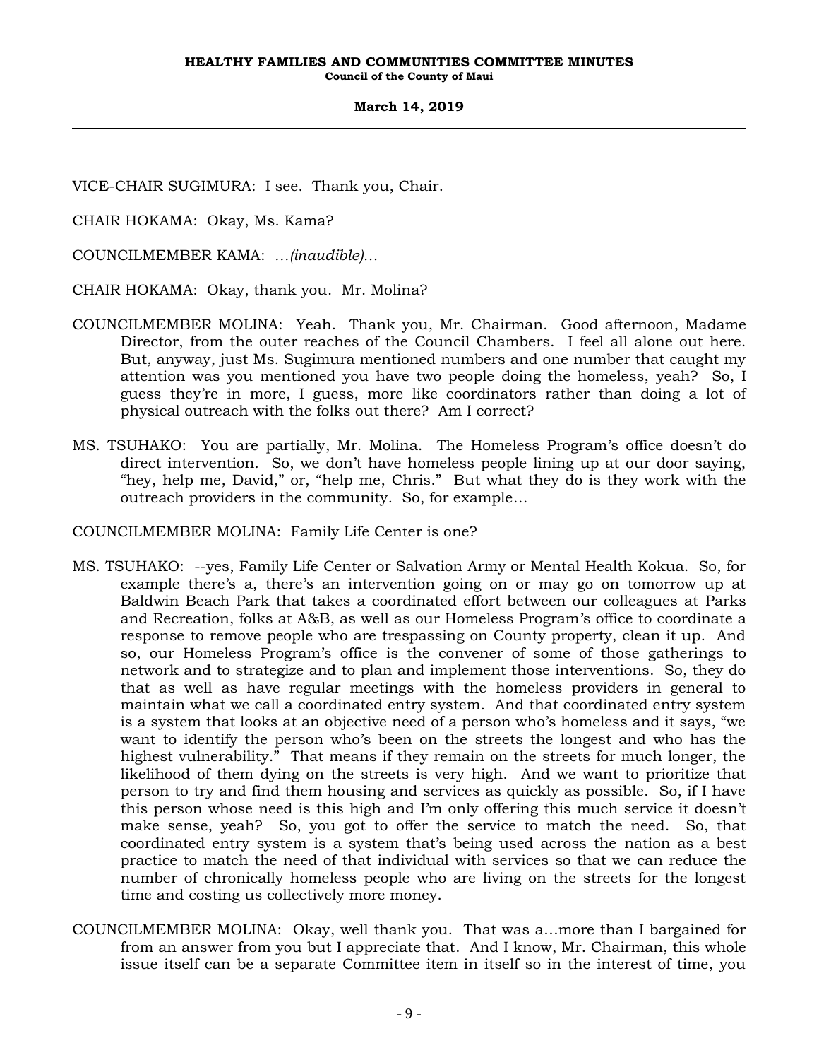VICE-CHAIR SUGIMURA: I see. Thank you, Chair.

CHAIR HOKAMA: Okay, Ms. Kama?

COUNCILMEMBER KAMA: *...(inaudible)...*

CHAIR HOKAMA: Okay, thank you. Mr. Molina?

COUNCILMEMBER MOLINA: Yeah. Thank you, Mr. Chairman. Good afternoon, Madame Director, from the outer reaches of the Council Chambers. I feel all alone out here. But, anyway, just Ms. Sugimura mentioned numbers and one number that caught my attention was you mentioned you have two people doing the homeless, yeah? So, I guess they're in more, I guess, more like coordinators rather than doing a lot of physical outreach with the folks out there? Am I correct?

MS. TSUHAKO: You are partially, Mr. Molina. The Homeless Program's office doesn't do direct intervention. So, we don't have homeless people lining up at our door saying, "hey, help me, David," or, "help me, Chris." But what they do is they work with the outreach providers in the community. So, for example...

COUNCILMEMBER MOLINA: Family Life Center is one?

MS. TSUHAKO: --yes, Family Life Center or Salvation Army or Mental Health Kokua. So, for example there's a, there's an intervention going on or may go on tomorrow up at Baldwin Beach Park that takes a coordinated effort between our colleagues at Parks and Recreation, folks at A&B, as well as our Homeless Program's office to coordinate a response to remove people who are trespassing on County property, clean it up. And so, our Homeless Program's office is the convener of some of those gatherings to network and to strategize and to plan and implement those interventions. So, they do that as well as have regular meetings with the homeless providers in general to maintain what we call a coordinated entry system. And that coordinated entry system is a system that looks at an objective need of a person who's homeless and it says, "we want to identify the person who's been on the streets the longest and who has the highest vulnerability." That means if they remain on the streets for much longer, the likelihood of them dying on the streets is very high. And we want to prioritize that person to try and find them housing and services as quickly as possible. So, if I have this person whose need is this high and I'm only offering this much service it doesn't make sense, yeah? So, you got to offer the service to match the need. So, that coordinated entry system is a system that's being used across the nation as a best practice to match the need of that individual with services so that we can reduce the number of chronically homeless people who are living on the streets for the longest time and costing us collectively more money.

COUNCILMEMBER MOLINA: Okay, well thank you. That was a...more than I bargained for from an answer from you but I appreciate that. And I know, Mr. Chairman, this whole issue itself can be a separate Committee item in itself so in the interest of time, you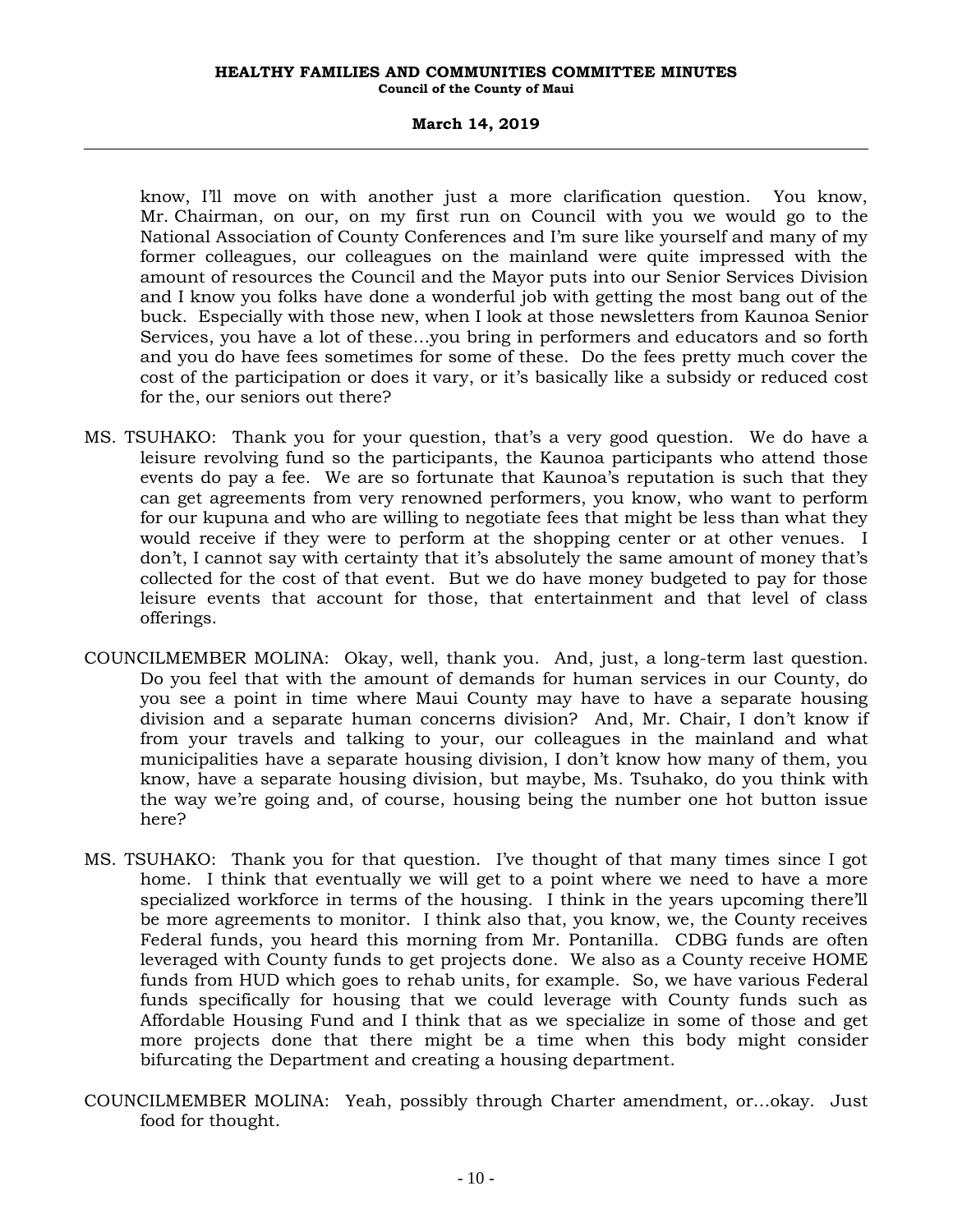know, I'll move on with another just a more clarification question. You know, Mr. Chairman, on our, on my first run on Council with you we would go to the National Association of County Conferences and I'm sure like yourself and many of my former colleagues, our colleagues on the mainland were quite impressed with the amount of resources the Council and the Mayor puts into our Senior Services Division and I know you folks have done a wonderful job with getting the most bang out of the buck. Especially with those new, when I look at those newsletters from Kaunoa Senior Services, you have a lot of these…you bring in performers and educators and so forth and you do have fees sometimes for some of these. Do the fees pretty much cover the cost of the participation or does it vary, or it's basically like a subsidy or reduced cost for the, our seniors out there?

MS. TSUHAKO: Thank you for your question, that's a very good question. We do have a leisure revolving fund so the participants, the Kaunoa participants who attend those events do pay a fee. We are so fortunate that Kaunoa's reputation is such that they can get agreements from very renowned performers, you know, who want to perform for our kupuna and who are willing to negotiate fees that might be less than what they would receive if they were to perform at the shopping center or at other venues. I don't, I cannot say with certainty that it's absolutely the same amount of money that's collected for the cost of that event. But we do have money budgeted to pay for those leisure events that account for those, that entertainment and that level of class offerings.

COUNCILMEMBER MOLINA: Okay, well, thank you. And, just, a long-term last question. Do you feel that with the amount of demands for human services in our County, do you see a point in time where Maui County may have to have a separate housing division and a separate human concerns division? And, Mr. Chair, I don't know if from your travels and talking to your, our colleagues in the mainland and what municipalities have a separate housing division, I don't know how many of them, you know, have a separate housing division, but maybe, Ms. Tsuhako, do you think with the way we're going and, of course, housing being the number one hot button issue here?

MS. TSUHAKO: Thank you for that question. I've thought of that many times since I got home. I think that eventually we will get to a point where we need to have a more specialized workforce in terms of the housing. I think in the years upcoming there'll be more agreements to monitor. I think also that, you know, we, the County receives Federal funds, you heard this morning from Mr. Pontanilla. CDBG funds are often leveraged with County funds to get projects done. We also as a County receive HOME funds from HUD which goes to rehab units, for example. So, we have various Federal funds specifically for housing that we could leverage with County funds such as Affordable Housing Fund and I think that as we specialize in some of those and get more projects done that there might be a time when this body might consider bifurcating the Department and creating a housing department.

COUNCILMEMBER MOLINA: Yeah, possibly through Charter amendment, or…okay. Just food for thought.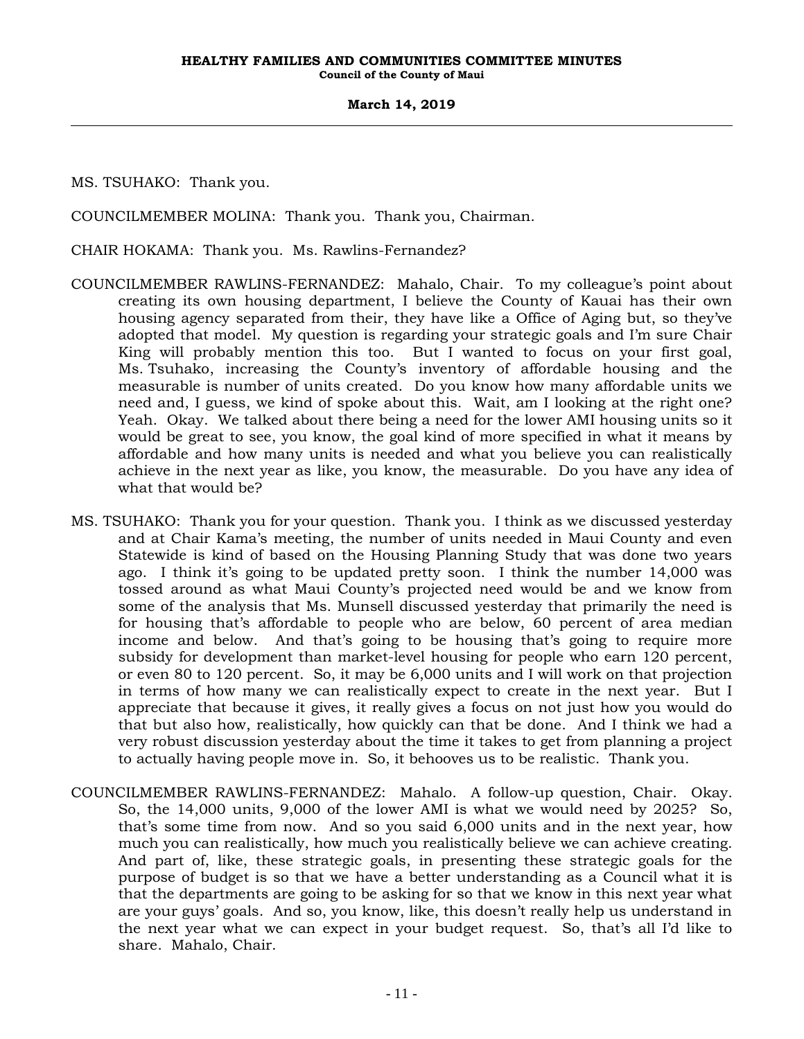MS. TSUHAKO: Thank you.

COUNCILMEMBER MOLINA: Thank you. Thank you, Chairman.

CHAIR HOKAMA: Thank you. Ms. Rawlins-Fernandez?

COUNCILMEMBER RAWLINS-FERNANDEZ: Mahalo, Chair. To my colleague's point about creating its own housing department, I believe the County of Kauai has their own housing agency separated from their, they have like a Office of Aging but, so they've adopted that model. My question is regarding your strategic goals and I'm sure Chair King will probably mention this too. But I wanted to focus on your first goal, Ms. Tsuhako, increasing the County's inventory of affordable housing and the measurable is number of units created. Do you know how many affordable units we need and, I guess, we kind of spoke about this. Wait, am I looking at the right one? Yeah. Okay. We talked about there being a need for the lower AMI housing units so it would be great to see, you know, the goal kind of more specified in what it means by affordable and how many units is needed and what you believe you can realistically achieve in the next year as like, you know, the measurable. Do you have any idea of what that would be?

MS. TSUHAKO: Thank you for your question. Thank you. I think as we discussed yesterday and at Chair Kama's meeting, the number of units needed in Maui County and even Statewide is kind of based on the Housing Planning Study that was done two years ago. I think it's going to be updated pretty soon. I think the number 14,000 was tossed around as what Maui County's projected need would be and we know from some of the analysis that Ms. Munsell discussed yesterday that primarily the need is for housing that's affordable to people who are below, 60 percent of area median income and below. And that's going to be housing that's going to require more subsidy for development than market-level housing for people who earn 120 percent, or even 80 to 120 percent. So, it may be 6,000 units and I will work on that projection in terms of how many we can realistically expect to create in the next year. But I appreciate that because it gives, it really gives a focus on not just how you would do that but also how, realistically, how quickly can that be done. And I think we had a very robust discussion yesterday about the time it takes to get from planning a project to actually having people move in. So, it behooves us to be realistic. Thank you.

COUNCILMEMBER RAWLINS-FERNANDEZ: Mahalo. A follow-up question, Chair. Okay. So, the 14,000 units, 9,000 of the lower AMI is what we would need by 2025? So, that's some time from now. And so you said 6,000 units and in the next year, how much you can realistically, how much you realistically believe we can achieve creating. And part of, like, these strategic goals, in presenting these strategic goals for the purpose of budget is so that we have a better understanding as a Council what it is that the departments are going to be asking for so that we know in this next year what are your guys' goals. And so, you know, like, this doesn't really help us understand in the next year what we can expect in your budget request. So, that's all I'd like to share. Mahalo, Chair.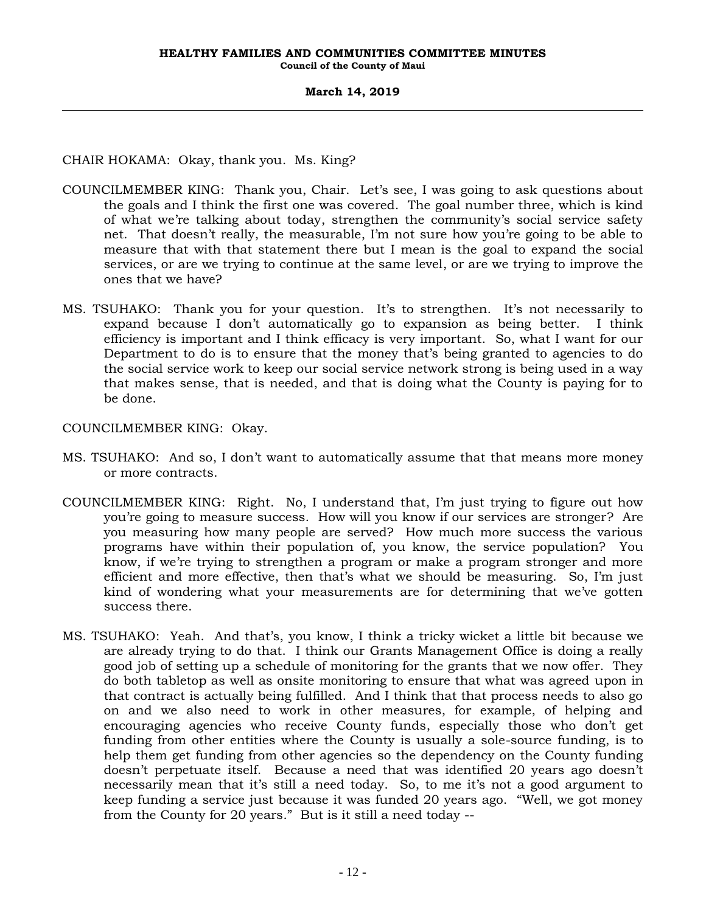CHAIR HOKAMA: Okay, thank you. Ms. King?

COUNCILMEMBER KING: Thank you, Chair. Let's see, I was going to ask questions about the goals and I think the first one was covered. The goal number three, which is kind of what we're talking about today, strengthen the community's social service safety net. That doesn't really, the measurable, I'm not sure how you're going to be able to measure that with that statement there but I mean is the goal to expand the social services, or are we trying to continue at the same level, or are we trying to improve the ones that we have?

MS. TSUHAKO: Thank you for your question. It's to strengthen. It's not necessarily to expand because I don't automatically go to expansion as being better. I think efficiency is important and I think efficacy is very important. So, what I want for our Department to do is to ensure that the money that's being granted to agencies to do the social service work to keep our social service network strong is being used in a way that makes sense, that is needed, and that is doing what the County is paying for to be done.

COUNCILMEMBER KING: Okay.

MS. TSUHAKO: And so, I don't want to automatically assume that that means more money or more contracts.

COUNCILMEMBER KING: Right. No, I understand that, I'm just trying to figure out how you're going to measure success. How will you know if our services are stronger? Are you measuring how many people are served? How much more success the various programs have within their population of, you know, the service population? You know, if we're trying to strengthen a program or make a program stronger and more efficient and more effective, then that's what we should be measuring. So, I'm just kind of wondering what your measurements are for determining that we've gotten success there.

MS. TSUHAKO: Yeah. And that's, you know, I think a tricky wicket a little bit because we are already trying to do that. I think our Grants Management Office is doing a really good job of setting up a schedule of monitoring for the grants that we now offer. They do both tabletop as well as onsite monitoring to ensure that what was agreed upon in that contract is actually being fulfilled. And I think that that process needs to also go on and we also need to work in other measures, for example, of helping and encouraging agencies who receive County funds, especially those who don't get funding from other entities where the County is usually a sole-source funding, is to help them get funding from other agencies so the dependency on the County funding doesn't perpetuate itself. Because a need that was identified 20 years ago doesn't necessarily mean that it's still a need today. So, to me it's not a good argument to keep funding a service just because it was funded 20 years ago. "Well, we got money from the County for 20 years." But is it still a need today --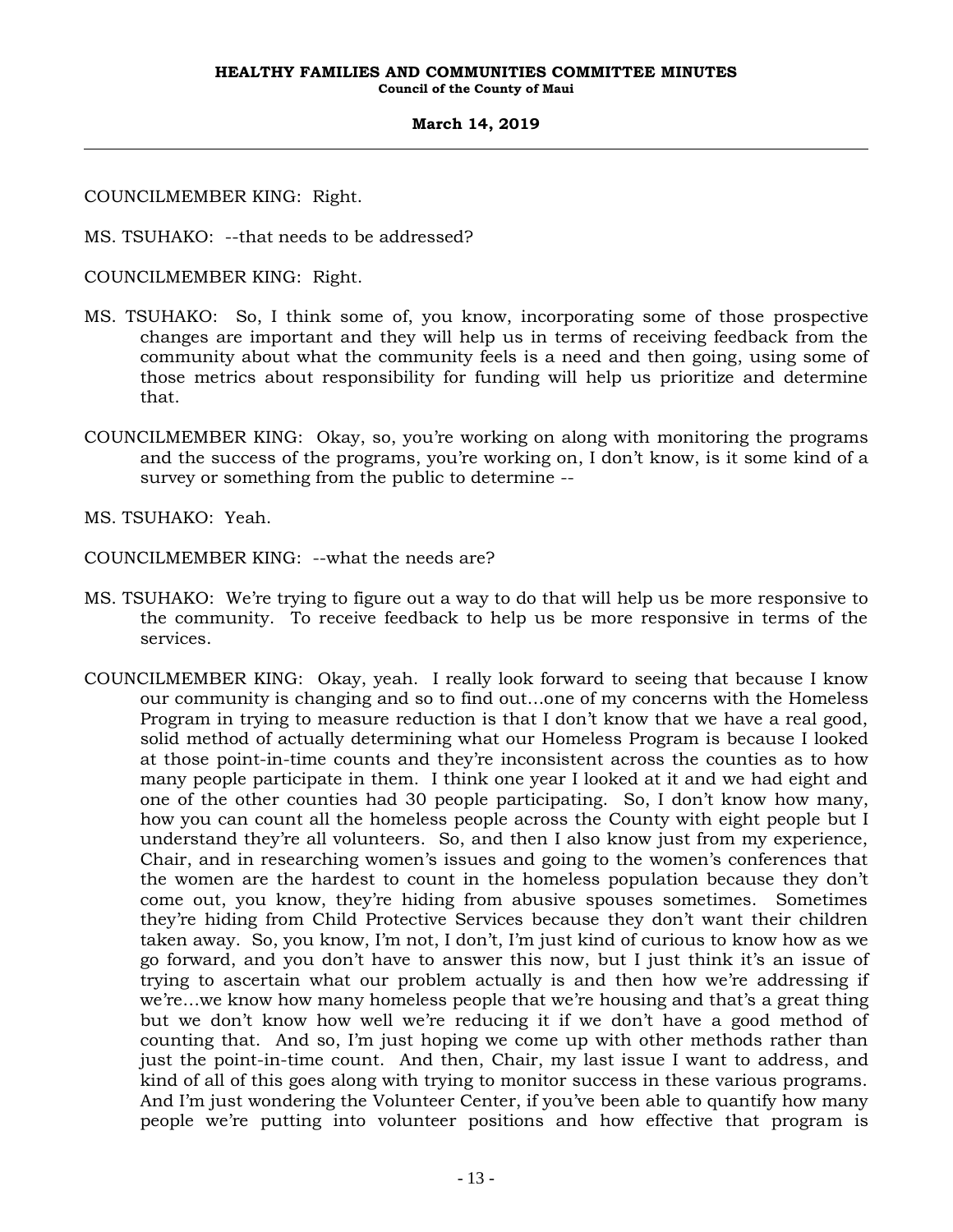COUNCILMEMBER KING: Right.

MS. TSUHAKO: --that needs to be addressed?

COUNCILMEMBER KING: Right.

MS. TSUHAKO: So, I think some of, you know, incorporating some of those prospective changes are important and they will help us in terms of receiving feedback from the community about what the community feels is a need and then going, using some of those metrics about responsibility for funding will help us prioritize and determine that.

COUNCILMEMBER KING: Okay, so, you're working on along with monitoring the programs and the success of the programs, you're working on, I don't know, is it some kind of a survey or something from the public to determine --

MS. TSUHAKO: Yeah.

COUNCILMEMBER KING: --what the needs are?

MS. TSUHAKO: We're trying to figure out a way to do that will help us be more responsive to the community. To receive feedback to help us be more responsive in terms of the services.

COUNCILMEMBER KING: Okay, yeah. I really look forward to seeing that because I know our community is changing and so to find out...one of my concerns with the Homeless Program in trying to measure reduction is that I don't know that we have a real good, solid method of actually determining what our Homeless Program is because I looked at those point-in-time counts and they're inconsistent across the counties as to how many people participate in them. I think one year I looked at it and we had eight and one of the other counties had 30 people participating. So, I don't know how many, how you can count all the homeless people across the County with eight people but I understand they're all volunteers. So, and then I also know just from my experience, Chair, and in researching women's issues and going to the women's conferences that the women are the hardest to count in the homeless population because they don't come out, you know, they're hiding from abusive spouses sometimes. Sometimes they're hiding from Child Protective Services because they don't want their children taken away. So, you know, I'm not, I don't, I'm just kind of curious to know how as we go forward, and you don't have to answer this now, but I just think it's an issue of trying to ascertain what our problem actually is and then how we're addressing if we're...we know how many homeless people that we're housing and that's a great thing but we don't know how well we're reducing it if we don't have a good method of counting that. And so, I'm just hoping we come up with other methods rather than just the point-in-time count. And then, Chair, my last issue I want to address, and kind of all of this goes along with trying to monitor success in these various programs. And I'm just wondering the Volunteer Center, if you've been able to quantify how many people we're putting into volunteer positions and how effective that program is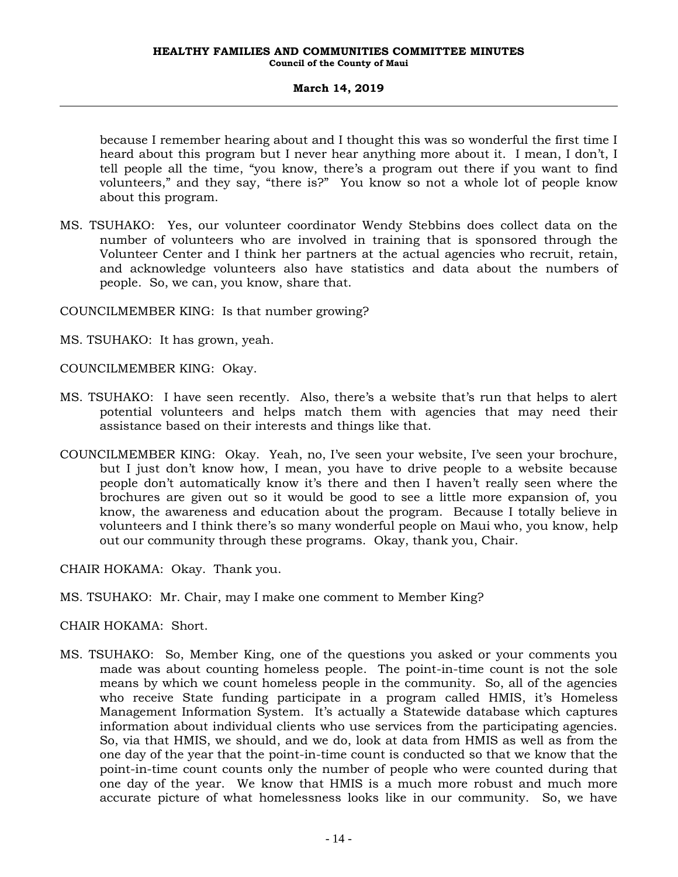because I remember hearing about and I thought this was so wonderful the first time I heard about this program but I never hear anything more about it. I mean, I don't, I tell people all the time, "you know, there's a program out there if you want to find volunteers," and they say, "there is?" You know so not a whole lot of people know about this program.

MS. TSUHAKO: Yes, our volunteer coordinator Wendy Stebbins does collect data on the number of volunteers who are involved in training that is sponsored through the Volunteer Center and I think her partners at the actual agencies who recruit, retain, and acknowledge volunteers also have statistics and data about the numbers of people. So, we can, you know, share that.

COUNCILMEMBER KING: Is that number growing?

MS. TSUHAKO: It has grown, yeah.

COUNCILMEMBER KING: Okay.

MS. TSUHAKO: I have seen recently. Also, there's a website that's run that helps to alert potential volunteers and helps match them with agencies that may need their assistance based on their interests and things like that.

COUNCILMEMBER KING: Okay. Yeah, no, I've seen your website, I've seen your brochure, but I just don't know how, I mean, you have to drive people to a website because people don't automatically know it's there and then I haven't really seen where the brochures are given out so it would be good to see a little more expansion of, you know, the awareness and education about the program. Because I totally believe in volunteers and I think there's so many wonderful people on Maui who, you know, help out our community through these programs. Okay, thank you, Chair.

CHAIR HOKAMA: Okay. Thank you.

MS. TSUHAKO: Mr. Chair, may I make one comment to Member King?

CHAIR HOKAMA: Short.

MS. TSUHAKO: So, Member King, one of the questions you asked or your comments you made was about counting homeless people. The point-in-time count is not the sole means by which we count homeless people in the community. So, all of the agencies who receive State funding participate in a program called HMIS, it's Homeless Management Information System. It's actually a Statewide database which captures information about individual clients who use services from the participating agencies. So, via that HMIS, we should, and we do, look at data from HMIS as well as from the one day of the year that the point-in-time count is conducted so that we know that the point-in-time count counts only the number of people who were counted during that one day of the year. We know that HMIS is a much more robust and much more accurate picture of what homelessness looks like in our community. So, we have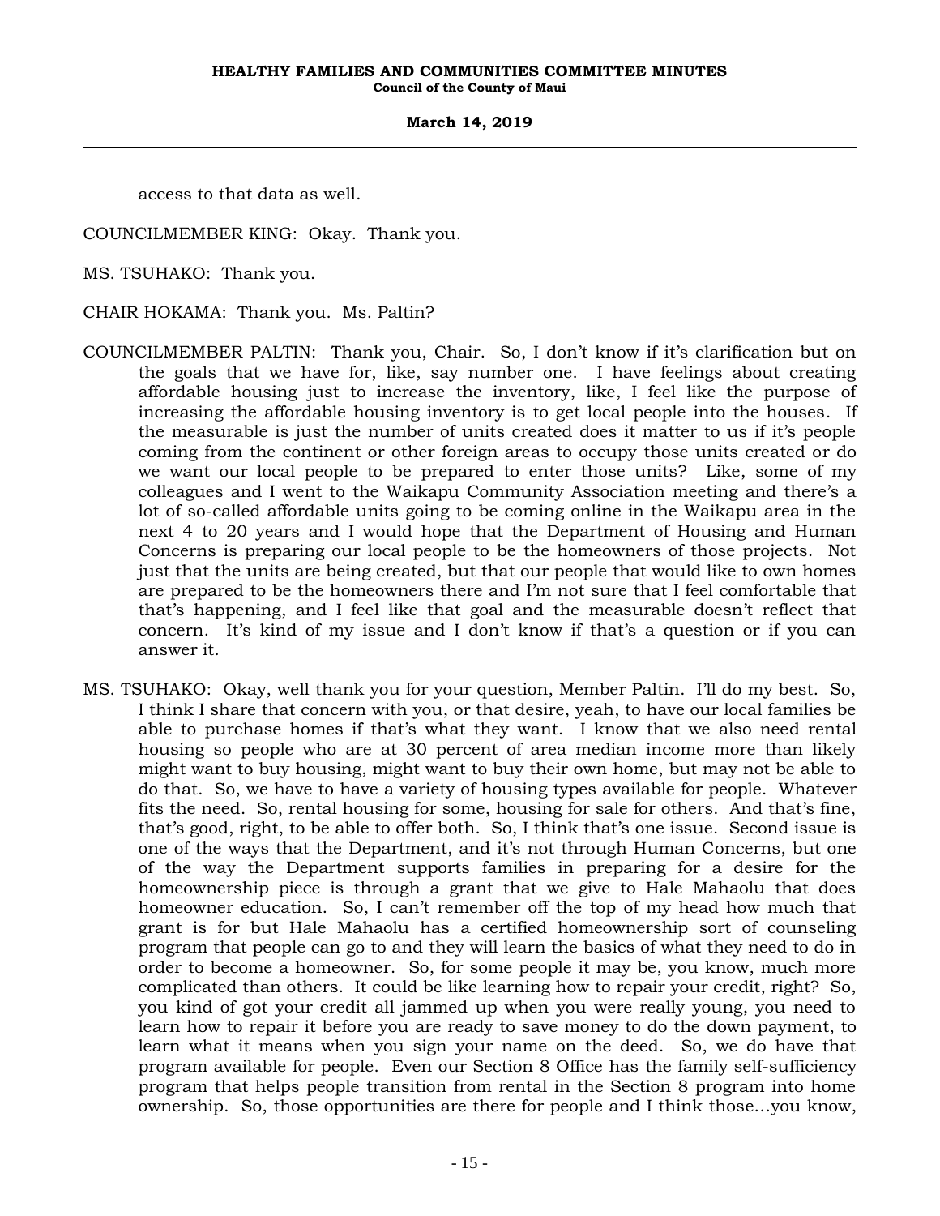access to that data as well.

COUNCILMEMBER KING: Okay. Thank you.

MS. TSUHAKO: Thank you.

CHAIR HOKAMA: Thank you. Ms. Paltin?

COUNCILMEMBER PALTIN: Thank you, Chair. So, I don't know if it's clarification but on the goals that we have for, like, say number one. I have feelings about creating affordable housing just to increase the inventory, like, I feel like the purpose of increasing the affordable housing inventory is to get local people into the houses. If the measurable is just the number of units created does it matter to us if it's people coming from the continent or other foreign areas to occupy those units created or do we want our local people to be prepared to enter those units? Like, some of my colleagues and I went to the Waikapu Community Association meeting and there's a lot of so-called affordable units going to be coming online in the Waikapu area in the next 4 to 20 years and I would hope that the Department of Housing and Human Concerns is preparing our local people to be the homeowners of those projects. Not just that the units are being created, but that our people that would like to own homes are prepared to be the homeowners there and I'm not sure that I feel comfortable that that's happening, and I feel like that goal and the measurable doesn't reflect that concern. It's kind of my issue and I don't know if that's a question or if you can answer it.

MS. TSUHAKO: Okay, well thank you for your question, Member Paltin. I'll do my best. So, I think I share that concern with you, or that desire, yeah, to have our local families be able to purchase homes if that's what they want. I know that we also need rental housing so people who are at 30 percent of area median income more than likely might want to buy housing, might want to buy their own home, but may not be able to do that. So, we have to have a variety of housing types available for people. Whatever fits the need. So, rental housing for some, housing for sale for others. And that's fine, that's good, right, to be able to offer both. So, I think that's one issue. Second issue is one of the ways that the Department, and it's not through Human Concerns, but one of the way the Department supports families in preparing for a desire for the homeownership piece is through a grant that we give to Hale Mahaolu that does homeowner education. So, I can't remember off the top of my head how much that grant is for but Hale Mahaolu has a certified homeownership sort of counseling program that people can go to and they will learn the basics of what they need to do in order to become a homeowner. So, for some people it may be, you know, much more complicated than others. It could be like learning how to repair your credit, right? So, you kind of got your credit all jammed up when you were really young, you need to learn how to repair it before you are ready to save money to do the down payment, to learn what it means when you sign your name on the deed. So, we do have that program available for people. Even our Section 8 Office has the family self-sufficiency program that helps people transition from rental in the Section 8 program into home ownership. So, those opportunities are there for people and I think those...you know,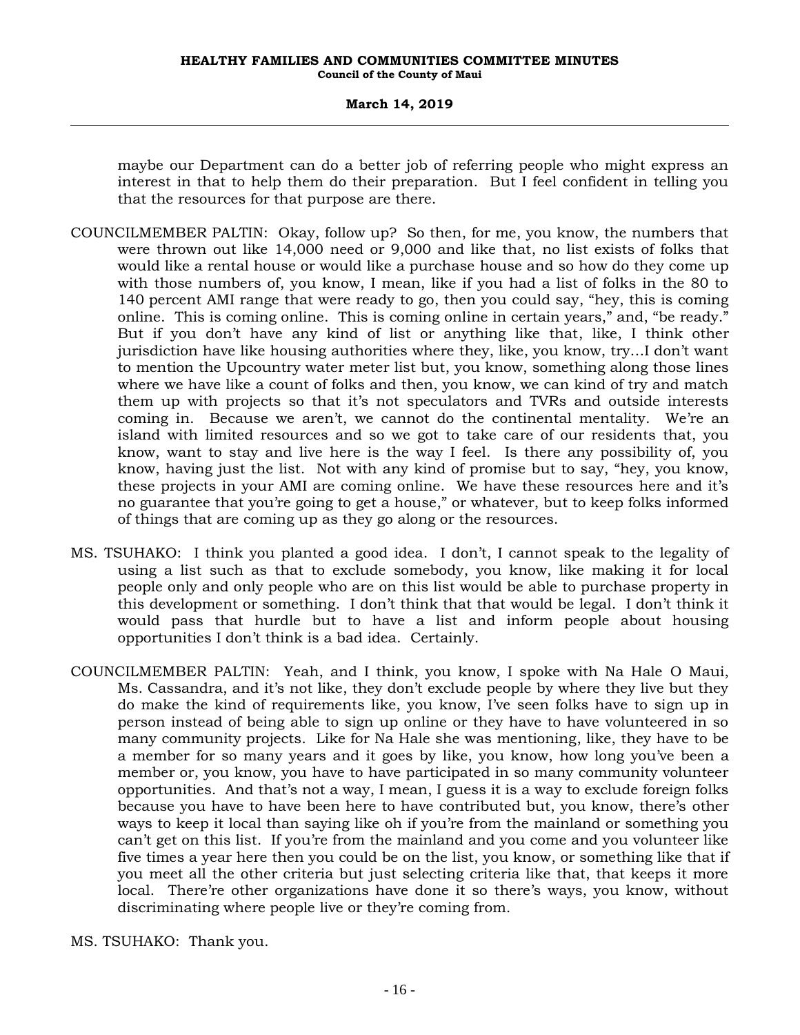maybe our Department can do a better job of referring people who might express an interest in that to help them do their preparation. But I feel confident in telling you that the resources for that purpose are there.

COUNCILMEMBER PALTIN: Okay, follow up? So then, for me, you know, the numbers that were thrown out like 14,000 need or 9,000 and like that, no list exists of folks that would like a rental house or would like a purchase house and so how do they come up with those numbers of, you know, I mean, like if you had a list of folks in the 80 to 140 percent AMI range that were ready to go, then you could say, "hey, this is coming online. This is coming online. This is coming online in certain years," and, "be ready." But if you don't have any kind of list or anything like that, like, I think other jurisdiction have like housing authorities where they, like, you know, try…I don't want to mention the Upcountry water meter list but, you know, something along those lines where we have like a count of folks and then, you know, we can kind of try and match them up with projects so that it's not speculators and TVRs and outside interests coming in. Because we aren't, we cannot do the continental mentality. We're an island with limited resources and so we got to take care of our residents that, you know, want to stay and live here is the way I feel. Is there any possibility of, you know, having just the list. Not with any kind of promise but to say, "hey, you know, these projects in your AMI are coming online. We have these resources here and it's no guarantee that you're going to get a house," or whatever, but to keep folks informed of things that are coming up as they go along or the resources.

MS. TSUHAKO: I think you planted a good idea. I don't, I cannot speak to the legality of using a list such as that to exclude somebody, you know, like making it for local people only and only people who are on this list would be able to purchase property in this development or something. I don't think that that would be legal. I don't think it would pass that hurdle but to have a list and inform people about housing opportunities I don't think is a bad idea. Certainly.

COUNCILMEMBER PALTIN: Yeah, and I think, you know, I spoke with Na Hale O Maui, Ms. Cassandra, and it's not like, they don't exclude people by where they live but they do make the kind of requirements like, you know, I've seen folks have to sign up in person instead of being able to sign up online or they have to have volunteered in so many community projects. Like for Na Hale she was mentioning, like, they have to be a member for so many years and it goes by like, you know, how long you've been a member or, you know, you have to have participated in so many community volunteer opportunities. And that's not a way, I mean, I guess it is a way to exclude foreign folks because you have to have been here to have contributed but, you know, there's other ways to keep it local than saying like oh if you're from the mainland or something you can't get on this list. If you're from the mainland and you come and you volunteer like five times a year here then you could be on the list, you know, or something like that if you meet all the other criteria but just selecting criteria like that, that keeps it more local. There're other organizations have done it so there's ways, you know, without discriminating where people live or they're coming from.

MS. TSUHAKO: Thank you.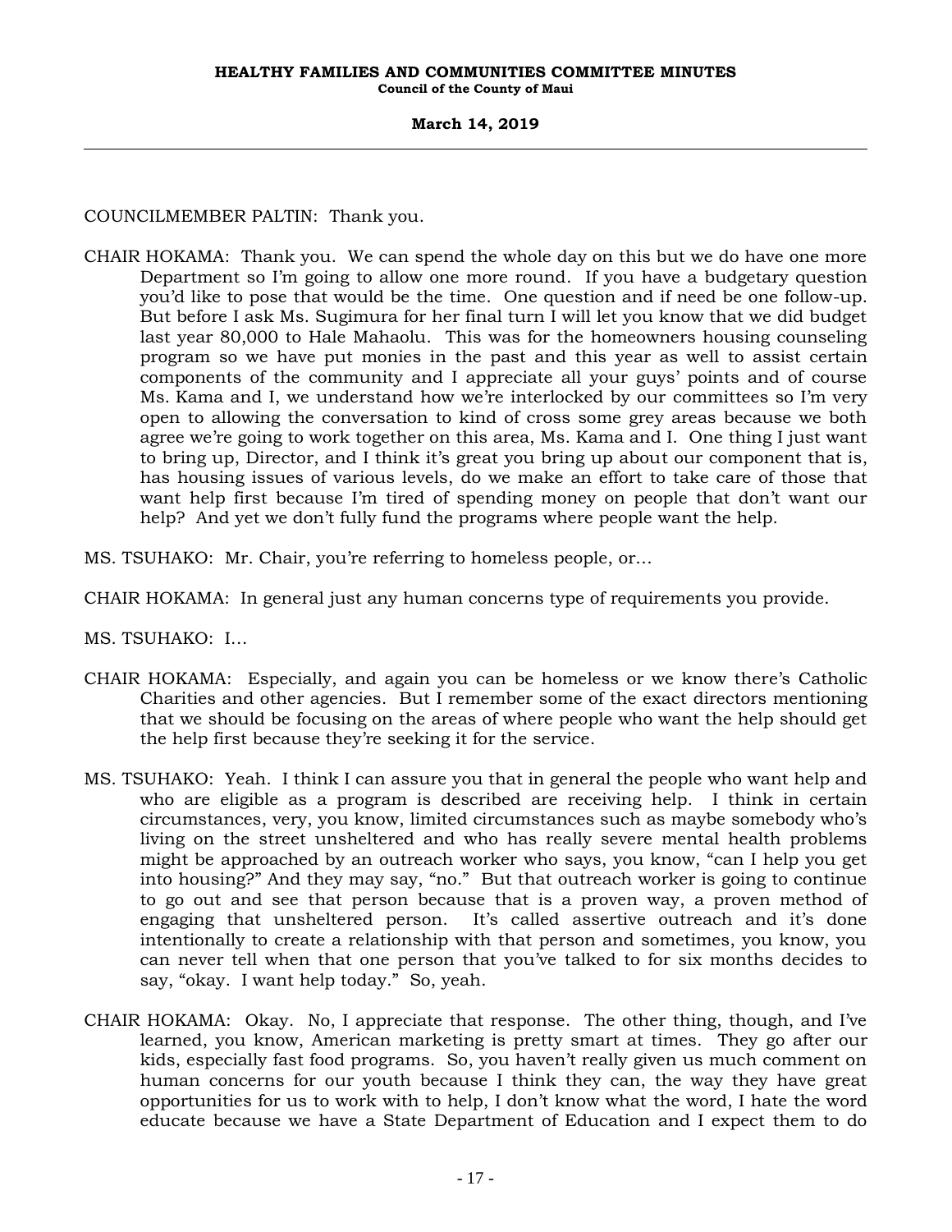COUNCILMEMBER PALTIN: Thank you.

CHAIR HOKAMA: Thank you. We can spend the whole day on this but we do have one more Department so I'm going to allow one more round. If you have a budgetary question you'd like to pose that would be the time. One question and if need be one follow-up. But before I ask Ms. Sugimura for her final turn I will let you know that we did budget last year 80,000 to Hale Mahaolu. This was for the homeowners housing counseling program so we have put monies in the past and this year as well to assist certain components of the community and I appreciate all your guys' points and of course Ms. Kama and I, we understand how we're interlocked by our committees so I'm very open to allowing the conversation to kind of cross some grey areas because we both agree we're going to work together on this area, Ms. Kama and I. One thing I just want to bring up, Director, and I think it's great you bring up about our component that is, has housing issues of various levels, do we make an effort to take care of those that want help first because I'm tired of spending money on people that don't want our help? And yet we don't fully fund the programs where people want the help.

MS. TSUHAKO: Mr. Chair, you're referring to homeless people, or...

CHAIR HOKAMA: In general just any human concerns type of requirements you provide.

MS. TSUHAKO: I...

CHAIR HOKAMA: Especially, and again you can be homeless or we know there's Catholic Charities and other agencies. But I remember some of the exact directors mentioning that we should be focusing on the areas of where people who want the help should get the help first because they're seeking it for the service.

MS. TSUHAKO: Yeah. I think I can assure you that in general the people who want help and who are eligible as a program is described are receiving help. I think in certain circumstances, very, you know, limited circumstances such as maybe somebody who's living on the street unsheltered and who has really severe mental health problems might be approached by an outreach worker who says, you know, "can I help you get into housing?" And they may say, "no." But that outreach worker is going to continue to go out and see that person because that is a proven way, a proven method of engaging that unsheltered person. It's called assertive outreach and it's done intentionally to create a relationship with that person and sometimes, you know, you can never tell when that one person that you've talked to for six months decides to say, "okay. I want help today." So, yeah.

CHAIR HOKAMA: Okay. No, I appreciate that response. The other thing, though, and I've learned, you know, American marketing is pretty smart at times. They go after our kids, especially fast food programs. So, you haven't really given us much comment on human concerns for our youth because I think they can, the way they have great opportunities for us to work with to help, I don't know what the word, I hate the word educate because we have a State Department of Education and I expect them to do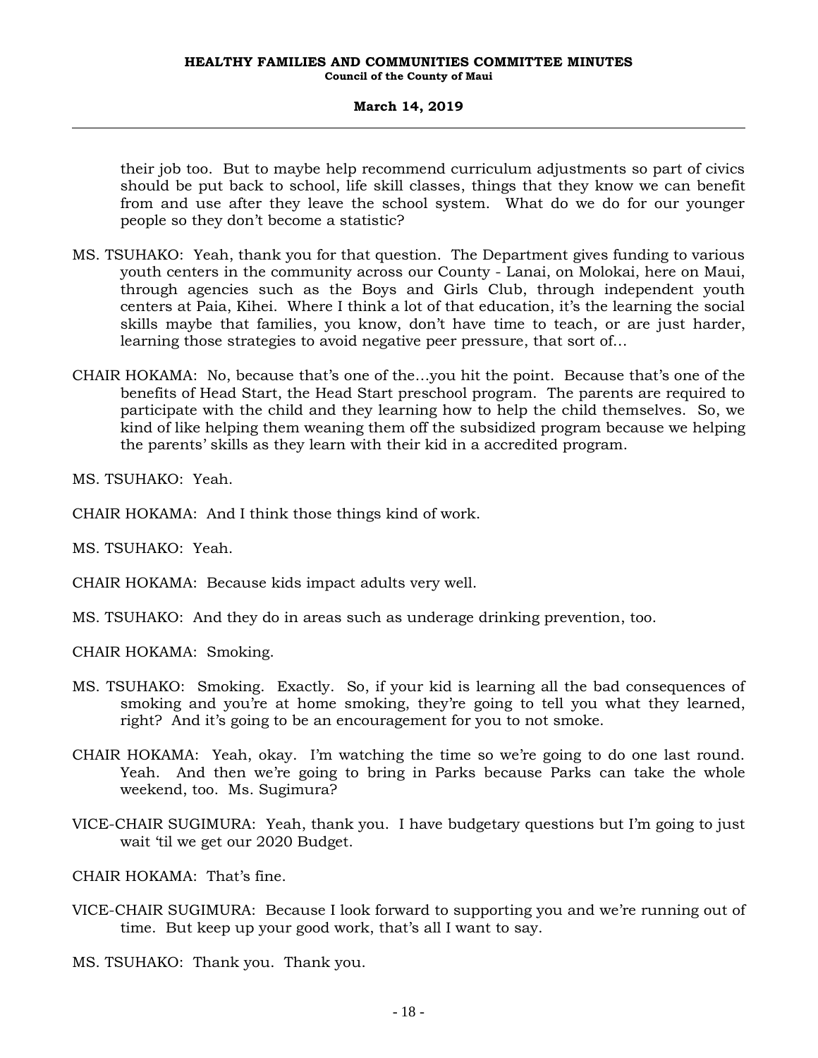their job too. But to maybe help recommend curriculum adjustments so part of civics should be put back to school, life skill classes, things that they know we can benefit from and use after they leave the school system. What do we do for our younger people so they don't become a statistic?

MS. TSUHAKO: Yeah, thank you for that question. The Department gives funding to various youth centers in the community across our County - Lanai, on Molokai, here on Maui, through agencies such as the Boys and Girls Club, through independent youth centers at Paia, Kihei. Where I think a lot of that education, it's the learning the social skills maybe that families, you know, don't have time to teach, or are just harder, learning those strategies to avoid negative peer pressure, that sort of...

CHAIR HOKAMA: No, because that's one of the...you hit the point. Because that's one of the benefits of Head Start, the Head Start preschool program. The parents are required to participate with the child and they learning how to help the child themselves. So, we kind of like helping them weaning them off the subsidized program because we helping the parents' skills as they learn with their kid in a accredited program.

MS. TSUHAKO: Yeah.

CHAIR HOKAMA: And I think those things kind of work.

MS. TSUHAKO: Yeah.

CHAIR HOKAMA: Because kids impact adults very well.

MS. TSUHAKO: And they do in areas such as underage drinking prevention, too.

CHAIR HOKAMA: Smoking.

MS. TSUHAKO: Smoking. Exactly. So, if your kid is learning all the bad consequences of smoking and you're at home smoking, they're going to tell you what they learned, right? And it's going to be an encouragement for you to not smoke.

CHAIR HOKAMA: Yeah, okay. I'm watching the time so we're going to do one last round. Yeah. And then we're going to bring in Parks because Parks can take the whole weekend, too. Ms. Sugimura?

VICE-CHAIR SUGIMURA: Yeah, thank you. I have budgetary questions but I'm going to just wait 'til we get our 2020 Budget.

CHAIR HOKAMA: That's fine.

VICE-CHAIR SUGIMURA: Because I look forward to supporting you and we're running out of time. But keep up your good work, that's all I want to say.

MS. TSUHAKO: Thank you. Thank you.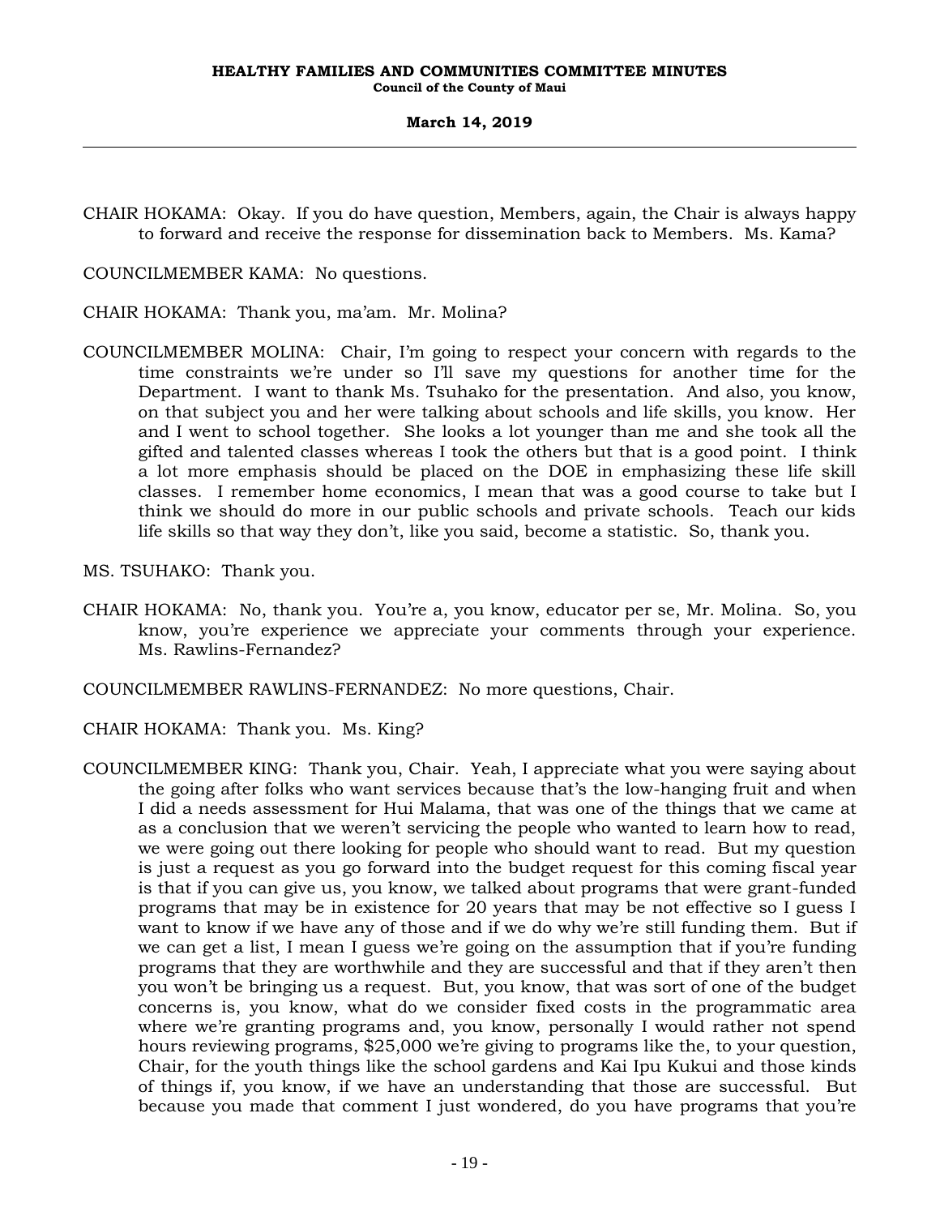CHAIR HOKAMA: Okay. If you do have question, Members, again, the Chair is always happy to forward and receive the response for dissemination back to Members. Ms. Kama?

COUNCILMEMBER KAMA: No questions.

CHAIR HOKAMA: Thank you, ma'am. Mr. Molina?

COUNCILMEMBER MOLINA: Chair, I'm going to respect your concern with regards to the time constraints we're under so I'll save my questions for another time for the Department. I want to thank Ms. Tsuhako for the presentation. And also, you know, on that subject you and her were talking about schools and life skills, you know. Her and I went to school together. She looks a lot younger than me and she took all the gifted and talented classes whereas I took the others but that is a good point. I think a lot more emphasis should be placed on the DOE in emphasizing these life skill classes. I remember home economics, I mean that was a good course to take but I think we should do more in our public schools and private schools. Teach our kids life skills so that way they don't, like you said, become a statistic. So, thank you.

MS. TSUHAKO: Thank you.

CHAIR HOKAMA: No, thank you. You're a, you know, educator per se, Mr. Molina. So, you know, you're experience we appreciate your comments through your experience. Ms. Rawlins-Fernandez?

COUNCILMEMBER RAWLINS-FERNANDEZ: No more questions, Chair.

CHAIR HOKAMA: Thank you. Ms. King?

COUNCILMEMBER KING: Thank you, Chair. Yeah, I appreciate what you were saying about the going after folks who want services because that's the low-hanging fruit and when I did a needs assessment for Hui Malama, that was one of the things that we came at as a conclusion that we weren't servicing the people who wanted to learn how to read, we were going out there looking for people who should want to read. But my question is just a request as you go forward into the budget request for this coming fiscal year is that if you can give us, you know, we talked about programs that were grant-funded programs that may be in existence for 20 years that may be not effective so I guess I want to know if we have any of those and if we do why we're still funding them. But if we can get a list, I mean I guess we're going on the assumption that if you're funding programs that they are worthwhile and they are successful and that if they aren't then you won't be bringing us a request. But, you know, that was sort of one of the budget concerns is, you know, what do we consider fixed costs in the programmatic area where we're granting programs and, you know, personally I would rather not spend hours reviewing programs, $25,000 we're giving to programs like the, to your question, Chair, for the youth things like the school gardens and Kai Ipu Kukui and those kinds of things if, you know, if we have an understanding that those are successful. But because you made that comment I just wondered, do you have programs that you're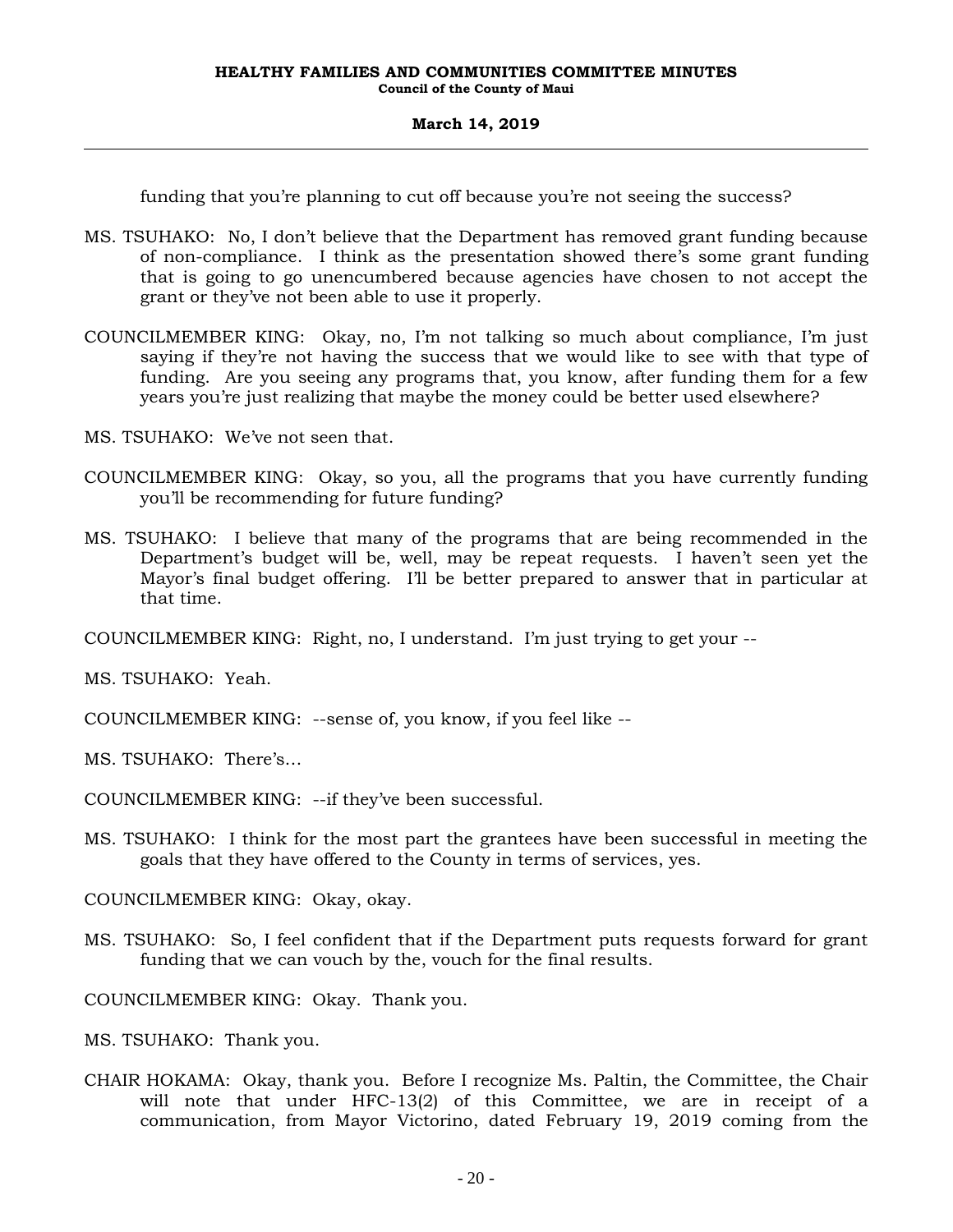funding that you're planning to cut off because you're not seeing the success?

MS. TSUHAKO: No, I don't believe that the Department has removed grant funding because of non-compliance. I think as the presentation showed there's some grant funding that is going to go unencumbered because agencies have chosen to not accept the grant or they've not been able to use it properly.

COUNCILMEMBER KING: Okay, no, I'm not talking so much about compliance, I'm just saying if they're not having the success that we would like to see with that type of funding. Are you seeing any programs that, you know, after funding them for a few years you're just realizing that maybe the money could be better used elsewhere?

MS. TSUHAKO: We've not seen that.

COUNCILMEMBER KING: Okay, so you, all the programs that you have currently funding you'll be recommending for future funding?

MS. TSUHAKO: I believe that many of the programs that are being recommended in the Department's budget will be, well, may be repeat requests. I haven't seen yet the Mayor's final budget offering. I'll be better prepared to answer that in particular at that time.

COUNCILMEMBER KING: Right, no, I understand. I'm just trying to get your --

MS. TSUHAKO: Yeah.

COUNCILMEMBER KING: --sense of, you know, if you feel like --

MS. TSUHAKO: There's…

COUNCILMEMBER KING: --if they've been successful.

MS. TSUHAKO: I think for the most part the grantees have been successful in meeting the goals that they have offered to the County in terms of services, yes.

COUNCILMEMBER KING: Okay, okay.

MS. TSUHAKO: So, I feel confident that if the Department puts requests forward for grant funding that we can vouch by the, vouch for the final results.

COUNCILMEMBER KING: Okay. Thank you.

MS. TSUHAKO: Thank you.

CHAIR HOKAMA: Okay, thank you. Before I recognize Ms. Paltin, the Committee, the Chair will note that under HFC-13(2) of this Committee, we are in receipt of a communication, from Mayor Victorino, dated February 19, 2019 coming from the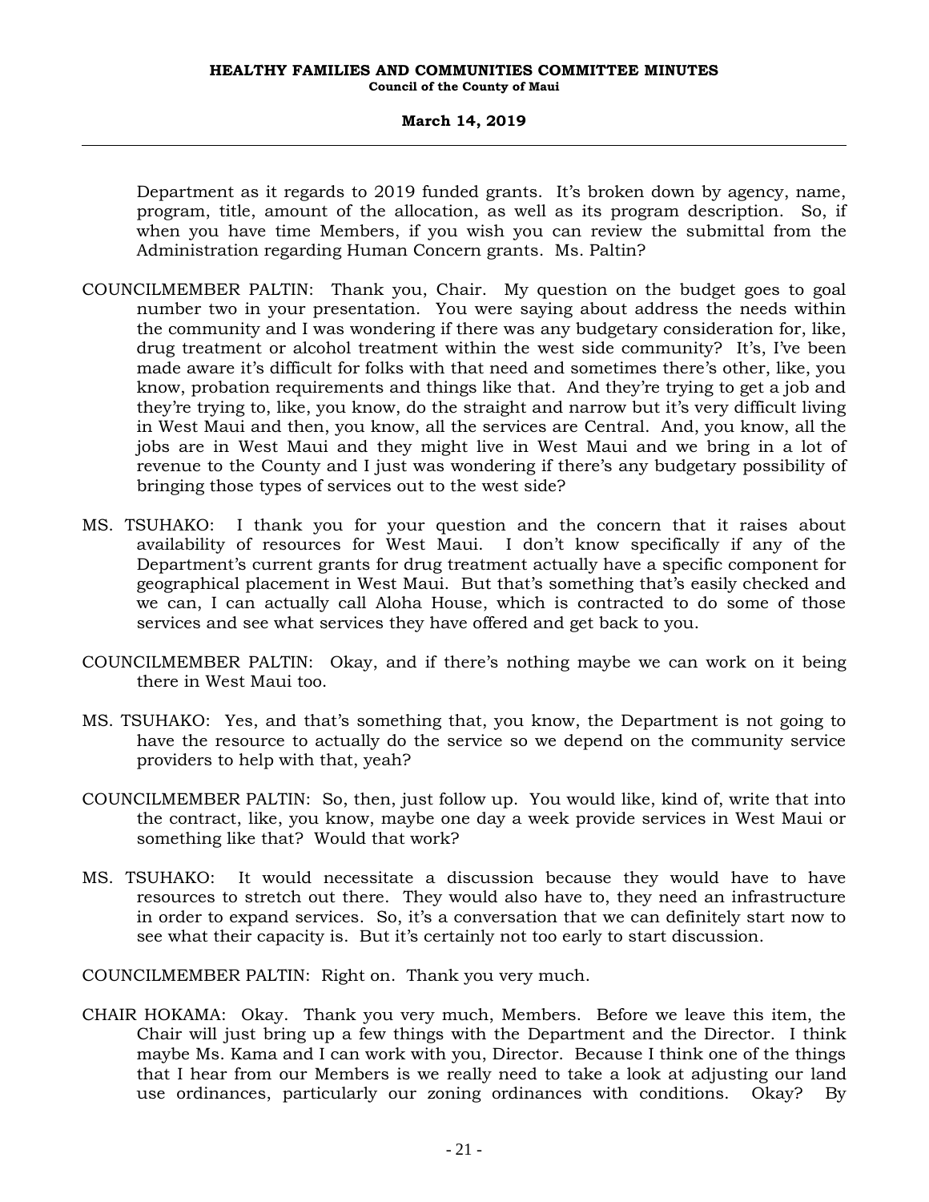Department as it regards to 2019 funded grants. It's broken down by agency, name, program, title, amount of the allocation, as well as its program description. So, if when you have time Members, if you wish you can review the submittal from the Administration regarding Human Concern grants. Ms. Paltin?

COUNCILMEMBER PALTIN: Thank you, Chair. My question on the budget goes to goal number two in your presentation. You were saying about address the needs within the community and I was wondering if there was any budgetary consideration for, like, drug treatment or alcohol treatment within the west side community? It's, I've been made aware it's difficult for folks with that need and sometimes there's other, like, you know, probation requirements and things like that. And they're trying to get a job and they're trying to, like, you know, do the straight and narrow but it's very difficult living in West Maui and then, you know, all the services are Central. And, you know, all the jobs are in West Maui and they might live in West Maui and we bring in a lot of revenue to the County and I just was wondering if there's any budgetary possibility of bringing those types of services out to the west side?

MS. TSUHAKO: I thank you for your question and the concern that it raises about availability of resources for West Maui. I don't know specifically if any of the Department's current grants for drug treatment actually have a specific component for geographical placement in West Maui. But that's something that's easily checked and we can, I can actually call Aloha House, which is contracted to do some of those services and see what services they have offered and get back to you.

COUNCILMEMBER PALTIN: Okay, and if there's nothing maybe we can work on it being there in West Maui too.

MS. TSUHAKO: Yes, and that's something that, you know, the Department is not going to have the resource to actually do the service so we depend on the community service providers to help with that, yeah?

COUNCILMEMBER PALTIN: So, then, just follow up. You would like, kind of, write that into the contract, like, you know, maybe one day a week provide services in West Maui or something like that? Would that work?

MS. TSUHAKO: It would necessitate a discussion because they would have to have resources to stretch out there. They would also have to, they need an infrastructure in order to expand services. So, it's a conversation that we can definitely start now to see what their capacity is. But it's certainly not too early to start discussion.

COUNCILMEMBER PALTIN: Right on. Thank you very much.

CHAIR HOKAMA: Okay. Thank you very much, Members. Before we leave this item, the Chair will just bring up a few things with the Department and the Director. I think maybe Ms. Kama and I can work with you, Director. Because I think one of the things that I hear from our Members is we really need to take a look at adjusting our land use ordinances, particularly our zoning ordinances with conditions. Okay? By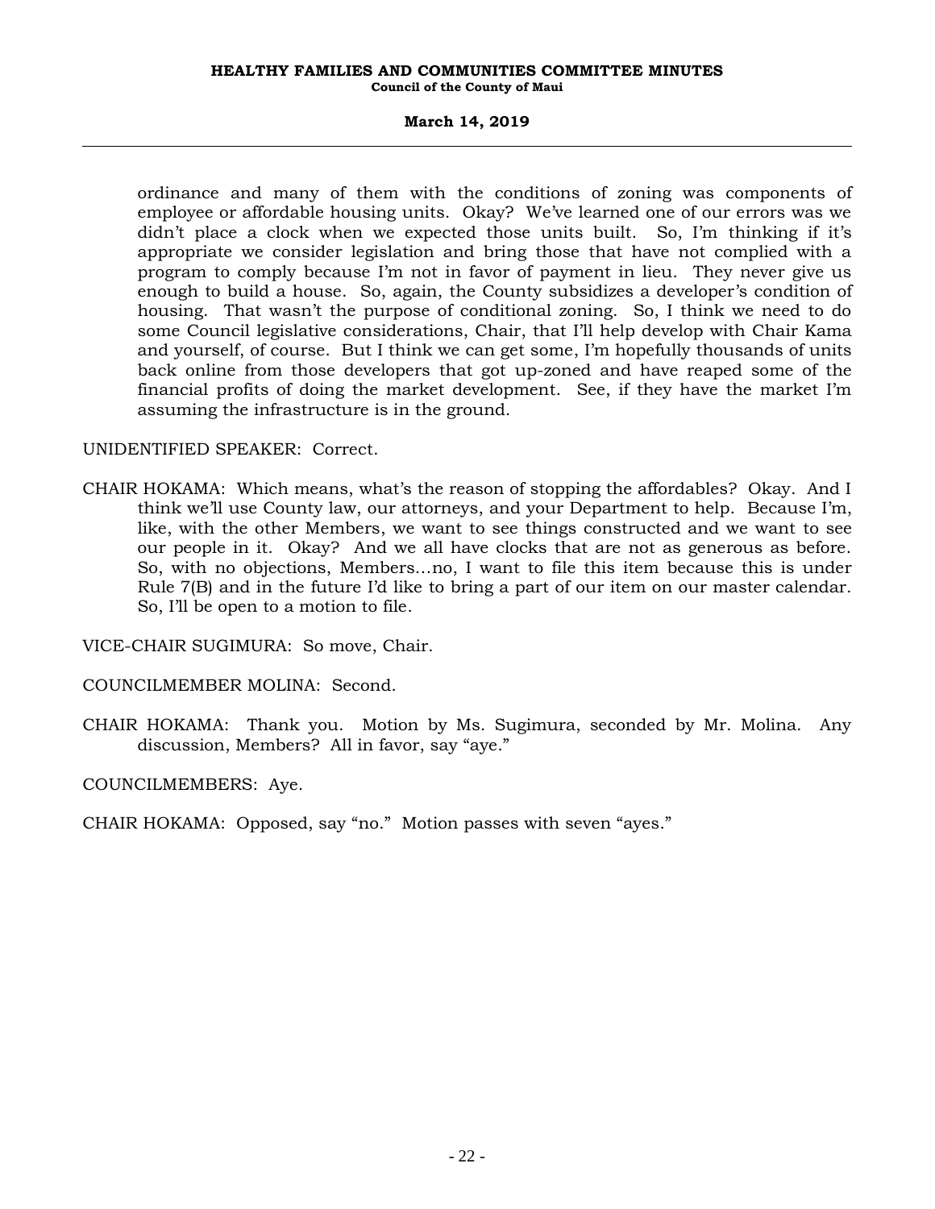ordinance and many of them with the conditions of zoning was components of employee or affordable housing units. Okay? We've learned one of our errors was we didn't place a clock when we expected those units built. So, I'm thinking if it's appropriate we consider legislation and bring those that have not complied with a program to comply because I'm not in favor of payment in lieu. They never give us enough to build a house. So, again, the County subsidizes a developer's condition of housing. That wasn't the purpose of conditional zoning. So, I think we need to do some Council legislative considerations, Chair, that I'll help develop with Chair Kama and yourself, of course. But I think we can get some, I'm hopefully thousands of units back online from those developers that got up-zoned and have reaped some of the financial profits of doing the market development. See, if they have the market I'm assuming the infrastructure is in the ground.

UNIDENTIFIED SPEAKER: Correct.

CHAIR HOKAMA: Which means, what's the reason of stopping the affordables? Okay. And I think we'll use County law, our attorneys, and your Department to help. Because I'm, like, with the other Members, we want to see things constructed and we want to see our people in it. Okay? And we all have clocks that are not as generous as before. So, with no objections, Members...no, I want to file this item because this is under Rule 7(B) and in the future I'd like to bring a part of our item on our master calendar. So, I'll be open to a motion to file.

VICE-CHAIR SUGIMURA: So move, Chair.

COUNCILMEMBER MOLINA: Second.

CHAIR HOKAMA: Thank you. Motion by Ms. Sugimura, seconded by Mr. Molina. Any discussion, Members? All in favor, say "aye."

COUNCILMEMBERS: Aye.

CHAIR HOKAMA: Opposed, say "no." Motion passes with seven "ayes."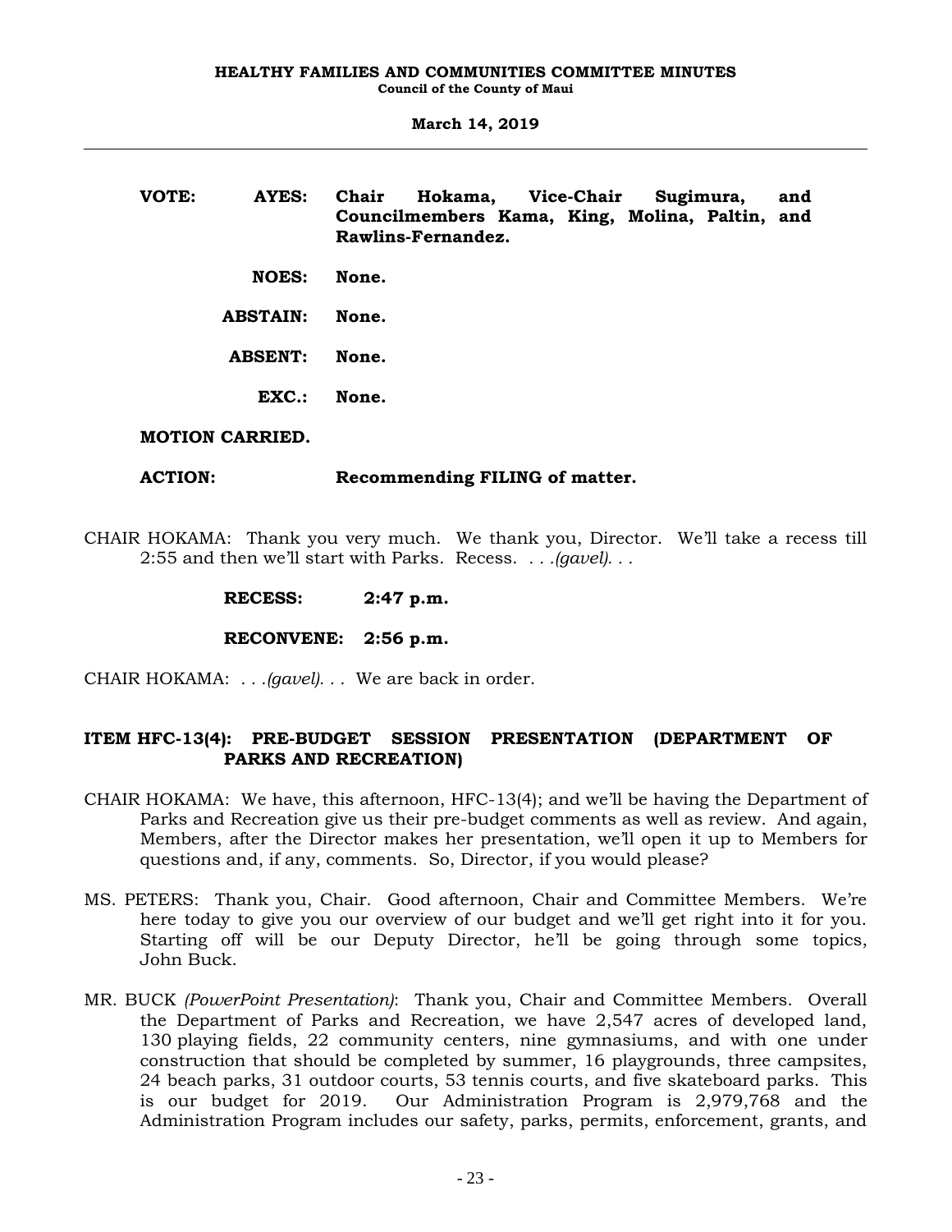**VOTE: AYES: Chair Hokama, Vice-Chair Sugimura, and Councilmembers Kama, King, Molina, Paltin, and Rawlins-Fernandez.**

**NOES: None.**

**ABSTAIN: None.**

**ABSENT: None.**

**EXC.: None.**

**MOTION CARRIED.**

**ACTION: Recommending FILING of matter.**

CHAIR HOKAMA: Thank you very much. We thank you, Director. We'll take a recess till 2:55 and then we'll start with Parks. Recess. *. . .(gavel). . .*

**RECESS: 2:47 p.m.**

**RECONVENE: 2:56 p.m.**

CHAIR HOKAMA: *. . .(gavel). . .* We are back in order.

**ITEM HFC-13(4): PRE-BUDGET SESSION PRESENTATION (DEPARTMENT OF PARKS AND RECREATION)**

CHAIR HOKAMA: We have, this afternoon, HFC-13(4); and we'll be having the Department of Parks and Recreation give us their pre-budget comments as well as review. And again, Members, after the Director makes her presentation, we'll open it up to Members for questions and, if any, comments. So, Director, if you would please?

MS. PETERS: Thank you, Chair. Good afternoon, Chair and Committee Members. We're here today to give you our overview of our budget and we'll get right into it for you. Starting off will be our Deputy Director, he'll be going through some topics, John Buck.

MR. BUCK *(PowerPoint Presentation)*: Thank you, Chair and Committee Members. Overall the Department of Parks and Recreation, we have 2,547 acres of developed land, 130 playing fields, 22 community centers, nine gymnasiums, and with one under construction that should be completed by summer, 16 playgrounds, three campsites, 24 beach parks, 31 outdoor courts, 53 tennis courts, and five skateboard parks. This is our budget for 2019. Our Administration Program is 2,979,768 and the Administration Program includes our safety, parks, permits, enforcement, grants, and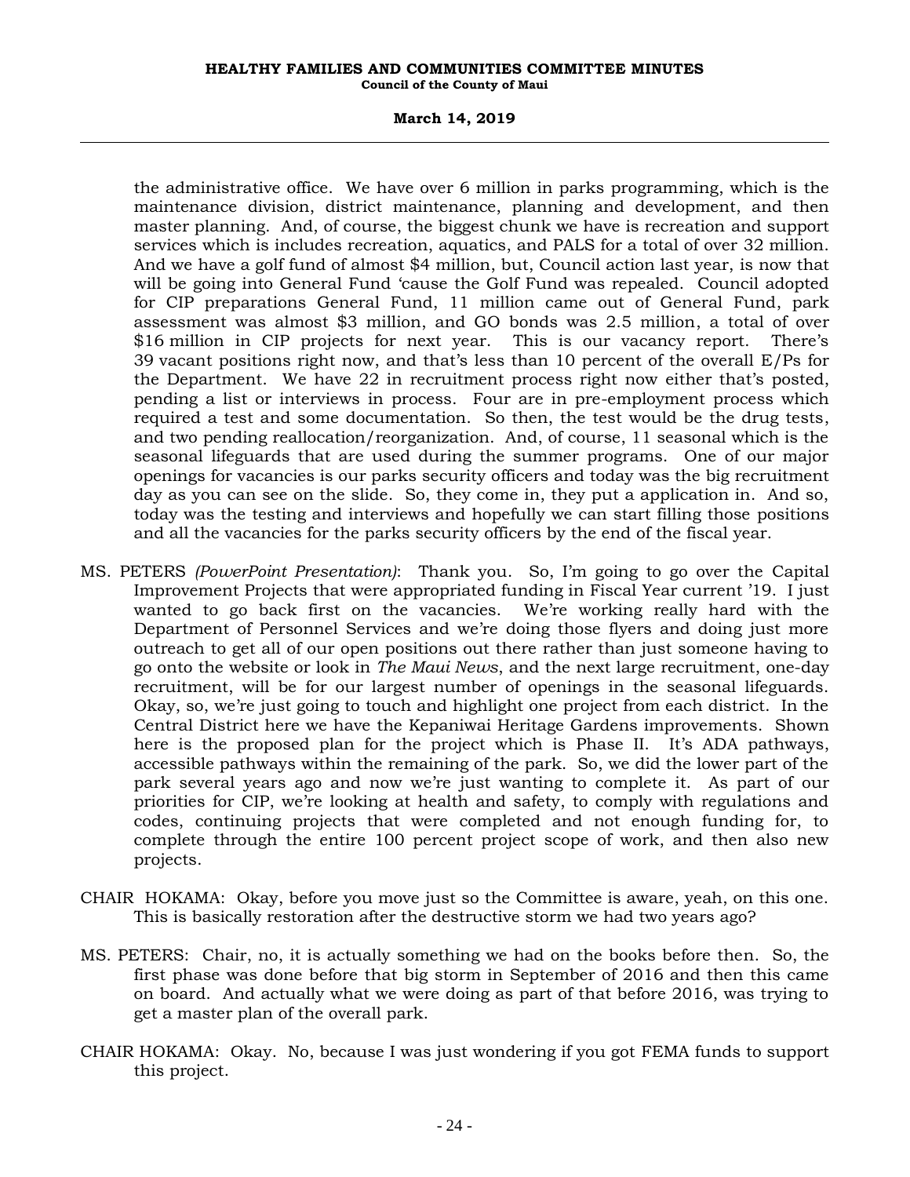the administrative office. We have over 6 million in parks programming, which is the maintenance division, district maintenance, planning and development, and then master planning. And, of course, the biggest chunk we have is recreation and support services which is includes recreation, aquatics, and PALS for a total of over 32 million. And we have a golf fund of almost $4 million, but, Council action last year, is now that will be going into General Fund 'cause the Golf Fund was repealed. Council adopted for CIP preparations General Fund, 11 million came out of General Fund, park assessment was almost $3 million, and GO bonds was 2.5 million, a total of over $16 million in CIP projects for next year. This is our vacancy report. There's 39 vacant positions right now, and that's less than 10 percent of the overall E/Ps for the Department. We have 22 in recruitment process right now either that's posted, pending a list or interviews in process. Four are in pre-employment process which required a test and some documentation. So then, the test would be the drug tests, and two pending reallocation/reorganization. And, of course, 11 seasonal which is the seasonal lifeguards that are used during the summer programs. One of our major openings for vacancies is our parks security officers and today was the big recruitment day as you can see on the slide. So, they come in, they put a application in. And so, today was the testing and interviews and hopefully we can start filling those positions and all the vacancies for the parks security officers by the end of the fiscal year.

MS. PETERS *(PowerPoint Presentation)*: Thank you. So, I'm going to go over the Capital Improvement Projects that were appropriated funding in Fiscal Year current '19. I just wanted to go back first on the vacancies. We're working really hard with the Department of Personnel Services and we're doing those flyers and doing just more outreach to get all of our open positions out there rather than just someone having to go onto the website or look in *The Maui News*, and the next large recruitment, one-day recruitment, will be for our largest number of openings in the seasonal lifeguards. Okay, so, we're just going to touch and highlight one project from each district. In the Central District here we have the Kepaniwai Heritage Gardens improvements. Shown here is the proposed plan for the project which is Phase II. It's ADA pathways, accessible pathways within the remaining of the park. So, we did the lower part of the park several years ago and now we're just wanting to complete it. As part of our priorities for CIP, we're looking at health and safety, to comply with regulations and codes, continuing projects that were completed and not enough funding for, to complete through the entire 100 percent project scope of work, and then also new projects.

CHAIR HOKAMA: Okay, before you move just so the Committee is aware, yeah, on this one. This is basically restoration after the destructive storm we had two years ago?

MS. PETERS: Chair, no, it is actually something we had on the books before then. So, the first phase was done before that big storm in September of 2016 and then this came on board. And actually what we were doing as part of that before 2016, was trying to get a master plan of the overall park.

CHAIR HOKAMA: Okay. No, because I was just wondering if you got FEMA funds to support this project.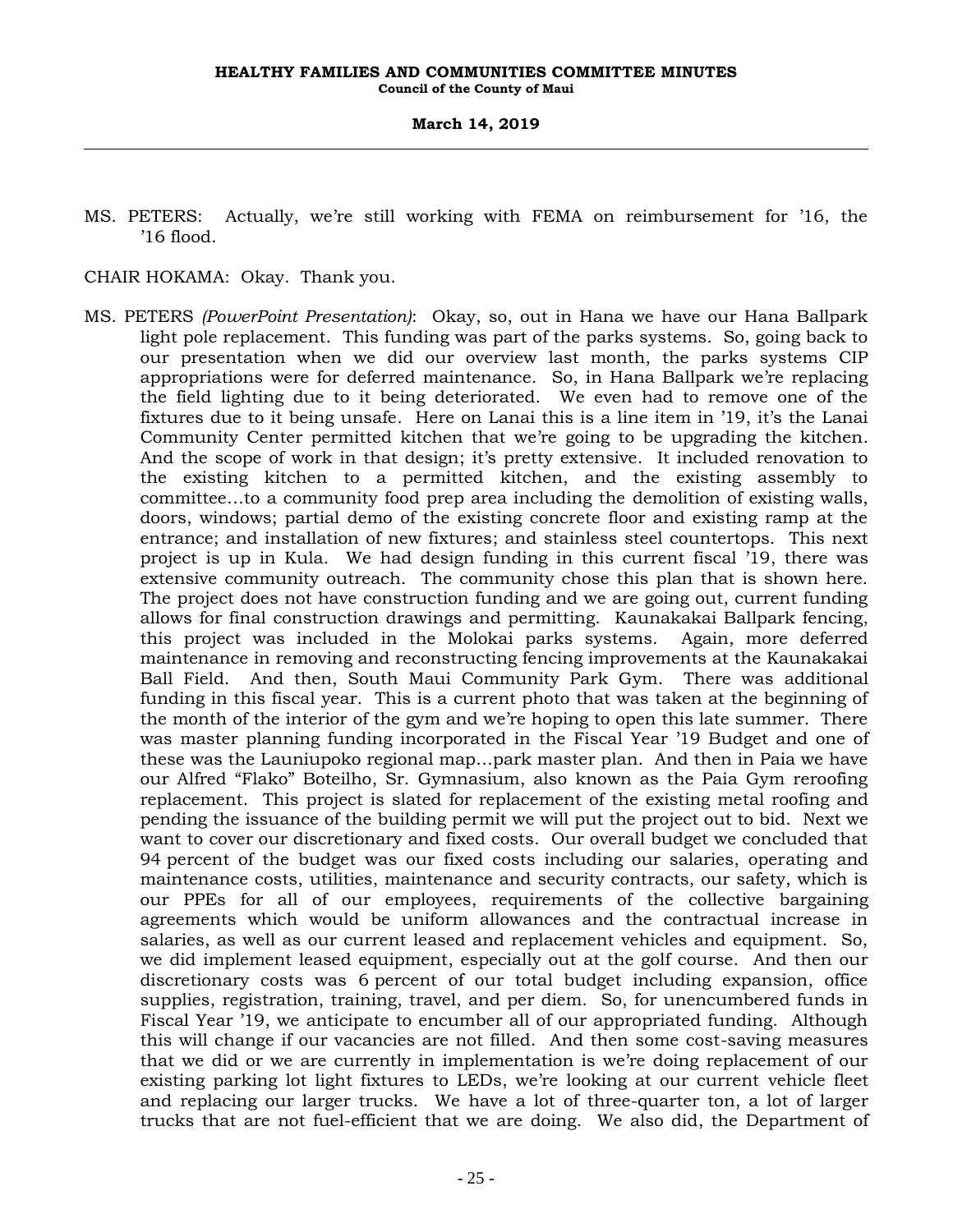MS. PETERS: Actually, we're still working with FEMA on reimbursement for '16, the '16 flood.

CHAIR HOKAMA: Okay. Thank you.

MS. PETERS *(PowerPoint Presentation)*: Okay, so, out in Hana we have our Hana Ballpark light pole replacement. This funding was part of the parks systems. So, going back to our presentation when we did our overview last month, the parks systems CIP appropriations were for deferred maintenance. So, in Hana Ballpark we're replacing the field lighting due to it being deteriorated. We even had to remove one of the fixtures due to it being unsafe. Here on Lanai this is a line item in '19, it's the Lanai Community Center permitted kitchen that we're going to be upgrading the kitchen. And the scope of work in that design; it's pretty extensive. It included renovation to the existing kitchen to a permitted kitchen, and the existing assembly to committee...to a community food prep area including the demolition of existing walls, doors, windows; partial demo of the existing concrete floor and existing ramp at the entrance; and installation of new fixtures; and stainless steel countertops. This next project is up in Kula. We had design funding in this current fiscal '19, there was extensive community outreach. The community chose this plan that is shown here. The project does not have construction funding and we are going out, current funding allows for final construction drawings and permitting. Kaunakakai Ballpark fencing, this project was included in the Molokai parks systems. Again, more deferred maintenance in removing and reconstructing fencing improvements at the Kaunakakai Ball Field. And then, South Maui Community Park Gym. There was additional funding in this fiscal year. This is a current photo that was taken at the beginning of the month of the interior of the gym and we're hoping to open this late summer. There was master planning funding incorporated in the Fiscal Year '19 Budget and one of these was the Launiupoko regional map...park master plan. And then in Paia we have our Alfred "Flako" Boteilho, Sr. Gymnasium, also known as the Paia Gym reroofing replacement. This project is slated for replacement of the existing metal roofing and pending the issuance of the building permit we will put the project out to bid. Next we want to cover our discretionary and fixed costs. Our overall budget we concluded that 94 percent of the budget was our fixed costs including our salaries, operating and maintenance costs, utilities, maintenance and security contracts, our safety, which is our PPEs for all of our employees, requirements of the collective bargaining agreements which would be uniform allowances and the contractual increase in salaries, as well as our current leased and replacement vehicles and equipment. So, we did implement leased equipment, especially out at the golf course. And then our discretionary costs was 6 percent of our total budget including expansion, office supplies, registration, training, travel, and per diem. So, for unencumbered funds in Fiscal Year '19, we anticipate to encumber all of our appropriated funding. Although this will change if our vacancies are not filled. And then some cost-saving measures that we did or we are currently in implementation is we're doing replacement of our existing parking lot light fixtures to LEDs, we're looking at our current vehicle fleet and replacing our larger trucks. We have a lot of three-quarter ton, a lot of larger trucks that are not fuel-efficient that we are doing. We also did, the Department of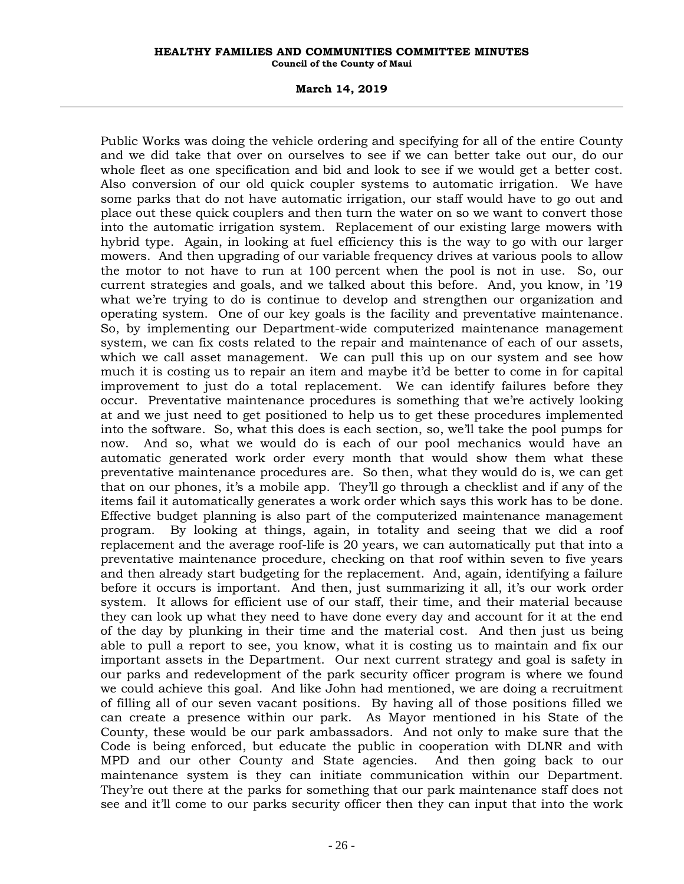Public Works was doing the vehicle ordering and specifying for all of the entire County and we did take that over on ourselves to see if we can better take out our, do our whole fleet as one specification and bid and look to see if we would get a better cost. Also conversion of our old quick coupler systems to automatic irrigation. We have some parks that do not have automatic irrigation, our staff would have to go out and place out these quick couplers and then turn the water on so we want to convert those into the automatic irrigation system. Replacement of our existing large mowers with hybrid type. Again, in looking at fuel efficiency this is the way to go with our larger mowers. And then upgrading of our variable frequency drives at various pools to allow the motor to not have to run at 100 percent when the pool is not in use. So, our current strategies and goals, and we talked about this before. And, you know, in '19 what we're trying to do is continue to develop and strengthen our organization and operating system. One of our key goals is the facility and preventative maintenance. So, by implementing our Department-wide computerized maintenance management system, we can fix costs related to the repair and maintenance of each of our assets, which we call asset management. We can pull this up on our system and see how much it is costing us to repair an item and maybe it'd be better to come in for capital improvement to just do a total replacement. We can identify failures before they occur. Preventative maintenance procedures is something that we're actively looking at and we just need to get positioned to help us to get these procedures implemented into the software. So, what this does is each section, so, we'll take the pool pumps for now. And so, what we would do is each of our pool mechanics would have an automatic generated work order every month that would show them what these preventative maintenance procedures are. So then, what they would do is, we can get that on our phones, it's a mobile app. They'll go through a checklist and if any of the items fail it automatically generates a work order which says this work has to be done. Effective budget planning is also part of the computerized maintenance management program. By looking at things, again, in totality and seeing that we did a roof replacement and the average roof-life is 20 years, we can automatically put that into a preventative maintenance procedure, checking on that roof within seven to five years and then already start budgeting for the replacement. And, again, identifying a failure before it occurs is important. And then, just summarizing it all, it's our work order system. It allows for efficient use of our staff, their time, and their material because they can look up what they need to have done every day and account for it at the end of the day by plunking in their time and the material cost. And then just us being able to pull a report to see, you know, what it is costing us to maintain and fix our important assets in the Department. Our next current strategy and goal is safety in our parks and redevelopment of the park security officer program is where we found we could achieve this goal. And like John had mentioned, we are doing a recruitment of filling all of our seven vacant positions. By having all of those positions filled we can create a presence within our park. As Mayor mentioned in his State of the County, these would be our park ambassadors. And not only to make sure that the Code is being enforced, but educate the public in cooperation with DLNR and with MPD and our other County and State agencies. And then going back to our maintenance system is they can initiate communication within our Department. They're out there at the parks for something that our park maintenance staff does not see and it'll come to our parks security officer then they can input that into the work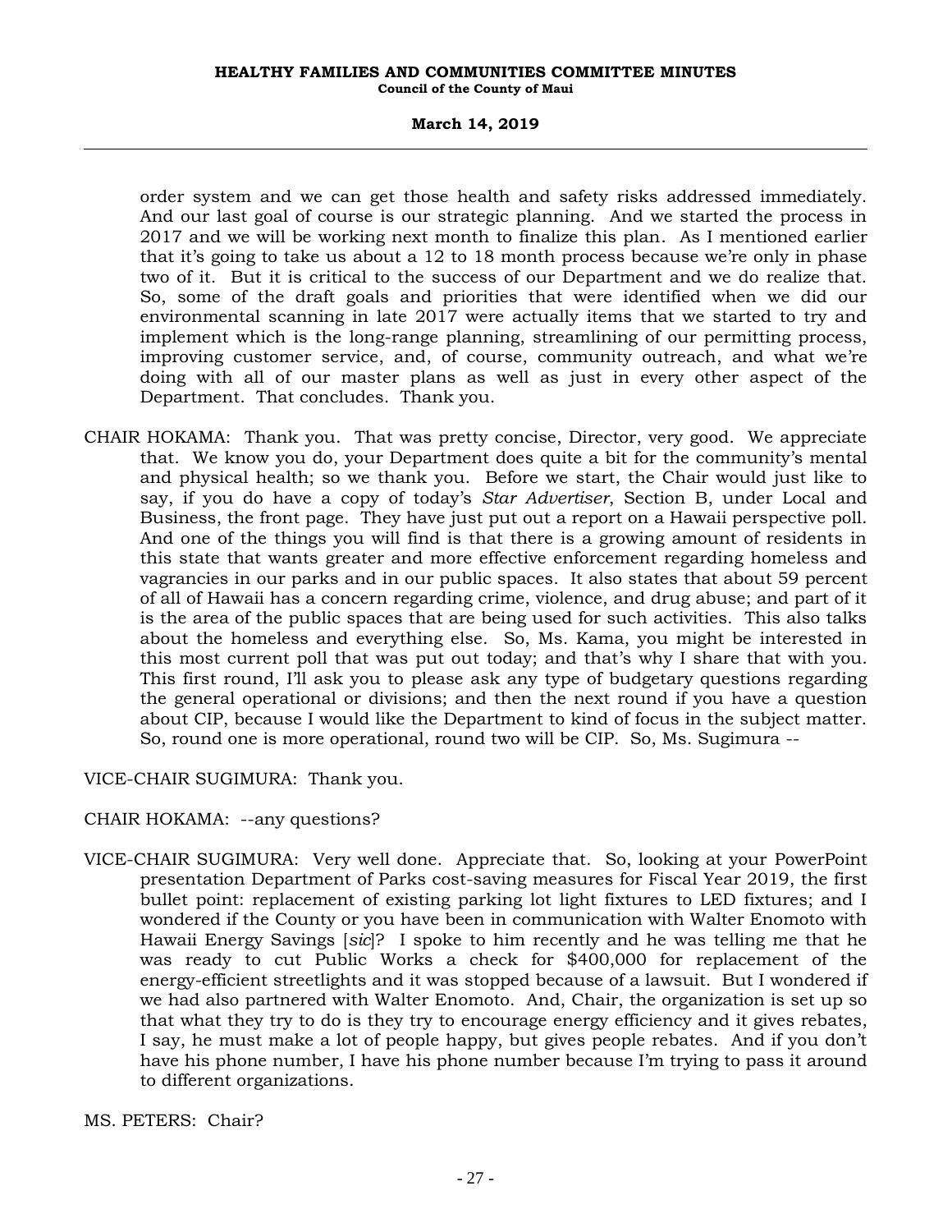order system and we can get those health and safety risks addressed immediately. And our last goal of course is our strategic planning. And we started the process in 2017 and we will be working next month to finalize this plan. As I mentioned earlier that it's going to take us about a 12 to 18 month process because we're only in phase two of it. But it is critical to the success of our Department and we do realize that. So, some of the draft goals and priorities that were identified when we did our environmental scanning in late 2017 were actually items that we started to try and implement which is the long-range planning, streamlining of our permitting process, improving customer service, and, of course, community outreach, and what we're doing with all of our master plans as well as just in every other aspect of the Department. That concludes. Thank you.

CHAIR HOKAMA: Thank you. That was pretty concise, Director, very good. We appreciate that. We know you do, your Department does quite a bit for the community's mental and physical health; so we thank you. Before we start, the Chair would just like to say, if you do have a copy of today's *Star Advertiser*, Section B, under Local and Business, the front page. They have just put out a report on a Hawaii perspective poll. And one of the things you will find is that there is a growing amount of residents in this state that wants greater and more effective enforcement regarding homeless and vagrancies in our parks and in our public spaces. It also states that about 59 percent of all of Hawaii has a concern regarding crime, violence, and drug abuse; and part of it is the area of the public spaces that are being used for such activities. This also talks about the homeless and everything else. So, Ms. Kama, you might be interested in this most current poll that was put out today; and that's why I share that with you. This first round, I'll ask you to please ask any type of budgetary questions regarding the general operational or divisions; and then the next round if you have a question about CIP, because I would like the Department to kind of focus in the subject matter. So, round one is more operational, round two will be CIP. So, Ms. Sugimura --

VICE-CHAIR SUGIMURA: Thank you.

CHAIR HOKAMA: --any questions?

VICE-CHAIR SUGIMURA: Very well done. Appreciate that. So, looking at your PowerPoint presentation Department of Parks cost-saving measures for Fiscal Year 2019, the first bullet point: replacement of existing parking lot light fixtures to LED fixtures; and I wondered if the County or you have been in communication with Walter Enomoto with Hawaii Energy Savings [*sic*]? I spoke to him recently and he was telling me that he was ready to cut Public Works a check for $400,000 for replacement of the energy-efficient streetlights and it was stopped because of a lawsuit. But I wondered if we had also partnered with Walter Enomoto. And, Chair, the organization is set up so that what they try to do is they try to encourage energy efficiency and it gives rebates, I say, he must make a lot of people happy, but gives people rebates. And if you don't have his phone number, I have his phone number because I'm trying to pass it around to different organizations.

MS. PETERS: Chair?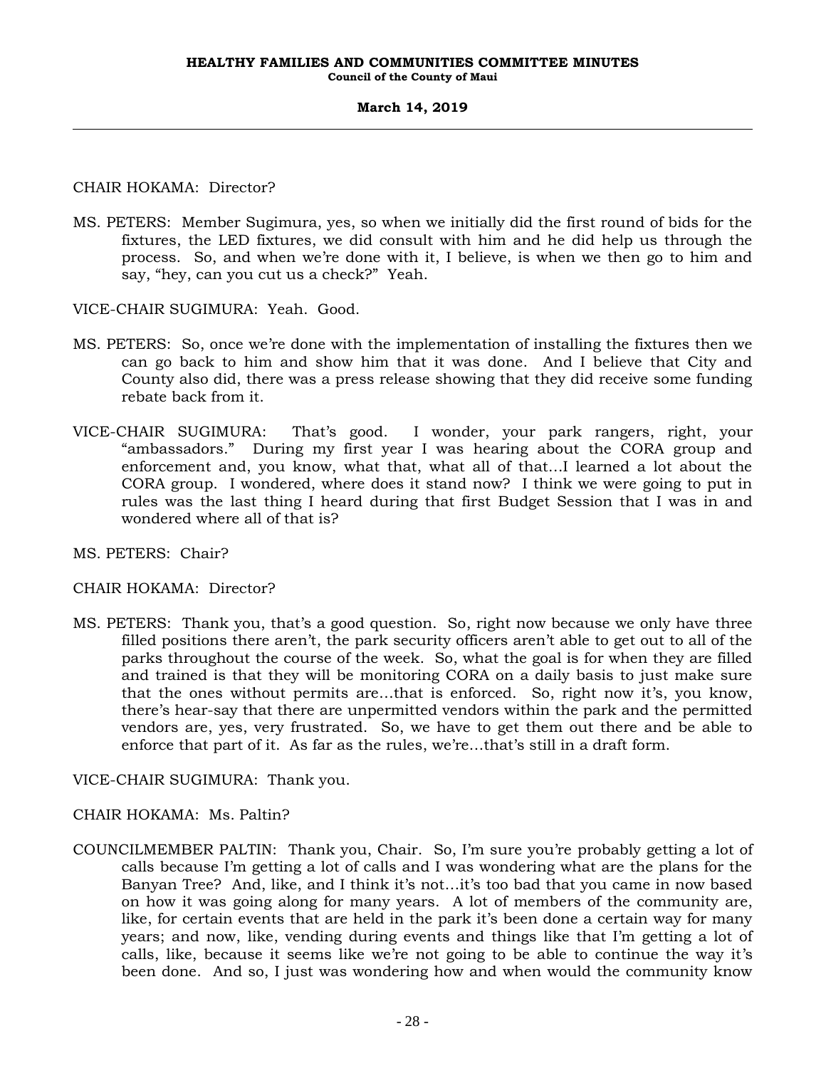CHAIR HOKAMA: Director?

MS. PETERS: Member Sugimura, yes, so when we initially did the first round of bids for the fixtures, the LED fixtures, we did consult with him and he did help us through the process. So, and when we're done with it, I believe, is when we then go to him and say, "hey, can you cut us a check?" Yeah.

VICE-CHAIR SUGIMURA: Yeah. Good.

MS. PETERS: So, once we're done with the implementation of installing the fixtures then we can go back to him and show him that it was done. And I believe that City and County also did, there was a press release showing that they did receive some funding rebate back from it.

VICE-CHAIR SUGIMURA: That's good. I wonder, your park rangers, right, your "ambassadors." During my first year I was hearing about the CORA group and enforcement and, you know, what that, what all of that...I learned a lot about the CORA group. I wondered, where does it stand now? I think we were going to put in rules was the last thing I heard during that first Budget Session that I was in and wondered where all of that is?

MS. PETERS: Chair?

CHAIR HOKAMA: Director?

MS. PETERS: Thank you, that's a good question. So, right now because we only have three filled positions there aren't, the park security officers aren't able to get out to all of the parks throughout the course of the week. So, what the goal is for when they are filled and trained is that they will be monitoring CORA on a daily basis to just make sure that the ones without permits are...that is enforced. So, right now it's, you know, there's hear-say that there are unpermitted vendors within the park and the permitted vendors are, yes, very frustrated. So, we have to get them out there and be able to enforce that part of it. As far as the rules, we're...that's still in a draft form.

VICE-CHAIR SUGIMURA: Thank you.

CHAIR HOKAMA: Ms. Paltin?

COUNCILMEMBER PALTIN: Thank you, Chair. So, I'm sure you're probably getting a lot of calls because I'm getting a lot of calls and I was wondering what are the plans for the Banyan Tree? And, like, and I think it's not...it's too bad that you came in now based on how it was going along for many years. A lot of members of the community are, like, for certain events that are held in the park it's been done a certain way for many years; and now, like, vending during events and things like that I'm getting a lot of calls, like, because it seems like we're not going to be able to continue the way it's been done. And so, I just was wondering how and when would the community know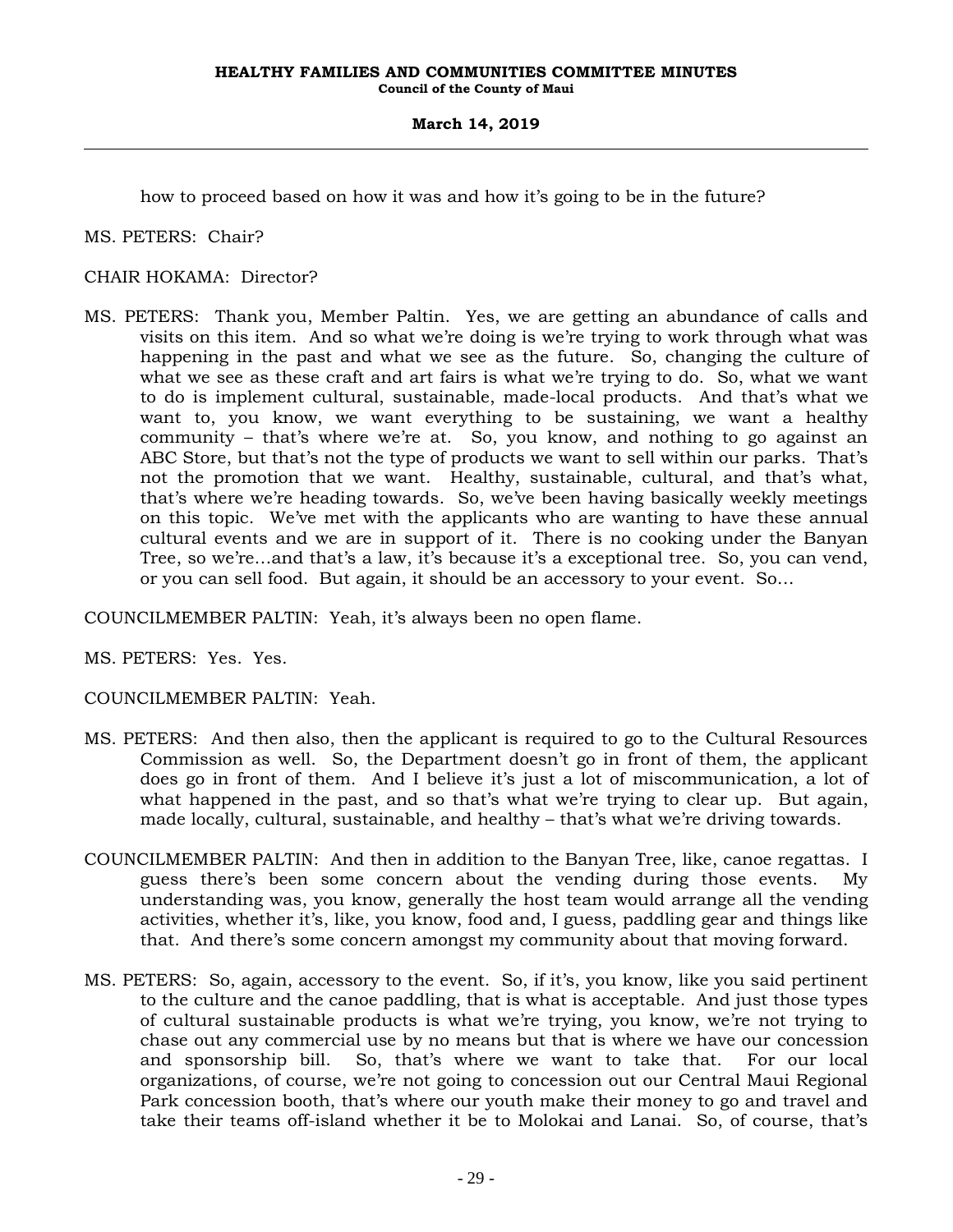how to proceed based on how it was and how it's going to be in the future?

MS. PETERS: Chair?

CHAIR HOKAMA: Director?

MS. PETERS: Thank you, Member Paltin. Yes, we are getting an abundance of calls and visits on this item. And so what we're doing is we're trying to work through what was happening in the past and what we see as the future. So, changing the culture of what we see as these craft and art fairs is what we're trying to do. So, what we want to do is implement cultural, sustainable, made-local products. And that's what we want to, you know, we want everything to be sustaining, we want a healthy community – that's where we're at. So, you know, and nothing to go against an ABC Store, but that's not the type of products we want to sell within our parks. That's not the promotion that we want. Healthy, sustainable, cultural, and that's what, that's where we're heading towards. So, we've been having basically weekly meetings on this topic. We've met with the applicants who are wanting to have these annual cultural events and we are in support of it. There is no cooking under the Banyan Tree, so we're...and that's a law, it's because it's a exceptional tree. So, you can vend, or you can sell food. But again, it should be an accessory to your event. So...

COUNCILMEMBER PALTIN: Yeah, it's always been no open flame.

MS. PETERS: Yes. Yes.

COUNCILMEMBER PALTIN: Yeah.

MS. PETERS: And then also, then the applicant is required to go to the Cultural Resources Commission as well. So, the Department doesn't go in front of them, the applicant does go in front of them. And I believe it's just a lot of miscommunication, a lot of what happened in the past, and so that's what we're trying to clear up. But again, made locally, cultural, sustainable, and healthy – that's what we're driving towards.

COUNCILMEMBER PALTIN: And then in addition to the Banyan Tree, like, canoe regattas. I guess there's been some concern about the vending during those events. My understanding was, you know, generally the host team would arrange all the vending activities, whether it's, like, you know, food and, I guess, paddling gear and things like that. And there's some concern amongst my community about that moving forward.

MS. PETERS: So, again, accessory to the event. So, if it's, you know, like you said pertinent to the culture and the canoe paddling, that is what is acceptable. And just those types of cultural sustainable products is what we're trying, you know, we're not trying to chase out any commercial use by no means but that is where we have our concession and sponsorship bill. So, that's where we want to take that. For our local organizations, of course, we're not going to concession out our Central Maui Regional Park concession booth, that's where our youth make their money to go and travel and take their teams off-island whether it be to Molokai and Lanai. So, of course, that's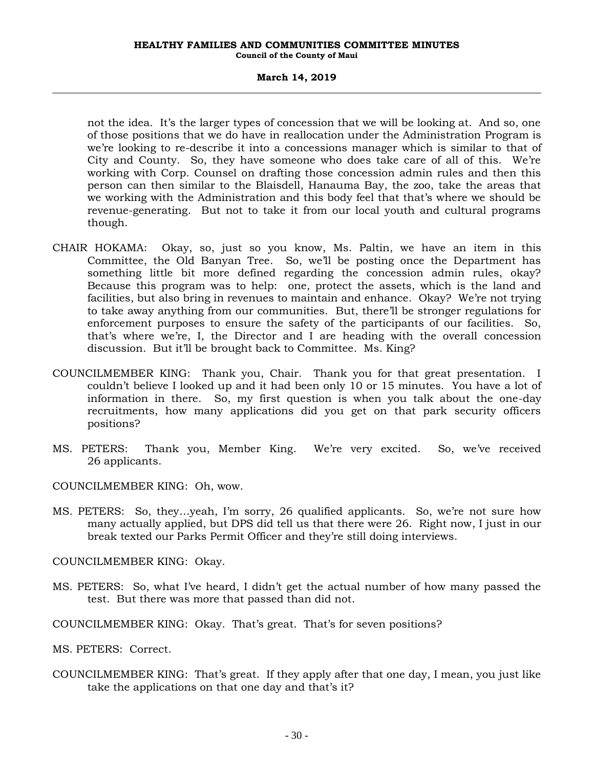not the idea. It's the larger types of concession that we will be looking at. And so, one of those positions that we do have in reallocation under the Administration Program is we're looking to re-describe it into a concessions manager which is similar to that of City and County. So, they have someone who does take care of all of this. We're working with Corp. Counsel on drafting those concession admin rules and then this person can then similar to the Blaisdell, Hanauma Bay, the zoo, take the areas that we working with the Administration and this body feel that that's where we should be revenue-generating. But not to take it from our local youth and cultural programs though.

CHAIR HOKAMA: Okay, so, just so you know, Ms. Paltin, we have an item in this Committee, the Old Banyan Tree. So, we'll be posting once the Department has something little bit more defined regarding the concession admin rules, okay? Because this program was to help: one, protect the assets, which is the land and facilities, but also bring in revenues to maintain and enhance. Okay? We're not trying to take away anything from our communities. But, there'll be stronger regulations for enforcement purposes to ensure the safety of the participants of our facilities. So, that's where we're, I, the Director and I are heading with the overall concession discussion. But it'll be brought back to Committee. Ms. King?

COUNCILMEMBER KING: Thank you, Chair. Thank you for that great presentation. I couldn't believe I looked up and it had been only 10 or 15 minutes. You have a lot of information in there. So, my first question is when you talk about the one-day recruitments, how many applications did you get on that park security officers positions?

MS. PETERS: Thank you, Member King. We're very excited. So, we've received 26 applicants.

COUNCILMEMBER KING: Oh, wow.

MS. PETERS: So, they...yeah, I'm sorry, 26 qualified applicants. So, we're not sure how many actually applied, but DPS did tell us that there were 26. Right now, I just in our break texted our Parks Permit Officer and they're still doing interviews.

COUNCILMEMBER KING: Okay.

MS. PETERS: So, what I've heard, I didn't get the actual number of how many passed the test. But there was more that passed than did not.

COUNCILMEMBER KING: Okay. That's great. That's for seven positions?

MS. PETERS: Correct.

COUNCILMEMBER KING: That's great. If they apply after that one day, I mean, you just like take the applications on that one day and that's it?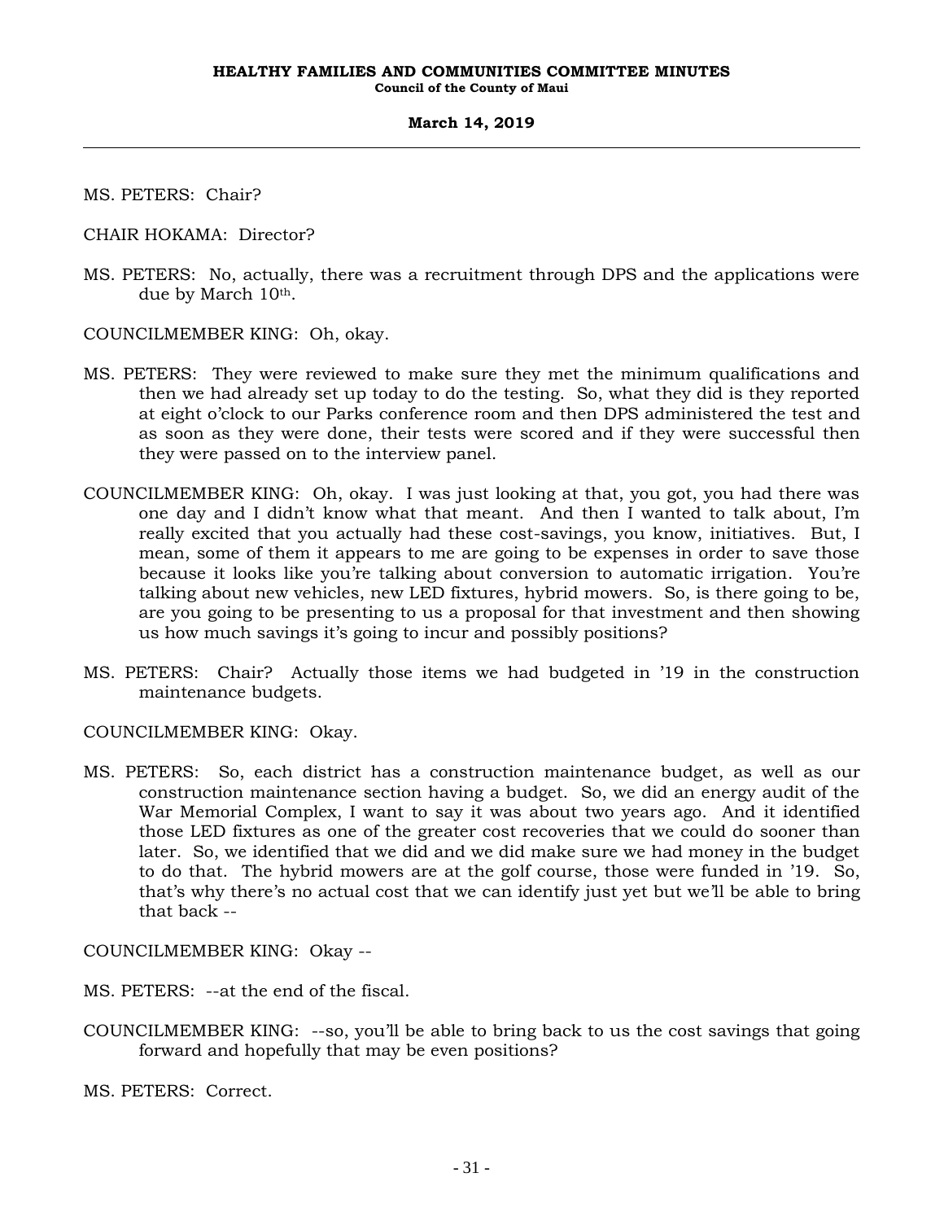MS. PETERS: Chair?

CHAIR HOKAMA: Director?

MS. PETERS: No, actually, there was a recruitment through DPS and the applications were due by March 10th.

COUNCILMEMBER KING: Oh, okay.

MS. PETERS: They were reviewed to make sure they met the minimum qualifications and then we had already set up today to do the testing. So, what they did is they reported at eight o'clock to our Parks conference room and then DPS administered the test and as soon as they were done, their tests were scored and if they were successful then they were passed on to the interview panel.

COUNCILMEMBER KING: Oh, okay. I was just looking at that, you got, you had there was one day and I didn't know what that meant. And then I wanted to talk about, I'm really excited that you actually had these cost-savings, you know, initiatives. But, I mean, some of them it appears to me are going to be expenses in order to save those because it looks like you're talking about conversion to automatic irrigation. You're talking about new vehicles, new LED fixtures, hybrid mowers. So, is there going to be, are you going to be presenting to us a proposal for that investment and then showing us how much savings it's going to incur and possibly positions?

MS. PETERS: Chair? Actually those items we had budgeted in '19 in the construction maintenance budgets.

COUNCILMEMBER KING: Okay.

MS. PETERS: So, each district has a construction maintenance budget, as well as our construction maintenance section having a budget. So, we did an energy audit of the War Memorial Complex, I want to say it was about two years ago. And it identified those LED fixtures as one of the greater cost recoveries that we could do sooner than later. So, we identified that we did and we did make sure we had money in the budget to do that. The hybrid mowers are at the golf course, those were funded in '19. So, that's why there's no actual cost that we can identify just yet but we'll be able to bring that back --

COUNCILMEMBER KING: Okay --

MS. PETERS: --at the end of the fiscal.

COUNCILMEMBER KING: --so, you'll be able to bring back to us the cost savings that going forward and hopefully that may be even positions?

MS. PETERS: Correct.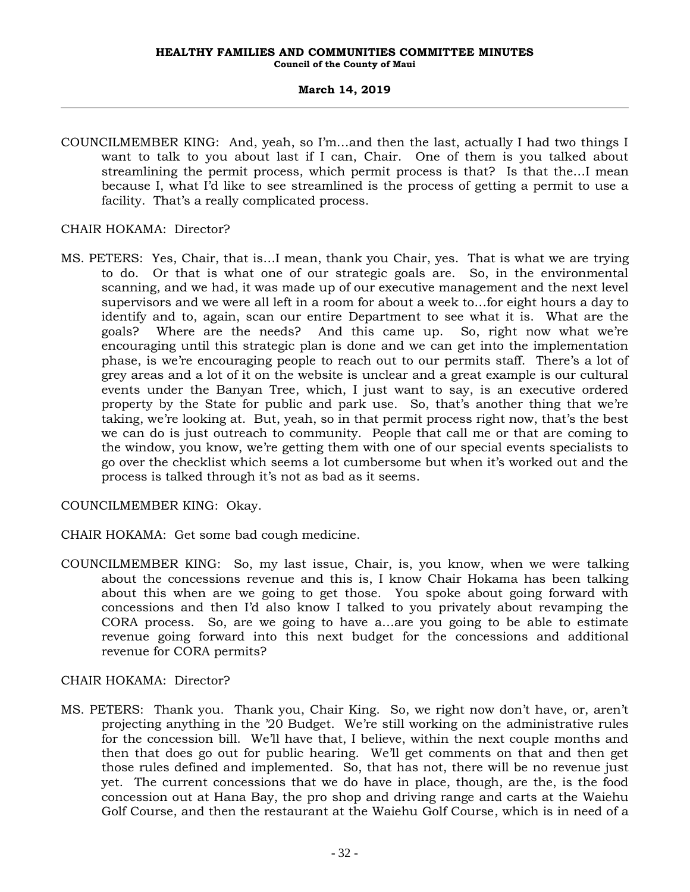COUNCILMEMBER KING: And, yeah, so I'm...and then the last, actually I had two things I want to talk to you about last if I can, Chair. One of them is you talked about streamlining the permit process, which permit process is that? Is that the...I mean because I, what I'd like to see streamlined is the process of getting a permit to use a facility. That's a really complicated process.

CHAIR HOKAMA: Director?

MS. PETERS: Yes, Chair, that is...I mean, thank you Chair, yes. That is what we are trying to do. Or that is what one of our strategic goals are. So, in the environmental scanning, and we had, it was made up of our executive management and the next level supervisors and we were all left in a room for about a week to...for eight hours a day to identify and to, again, scan our entire Department to see what it is. What are the goals? Where are the needs? And this came up. So, right now what we're encouraging until this strategic plan is done and we can get into the implementation phase, is we're encouraging people to reach out to our permits staff. There's a lot of grey areas and a lot of it on the website is unclear and a great example is our cultural events under the Banyan Tree, which, I just want to say, is an executive ordered property by the State for public and park use. So, that's another thing that we're taking, we're looking at. But, yeah, so in that permit process right now, that's the best we can do is just outreach to community. People that call me or that are coming to the window, you know, we're getting them with one of our special events specialists to go over the checklist which seems a lot cumbersome but when it's worked out and the process is talked through it's not as bad as it seems.

COUNCILMEMBER KING: Okay.

CHAIR HOKAMA: Get some bad cough medicine.

COUNCILMEMBER KING: So, my last issue, Chair, is, you know, when we were talking about the concessions revenue and this is, I know Chair Hokama has been talking about this when are we going to get those. You spoke about going forward with concessions and then I'd also know I talked to you privately about revamping the CORA process. So, are we going to have a...are you going to be able to estimate revenue going forward into this next budget for the concessions and additional revenue for CORA permits?

CHAIR HOKAMA: Director?

MS. PETERS: Thank you. Thank you, Chair King. So, we right now don't have, or, aren't projecting anything in the '20 Budget. We're still working on the administrative rules for the concession bill. We'll have that, I believe, within the next couple months and then that does go out for public hearing. We'll get comments on that and then get those rules defined and implemented. So, that has not, there will be no revenue just yet. The current concessions that we do have in place, though, are the, is the food concession out at Hana Bay, the pro shop and driving range and carts at the Waiehu Golf Course, and then the restaurant at the Waiehu Golf Course, which is in need of a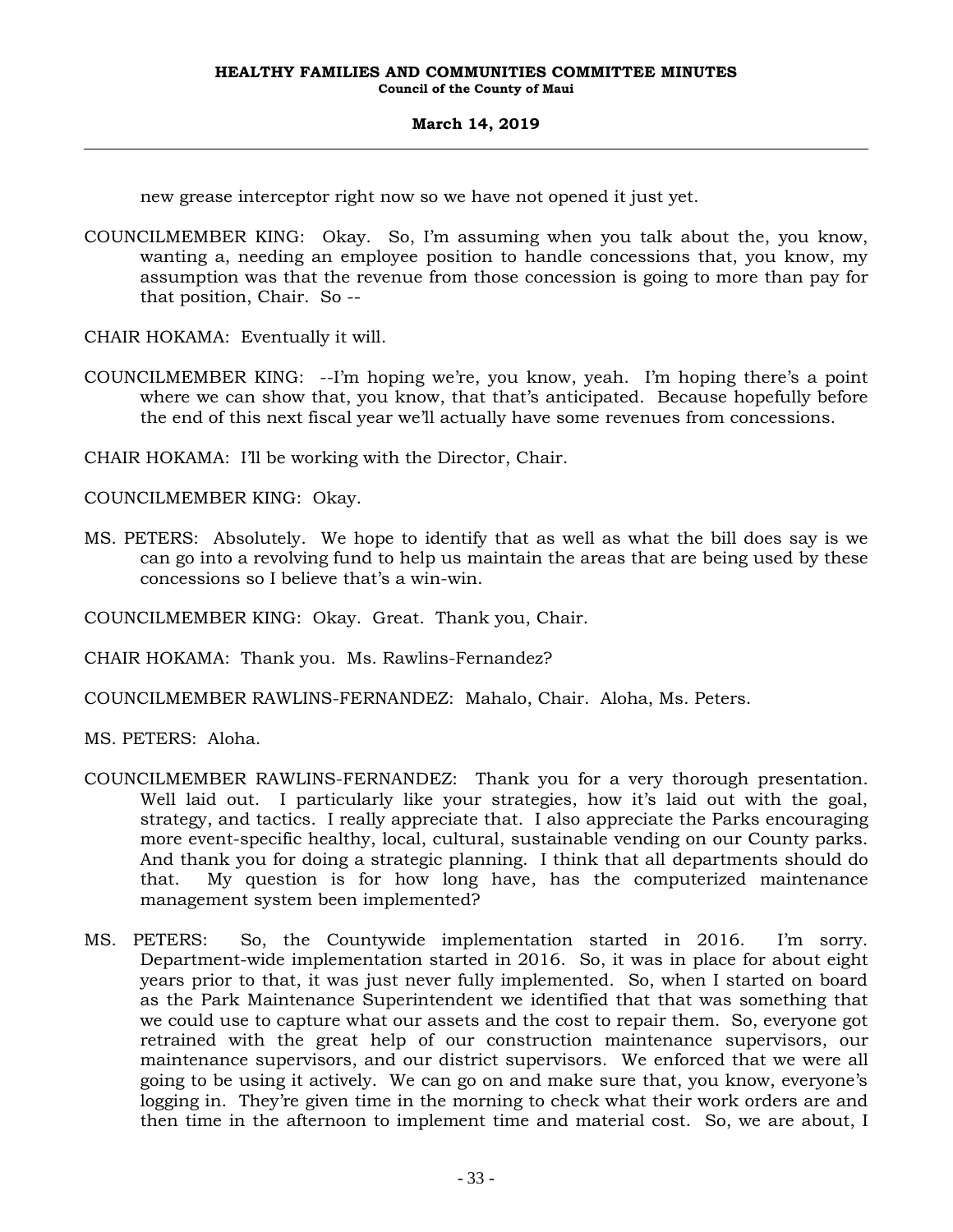new grease interceptor right now so we have not opened it just yet.

COUNCILMEMBER KING: Okay. So, I'm assuming when you talk about the, you know, wanting a, needing an employee position to handle concessions that, you know, my assumption was that the revenue from those concession is going to more than pay for that position, Chair. So --

CHAIR HOKAMA: Eventually it will.

COUNCILMEMBER KING: --I'm hoping we're, you know, yeah. I'm hoping there's a point where we can show that, you know, that that's anticipated. Because hopefully before the end of this next fiscal year we'll actually have some revenues from concessions.

CHAIR HOKAMA: I'll be working with the Director, Chair.

COUNCILMEMBER KING: Okay.

MS. PETERS: Absolutely. We hope to identify that as well as what the bill does say is we can go into a revolving fund to help us maintain the areas that are being used by these concessions so I believe that's a win-win.

COUNCILMEMBER KING: Okay. Great. Thank you, Chair.

CHAIR HOKAMA: Thank you. Ms. Rawlins-Fernandez?

COUNCILMEMBER RAWLINS-FERNANDEZ: Mahalo, Chair. Aloha, Ms. Peters.

MS. PETERS: Aloha.

COUNCILMEMBER RAWLINS-FERNANDEZ: Thank you for a very thorough presentation. Well laid out. I particularly like your strategies, how it's laid out with the goal, strategy, and tactics. I really appreciate that. I also appreciate the Parks encouraging more event-specific healthy, local, cultural, sustainable vending on our County parks. And thank you for doing a strategic planning. I think that all departments should do that. My question is for how long have, has the computerized maintenance management system been implemented?

MS. PETERS: So, the Countywide implementation started in 2016. I'm sorry. Department-wide implementation started in 2016. So, it was in place for about eight years prior to that, it was just never fully implemented. So, when I started on board as the Park Maintenance Superintendent we identified that that was something that we could use to capture what our assets and the cost to repair them. So, everyone got retrained with the great help of our construction maintenance supervisors, our maintenance supervisors, and our district supervisors. We enforced that we were all going to be using it actively. We can go on and make sure that, you know, everyone's logging in. They're given time in the morning to check what their work orders are and then time in the afternoon to implement time and material cost. So, we are about, I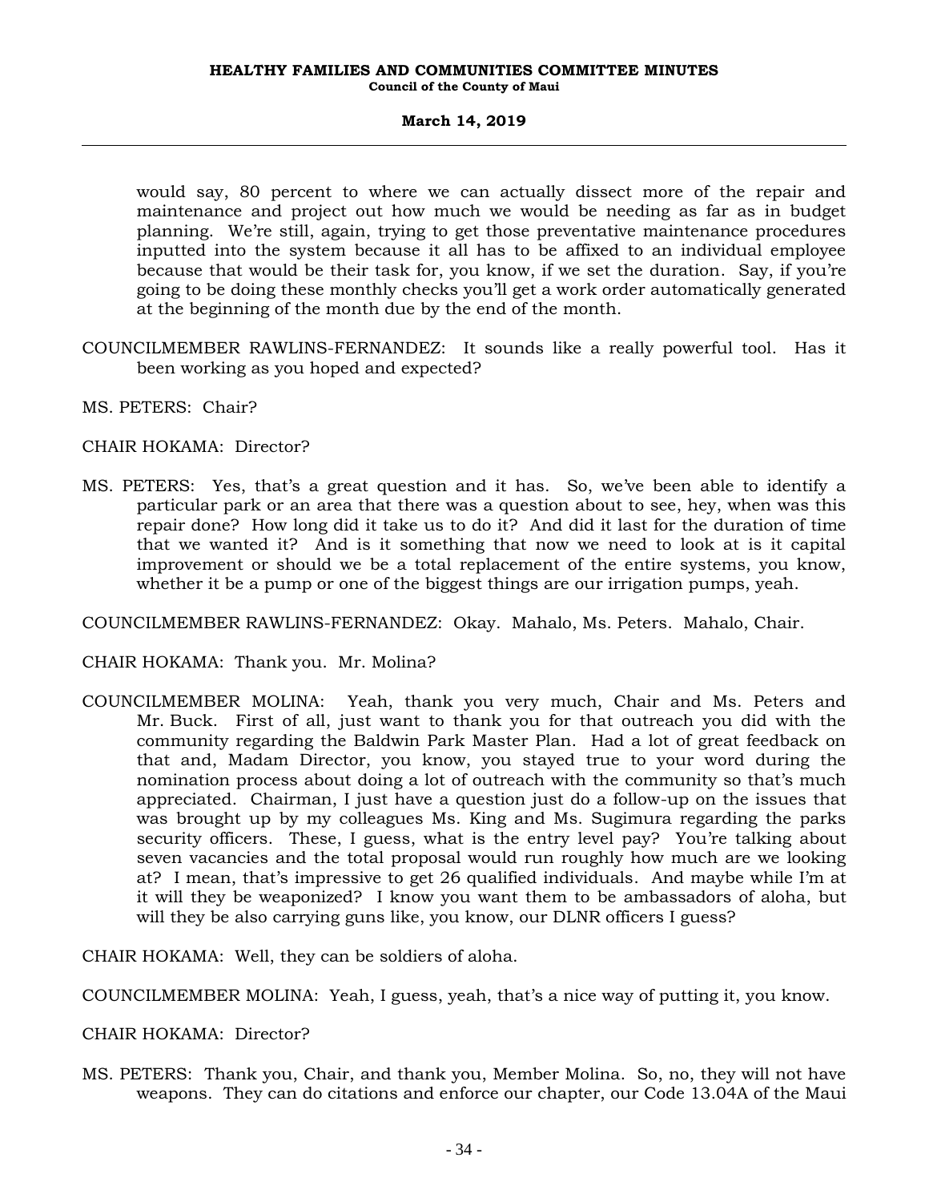would say, 80 percent to where we can actually dissect more of the repair and maintenance and project out how much we would be needing as far as in budget planning. We're still, again, trying to get those preventative maintenance procedures inputted into the system because it all has to be affixed to an individual employee because that would be their task for, you know, if we set the duration. Say, if you're going to be doing these monthly checks you'll get a work order automatically generated at the beginning of the month due by the end of the month.

COUNCILMEMBER RAWLINS-FERNANDEZ: It sounds like a really powerful tool. Has it been working as you hoped and expected?

MS. PETERS: Chair?

CHAIR HOKAMA: Director?

MS. PETERS: Yes, that's a great question and it has. So, we've been able to identify a particular park or an area that there was a question about to see, hey, when was this repair done? How long did it take us to do it? And did it last for the duration of time that we wanted it? And is it something that now we need to look at is it capital improvement or should we be a total replacement of the entire systems, you know, whether it be a pump or one of the biggest things are our irrigation pumps, yeah.

COUNCILMEMBER RAWLINS-FERNANDEZ: Okay. Mahalo, Ms. Peters. Mahalo, Chair.

CHAIR HOKAMA: Thank you. Mr. Molina?

COUNCILMEMBER MOLINA: Yeah, thank you very much, Chair and Ms. Peters and Mr. Buck. First of all, just want to thank you for that outreach you did with the community regarding the Baldwin Park Master Plan. Had a lot of great feedback on that and, Madam Director, you know, you stayed true to your word during the nomination process about doing a lot of outreach with the community so that's much appreciated. Chairman, I just have a question just do a follow-up on the issues that was brought up by my colleagues Ms. King and Ms. Sugimura regarding the parks security officers. These, I guess, what is the entry level pay? You're talking about seven vacancies and the total proposal would run roughly how much are we looking at? I mean, that's impressive to get 26 qualified individuals. And maybe while I'm at it will they be weaponized? I know you want them to be ambassadors of aloha, but will they be also carrying guns like, you know, our DLNR officers I guess?

CHAIR HOKAMA: Well, they can be soldiers of aloha.

COUNCILMEMBER MOLINA: Yeah, I guess, yeah, that's a nice way of putting it, you know.

CHAIR HOKAMA: Director?

MS. PETERS: Thank you, Chair, and thank you, Member Molina. So, no, they will not have weapons. They can do citations and enforce our chapter, our Code 13.04A of the Maui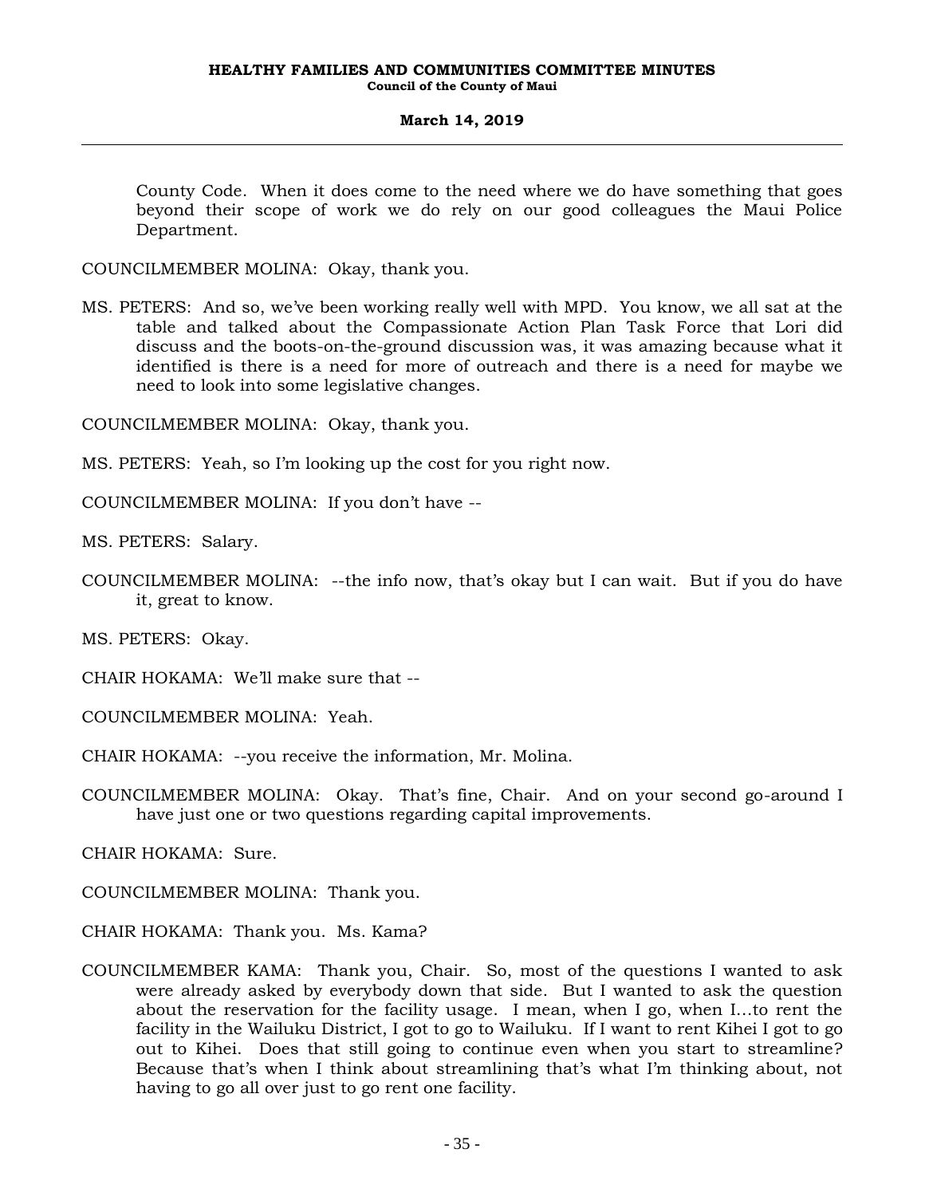County Code. When it does come to the need where we do have something that goes beyond their scope of work we do rely on our good colleagues the Maui Police Department.

COUNCILMEMBER MOLINA: Okay, thank you.

MS. PETERS: And so, we've been working really well with MPD. You know, we all sat at the table and talked about the Compassionate Action Plan Task Force that Lori did discuss and the boots-on-the-ground discussion was, it was amazing because what it identified is there is a need for more of outreach and there is a need for maybe we need to look into some legislative changes.

COUNCILMEMBER MOLINA: Okay, thank you.

MS. PETERS: Yeah, so I'm looking up the cost for you right now.

COUNCILMEMBER MOLINA: If you don't have --

MS. PETERS: Salary.

COUNCILMEMBER MOLINA: --the info now, that's okay but I can wait. But if you do have it, great to know.

MS. PETERS: Okay.

CHAIR HOKAMA: We'll make sure that --

COUNCILMEMBER MOLINA: Yeah.

CHAIR HOKAMA: --you receive the information, Mr. Molina.

COUNCILMEMBER MOLINA: Okay. That's fine, Chair. And on your second go-around I have just one or two questions regarding capital improvements.

CHAIR HOKAMA: Sure.

COUNCILMEMBER MOLINA: Thank you.

CHAIR HOKAMA: Thank you. Ms. Kama?

COUNCILMEMBER KAMA: Thank you, Chair. So, most of the questions I wanted to ask were already asked by everybody down that side. But I wanted to ask the question about the reservation for the facility usage. I mean, when I go, when I...to rent the facility in the Wailuku District, I got to go to Wailuku. If I want to rent Kihei I got to go out to Kihei. Does that still going to continue even when you start to streamline? Because that's when I think about streamlining that's what I'm thinking about, not having to go all over just to go rent one facility.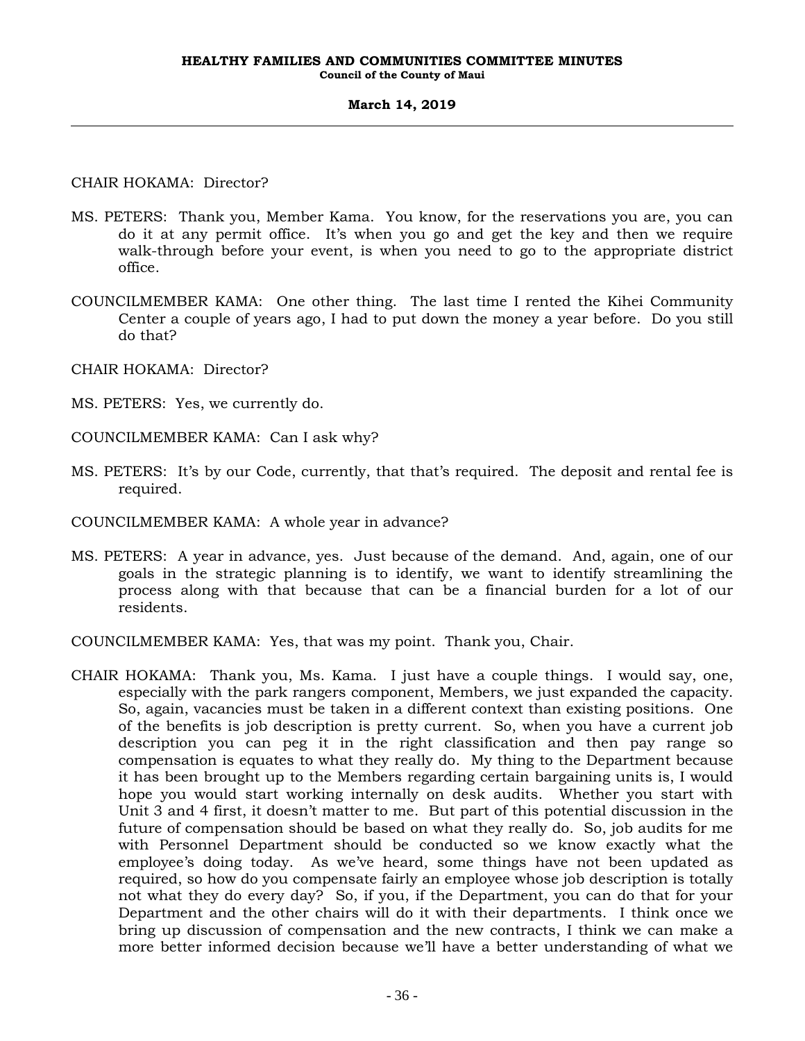CHAIR HOKAMA: Director?

MS. PETERS: Thank you, Member Kama. You know, for the reservations you are, you can do it at any permit office. It's when you go and get the key and then we require walk-through before your event, is when you need to go to the appropriate district office.

COUNCILMEMBER KAMA: One other thing. The last time I rented the Kihei Community Center a couple of years ago, I had to put down the money a year before. Do you still do that?

CHAIR HOKAMA: Director?

MS. PETERS: Yes, we currently do.

COUNCILMEMBER KAMA: Can I ask why?

MS. PETERS: It's by our Code, currently, that that's required. The deposit and rental fee is required.

COUNCILMEMBER KAMA: A whole year in advance?

MS. PETERS: A year in advance, yes. Just because of the demand. And, again, one of our goals in the strategic planning is to identify, we want to identify streamlining the process along with that because that can be a financial burden for a lot of our residents.

COUNCILMEMBER KAMA: Yes, that was my point. Thank you, Chair.

CHAIR HOKAMA: Thank you, Ms. Kama. I just have a couple things. I would say, one, especially with the park rangers component, Members, we just expanded the capacity. So, again, vacancies must be taken in a different context than existing positions. One of the benefits is job description is pretty current. So, when you have a current job description you can peg it in the right classification and then pay range so compensation is equates to what they really do. My thing to the Department because it has been brought up to the Members regarding certain bargaining units is, I would hope you would start working internally on desk audits. Whether you start with Unit 3 and 4 first, it doesn't matter to me. But part of this potential discussion in the future of compensation should be based on what they really do. So, job audits for me with Personnel Department should be conducted so we know exactly what the employee's doing today. As we've heard, some things have not been updated as required, so how do you compensate fairly an employee whose job description is totally not what they do every day? So, if you, if the Department, you can do that for your Department and the other chairs will do it with their departments. I think once we bring up discussion of compensation and the new contracts, I think we can make a more better informed decision because we'll have a better understanding of what we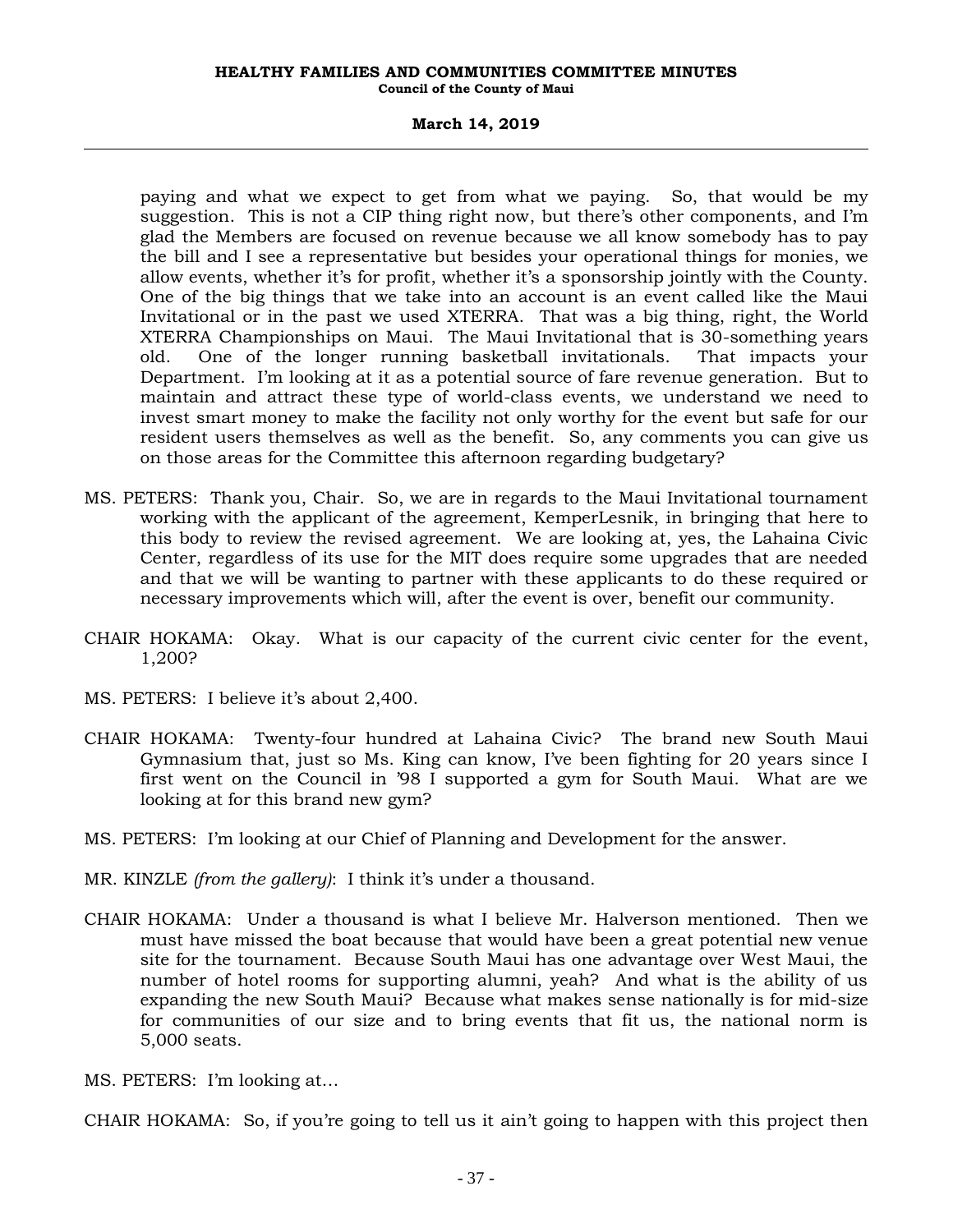paying and what we expect to get from what we paying. So, that would be my suggestion. This is not a CIP thing right now, but there's other components, and I'm glad the Members are focused on revenue because we all know somebody has to pay the bill and I see a representative but besides your operational things for monies, we allow events, whether it's for profit, whether it's a sponsorship jointly with the County. One of the big things that we take into an account is an event called like the Maui Invitational or in the past we used XTERRA. That was a big thing, right, the World XTERRA Championships on Maui. The Maui Invitational that is 30-something years old. One of the longer running basketball invitationals. That impacts your Department. I'm looking at it as a potential source of fare revenue generation. But to maintain and attract these type of world-class events, we understand we need to invest smart money to make the facility not only worthy for the event but safe for our resident users themselves as well as the benefit. So, any comments you can give us on those areas for the Committee this afternoon regarding budgetary?

MS. PETERS: Thank you, Chair. So, we are in regards to the Maui Invitational tournament working with the applicant of the agreement, KemperLesnik, in bringing that here to this body to review the revised agreement. We are looking at, yes, the Lahaina Civic Center, regardless of its use for the MIT does require some upgrades that are needed and that we will be wanting to partner with these applicants to do these required or necessary improvements which will, after the event is over, benefit our community.

CHAIR HOKAMA: Okay. What is our capacity of the current civic center for the event, 1,200?

MS. PETERS: I believe it's about 2,400.

CHAIR HOKAMA: Twenty-four hundred at Lahaina Civic? The brand new South Maui Gymnasium that, just so Ms. King can know, I've been fighting for 20 years since I first went on the Council in '98 I supported a gym for South Maui. What are we looking at for this brand new gym?

MS. PETERS: I'm looking at our Chief of Planning and Development for the answer.

MR. KINZLE *(from the gallery)*: I think it's under a thousand.

CHAIR HOKAMA: Under a thousand is what I believe Mr. Halverson mentioned. Then we must have missed the boat because that would have been a great potential new venue site for the tournament. Because South Maui has one advantage over West Maui, the number of hotel rooms for supporting alumni, yeah? And what is the ability of us expanding the new South Maui? Because what makes sense nationally is for mid-size for communities of our size and to bring events that fit us, the national norm is 5,000 seats.

MS. PETERS: I'm looking at...

CHAIR HOKAMA: So, if you're going to tell us it ain't going to happen with this project then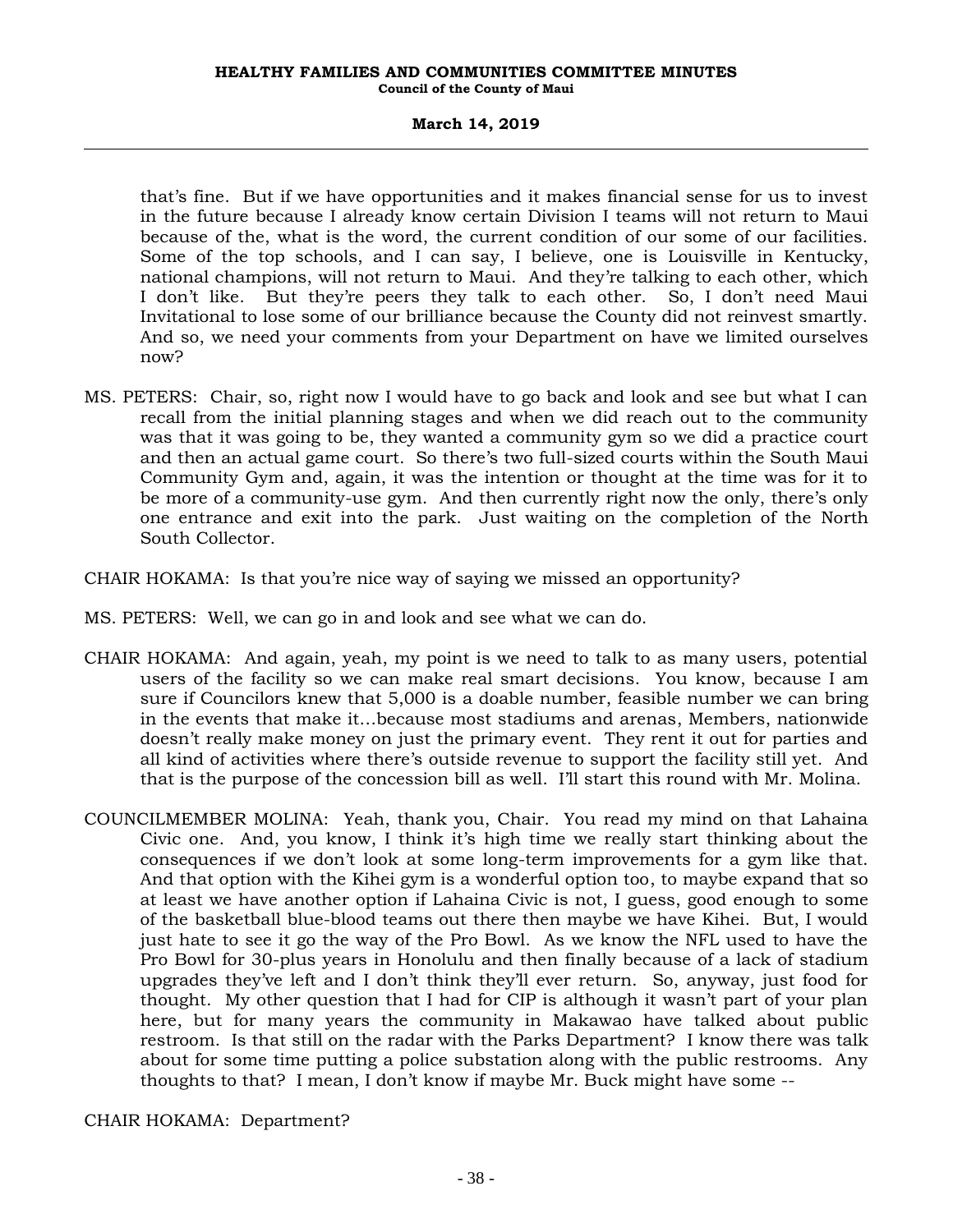that's fine. But if we have opportunities and it makes financial sense for us to invest in the future because I already know certain Division I teams will not return to Maui because of the, what is the word, the current condition of our some of our facilities. Some of the top schools, and I can say, I believe, one is Louisville in Kentucky, national champions, will not return to Maui. And they're talking to each other, which I don't like. But they're peers they talk to each other. So, I don't need Maui Invitational to lose some of our brilliance because the County did not reinvest smartly. And so, we need your comments from your Department on have we limited ourselves now?

MS. PETERS: Chair, so, right now I would have to go back and look and see but what I can recall from the initial planning stages and when we did reach out to the community was that it was going to be, they wanted a community gym so we did a practice court and then an actual game court. So there's two full-sized courts within the South Maui Community Gym and, again, it was the intention or thought at the time was for it to be more of a community-use gym. And then currently right now the only, there's only one entrance and exit into the park. Just waiting on the completion of the North South Collector.

CHAIR HOKAMA: Is that you're nice way of saying we missed an opportunity?

MS. PETERS: Well, we can go in and look and see what we can do.

CHAIR HOKAMA: And again, yeah, my point is we need to talk to as many users, potential users of the facility so we can make real smart decisions. You know, because I am sure if Councilors knew that 5,000 is a doable number, feasible number we can bring in the events that make it...because most stadiums and arenas, Members, nationwide doesn't really make money on just the primary event. They rent it out for parties and all kind of activities where there's outside revenue to support the facility still yet. And that is the purpose of the concession bill as well. I'll start this round with Mr. Molina.

COUNCILMEMBER MOLINA: Yeah, thank you, Chair. You read my mind on that Lahaina Civic one. And, you know, I think it's high time we really start thinking about the consequences if we don't look at some long-term improvements for a gym like that. And that option with the Kihei gym is a wonderful option too, to maybe expand that so at least we have another option if Lahaina Civic is not, I guess, good enough to some of the basketball blue-blood teams out there then maybe we have Kihei. But, I would just hate to see it go the way of the Pro Bowl. As we know the NFL used to have the Pro Bowl for 30-plus years in Honolulu and then finally because of a lack of stadium upgrades they've left and I don't think they'll ever return. So, anyway, just food for thought. My other question that I had for CIP is although it wasn't part of your plan here, but for many years the community in Makawao have talked about public restroom. Is that still on the radar with the Parks Department? I know there was talk about for some time putting a police substation along with the public restrooms. Any thoughts to that? I mean, I don't know if maybe Mr. Buck might have some --

CHAIR HOKAMA: Department?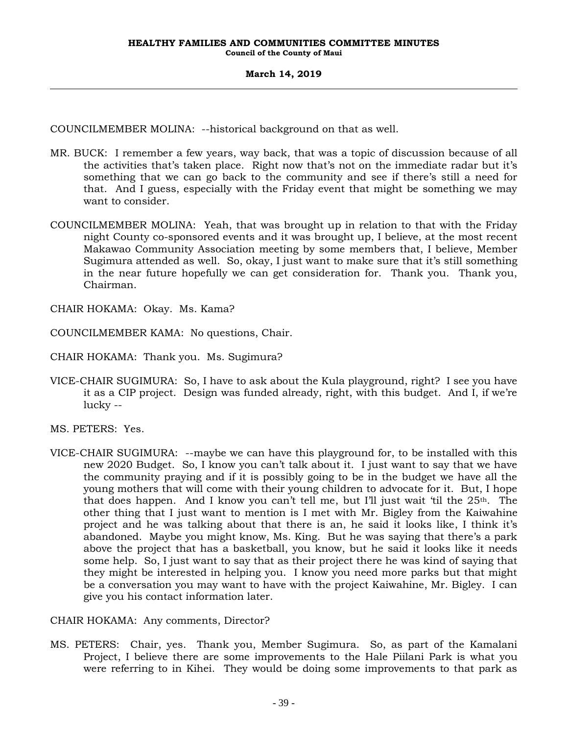COUNCILMEMBER MOLINA: --historical background on that as well.

MR. BUCK: I remember a few years, way back, that was a topic of discussion because of all the activities that's taken place. Right now that's not on the immediate radar but it's something that we can go back to the community and see if there's still a need for that. And I guess, especially with the Friday event that might be something we may want to consider.

COUNCILMEMBER MOLINA: Yeah, that was brought up in relation to that with the Friday night County co-sponsored events and it was brought up, I believe, at the most recent Makawao Community Association meeting by some members that, I believe, Member Sugimura attended as well. So, okay, I just want to make sure that it's still something in the near future hopefully we can get consideration for. Thank you. Thank you, Chairman.

CHAIR HOKAMA: Okay. Ms. Kama?

COUNCILMEMBER KAMA: No questions, Chair.

CHAIR HOKAMA: Thank you. Ms. Sugimura?

VICE-CHAIR SUGIMURA: So, I have to ask about the Kula playground, right? I see you have it as a CIP project. Design was funded already, right, with this budget. And I, if we're lucky --

MS. PETERS: Yes.

VICE-CHAIR SUGIMURA: --maybe we can have this playground for, to be installed with this new 2020 Budget. So, I know you can't talk about it. I just want to say that we have the community praying and if it is possibly going to be in the budget we have all the young mothers that will come with their young children to advocate for it. But, I hope that does happen. And I know you can't tell me, but I'll just wait 'til the 25th. The other thing that I just want to mention is I met with Mr. Bigley from the Kaiwahine project and he was talking about that there is an, he said it looks like, I think it's abandoned. Maybe you might know, Ms. King. But he was saying that there's a park above the project that has a basketball, you know, but he said it looks like it needs some help. So, I just want to say that as their project there he was kind of saying that they might be interested in helping you. I know you need more parks but that might be a conversation you may want to have with the project Kaiwahine, Mr. Bigley. I can give you his contact information later.

CHAIR HOKAMA: Any comments, Director?

MS. PETERS: Chair, yes. Thank you, Member Sugimura. So, as part of the Kamalani Project, I believe there are some improvements to the Hale Piilani Park is what you were referring to in Kihei. They would be doing some improvements to that park as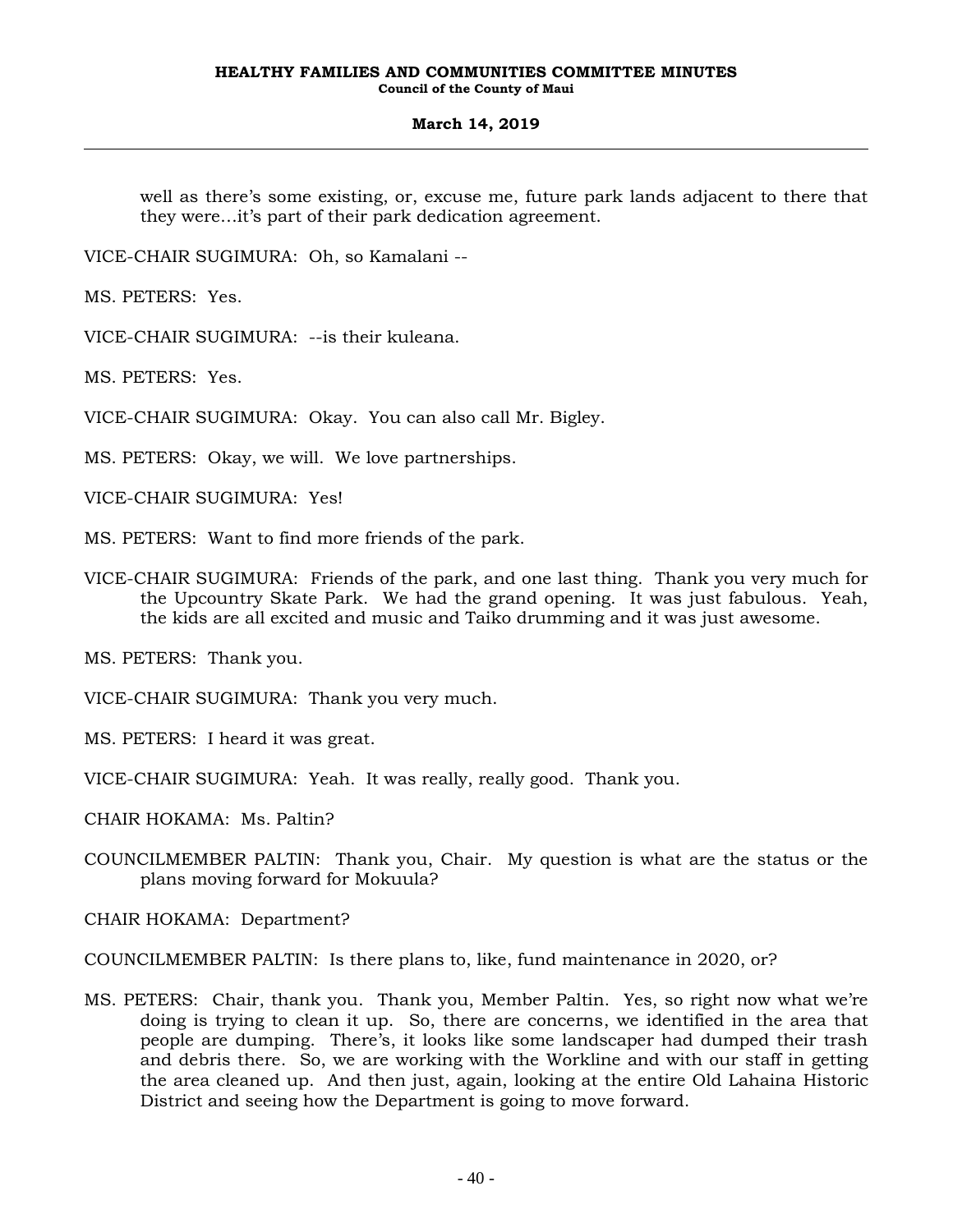well as there's some existing, or, excuse me, future park lands adjacent to there that they were…it's part of their park dedication agreement.

VICE-CHAIR SUGIMURA: Oh, so Kamalani --

MS. PETERS: Yes.

VICE-CHAIR SUGIMURA: --is their kuleana.

MS. PETERS: Yes.

VICE-CHAIR SUGIMURA: Okay. You can also call Mr. Bigley.

MS. PETERS: Okay, we will. We love partnerships.

VICE-CHAIR SUGIMURA: Yes!

MS. PETERS: Want to find more friends of the park.

VICE-CHAIR SUGIMURA: Friends of the park, and one last thing. Thank you very much for the Upcountry Skate Park. We had the grand opening. It was just fabulous. Yeah, the kids are all excited and music and Taiko drumming and it was just awesome.

MS. PETERS: Thank you.

VICE-CHAIR SUGIMURA: Thank you very much.

MS. PETERS: I heard it was great.

VICE-CHAIR SUGIMURA: Yeah. It was really, really good. Thank you.

CHAIR HOKAMA: Ms. Paltin?

COUNCILMEMBER PALTIN: Thank you, Chair. My question is what are the status or the plans moving forward for Mokuula?

CHAIR HOKAMA: Department?

COUNCILMEMBER PALTIN: Is there plans to, like, fund maintenance in 2020, or?

MS. PETERS: Chair, thank you. Thank you, Member Paltin. Yes, so right now what we're doing is trying to clean it up. So, there are concerns, we identified in the area that people are dumping. There's, it looks like some landscaper had dumped their trash and debris there. So, we are working with the Workline and with our staff in getting the area cleaned up. And then just, again, looking at the entire Old Lahaina Historic District and seeing how the Department is going to move forward.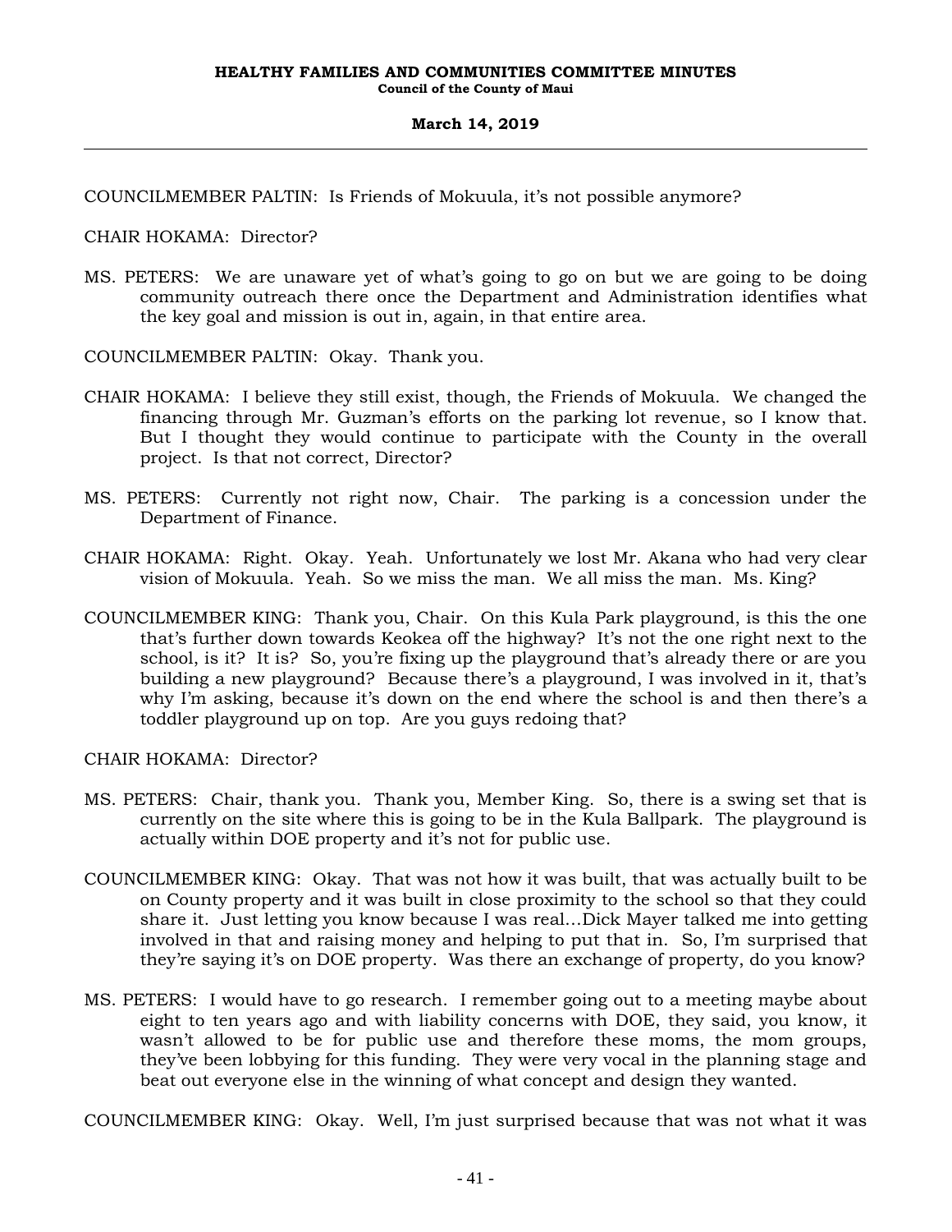COUNCILMEMBER PALTIN: Is Friends of Mokuula, it's not possible anymore?

CHAIR HOKAMA: Director?

MS. PETERS: We are unaware yet of what's going to go on but we are going to be doing community outreach there once the Department and Administration identifies what the key goal and mission is out in, again, in that entire area.

COUNCILMEMBER PALTIN: Okay. Thank you.

CHAIR HOKAMA: I believe they still exist, though, the Friends of Mokuula. We changed the financing through Mr. Guzman's efforts on the parking lot revenue, so I know that. But I thought they would continue to participate with the County in the overall project. Is that not correct, Director?

MS. PETERS: Currently not right now, Chair. The parking is a concession under the Department of Finance.

CHAIR HOKAMA: Right. Okay. Yeah. Unfortunately we lost Mr. Akana who had very clear vision of Mokuula. Yeah. So we miss the man. We all miss the man. Ms. King?

COUNCILMEMBER KING: Thank you, Chair. On this Kula Park playground, is this the one that's further down towards Keokea off the highway? It's not the one right next to the school, is it? It is? So, you're fixing up the playground that's already there or are you building a new playground? Because there's a playground, I was involved in it, that's why I'm asking, because it's down on the end where the school is and then there's a toddler playground up on top. Are you guys redoing that?

CHAIR HOKAMA: Director?

MS. PETERS: Chair, thank you. Thank you, Member King. So, there is a swing set that is currently on the site where this is going to be in the Kula Ballpark. The playground is actually within DOE property and it's not for public use.

COUNCILMEMBER KING: Okay. That was not how it was built, that was actually built to be on County property and it was built in close proximity to the school so that they could share it. Just letting you know because I was real...Dick Mayer talked me into getting involved in that and raising money and helping to put that in. So, I'm surprised that they're saying it's on DOE property. Was there an exchange of property, do you know?

MS. PETERS: I would have to go research. I remember going out to a meeting maybe about eight to ten years ago and with liability concerns with DOE, they said, you know, it wasn't allowed to be for public use and therefore these moms, the mom groups, they've been lobbying for this funding. They were very vocal in the planning stage and beat out everyone else in the winning of what concept and design they wanted.

COUNCILMEMBER KING: Okay. Well, I'm just surprised because that was not what it was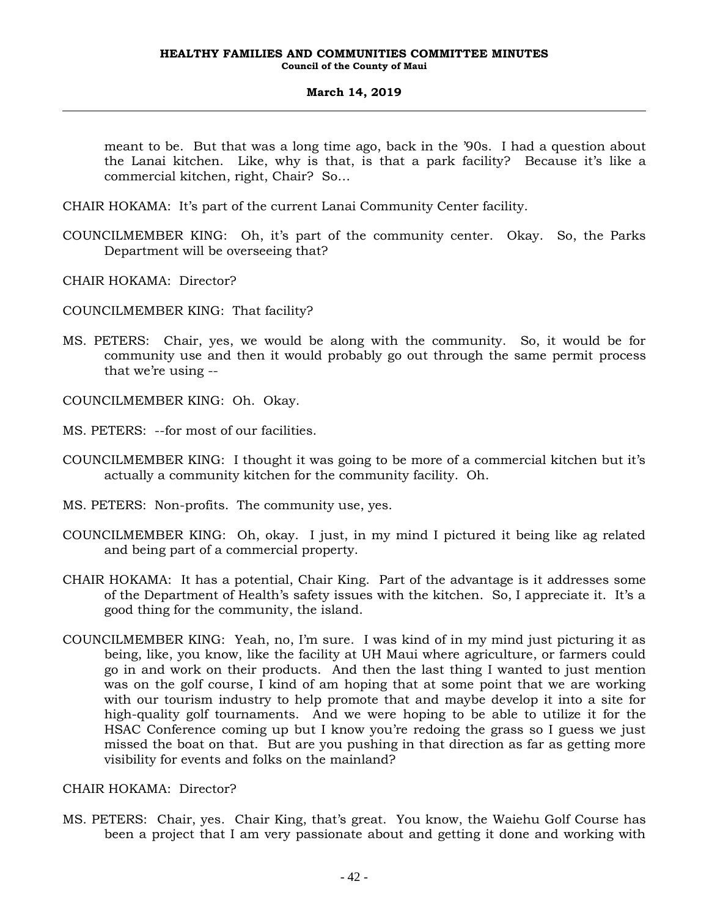meant to be. But that was a long time ago, back in the '90s. I had a question about the Lanai kitchen. Like, why is that, is that a park facility? Because it's like a commercial kitchen, right, Chair? So...

CHAIR HOKAMA: It's part of the current Lanai Community Center facility.

COUNCILMEMBER KING: Oh, it's part of the community center. Okay. So, the Parks Department will be overseeing that?

CHAIR HOKAMA: Director?

COUNCILMEMBER KING: That facility?

MS. PETERS: Chair, yes, we would be along with the community. So, it would be for community use and then it would probably go out through the same permit process that we're using --

COUNCILMEMBER KING: Oh. Okay.

MS. PETERS: --for most of our facilities.

COUNCILMEMBER KING: I thought it was going to be more of a commercial kitchen but it's actually a community kitchen for the community facility. Oh.

MS. PETERS: Non-profits. The community use, yes.

COUNCILMEMBER KING: Oh, okay. I just, in my mind I pictured it being like ag related and being part of a commercial property.

CHAIR HOKAMA: It has a potential, Chair King. Part of the advantage is it addresses some of the Department of Health's safety issues with the kitchen. So, I appreciate it. It's a good thing for the community, the island.

COUNCILMEMBER KING: Yeah, no, I'm sure. I was kind of in my mind just picturing it as being, like, you know, like the facility at UH Maui where agriculture, or farmers could go in and work on their products. And then the last thing I wanted to just mention was on the golf course, I kind of am hoping that at some point that we are working with our tourism industry to help promote that and maybe develop it into a site for high-quality golf tournaments. And we were hoping to be able to utilize it for the HSAC Conference coming up but I know you're redoing the grass so I guess we just missed the boat on that. But are you pushing in that direction as far as getting more visibility for events and folks on the mainland?

CHAIR HOKAMA: Director?

MS. PETERS: Chair, yes. Chair King, that's great. You know, the Waiehu Golf Course has been a project that I am very passionate about and getting it done and working with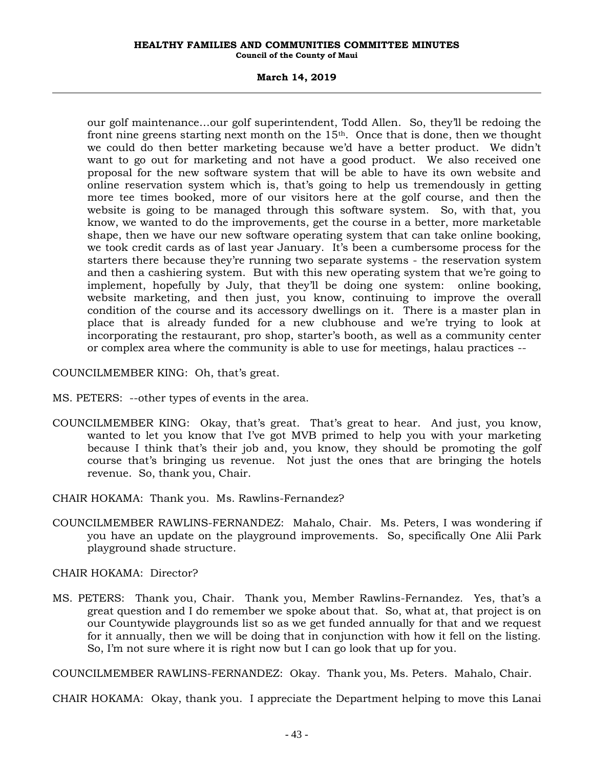our golf maintenance…our golf superintendent, Todd Allen. So, they'll be redoing the front nine greens starting next month on the 15th. Once that is done, then we thought we could do then better marketing because we'd have a better product. We didn't want to go out for marketing and not have a good product. We also received one proposal for the new software system that will be able to have its own website and online reservation system which is, that's going to help us tremendously in getting more tee times booked, more of our visitors here at the golf course, and then the website is going to be managed through this software system. So, with that, you know, we wanted to do the improvements, get the course in a better, more marketable shape, then we have our new software operating system that can take online booking, we took credit cards as of last year January. It's been a cumbersome process for the starters there because they're running two separate systems - the reservation system and then a cashiering system. But with this new operating system that we're going to implement, hopefully by July, that they'll be doing one system: online booking, website marketing, and then just, you know, continuing to improve the overall condition of the course and its accessory dwellings on it. There is a master plan in place that is already funded for a new clubhouse and we're trying to look at incorporating the restaurant, pro shop, starter's booth, as well as a community center or complex area where the community is able to use for meetings, halau practices --

COUNCILMEMBER KING: Oh, that's great.

MS. PETERS: --other types of events in the area.

COUNCILMEMBER KING: Okay, that's great. That's great to hear. And just, you know, wanted to let you know that I've got MVB primed to help you with your marketing because I think that's their job and, you know, they should be promoting the golf course that's bringing us revenue. Not just the ones that are bringing the hotels revenue. So, thank you, Chair.

CHAIR HOKAMA: Thank you. Ms. Rawlins-Fernandez?

COUNCILMEMBER RAWLINS-FERNANDEZ: Mahalo, Chair. Ms. Peters, I was wondering if you have an update on the playground improvements. So, specifically One Alii Park playground shade structure.

CHAIR HOKAMA: Director?

MS. PETERS: Thank you, Chair. Thank you, Member Rawlins-Fernandez. Yes, that's a great question and I do remember we spoke about that. So, what at, that project is on our Countywide playgrounds list so as we get funded annually for that and we request for it annually, then we will be doing that in conjunction with how it fell on the listing. So, I'm not sure where it is right now but I can go look that up for you.

COUNCILMEMBER RAWLINS-FERNANDEZ: Okay. Thank you, Ms. Peters. Mahalo, Chair.

CHAIR HOKAMA: Okay, thank you. I appreciate the Department helping to move this Lanai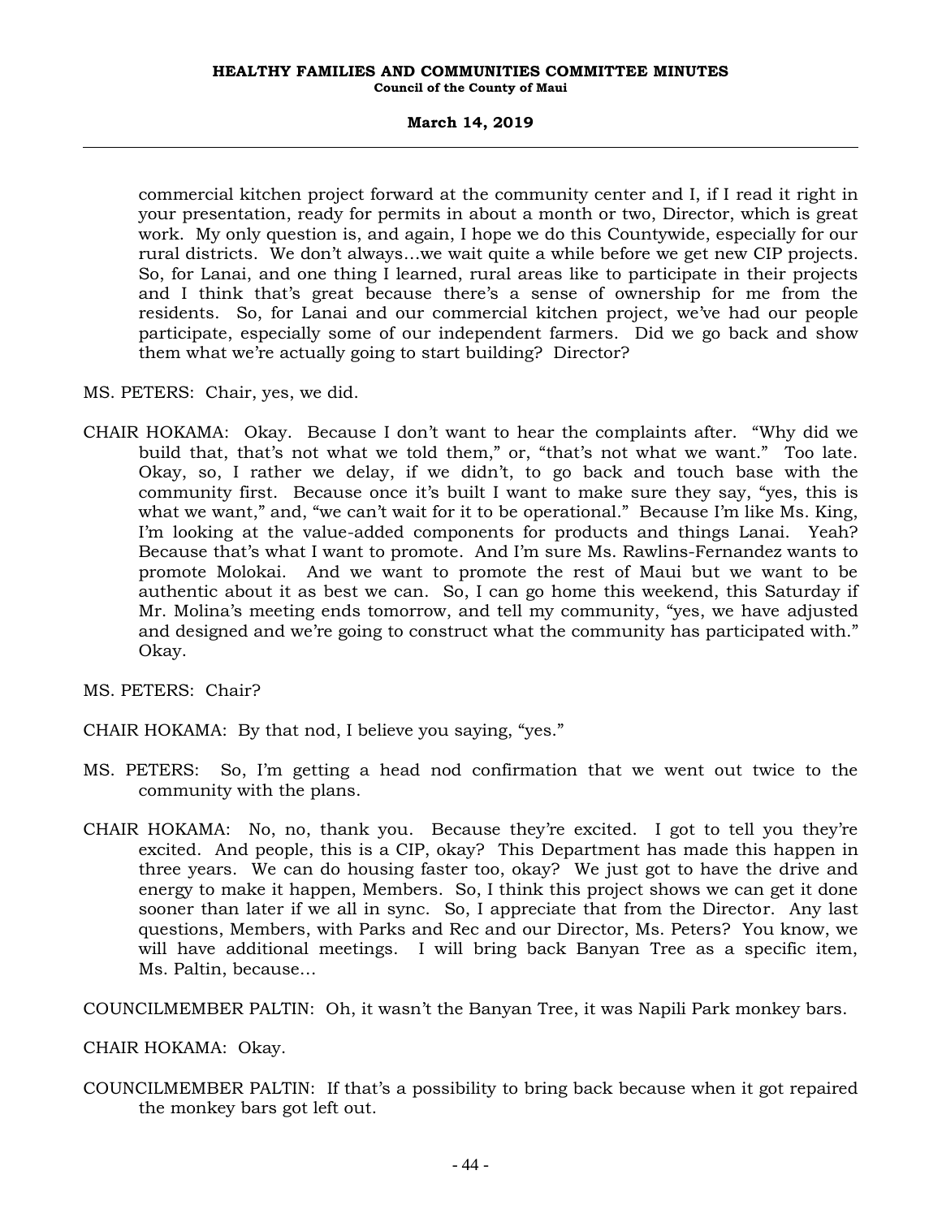commercial kitchen project forward at the community center and I, if I read it right in your presentation, ready for permits in about a month or two, Director, which is great work. My only question is, and again, I hope we do this Countywide, especially for our rural districts. We don't always…we wait quite a while before we get new CIP projects. So, for Lanai, and one thing I learned, rural areas like to participate in their projects and I think that's great because there's a sense of ownership for me from the residents. So, for Lanai and our commercial kitchen project, we've had our people participate, especially some of our independent farmers. Did we go back and show them what we're actually going to start building? Director?

MS. PETERS: Chair, yes, we did.

CHAIR HOKAMA: Okay. Because I don't want to hear the complaints after. "Why did we build that, that's not what we told them," or, "that's not what we want." Too late. Okay, so, I rather we delay, if we didn't, to go back and touch base with the community first. Because once it's built I want to make sure they say, "yes, this is what we want," and, "we can't wait for it to be operational." Because I'm like Ms. King, I'm looking at the value-added components for products and things Lanai. Yeah? Because that's what I want to promote. And I'm sure Ms. Rawlins-Fernandez wants to promote Molokai. And we want to promote the rest of Maui but we want to be authentic about it as best we can. So, I can go home this weekend, this Saturday if Mr. Molina's meeting ends tomorrow, and tell my community, "yes, we have adjusted and designed and we're going to construct what the community has participated with." Okay.

MS. PETERS: Chair?

CHAIR HOKAMA: By that nod, I believe you saying, "yes."

MS. PETERS: So, I'm getting a head nod confirmation that we went out twice to the community with the plans.

CHAIR HOKAMA: No, no, thank you. Because they're excited. I got to tell you they're excited. And people, this is a CIP, okay? This Department has made this happen in three years. We can do housing faster too, okay? We just got to have the drive and energy to make it happen, Members. So, I think this project shows we can get it done sooner than later if we all in sync. So, I appreciate that from the Director. Any last questions, Members, with Parks and Rec and our Director, Ms. Peters? You know, we will have additional meetings. I will bring back Banyan Tree as a specific item, Ms. Paltin, because…

COUNCILMEMBER PALTIN: Oh, it wasn't the Banyan Tree, it was Napili Park monkey bars.

CHAIR HOKAMA: Okay.

COUNCILMEMBER PALTIN: If that's a possibility to bring back because when it got repaired the monkey bars got left out.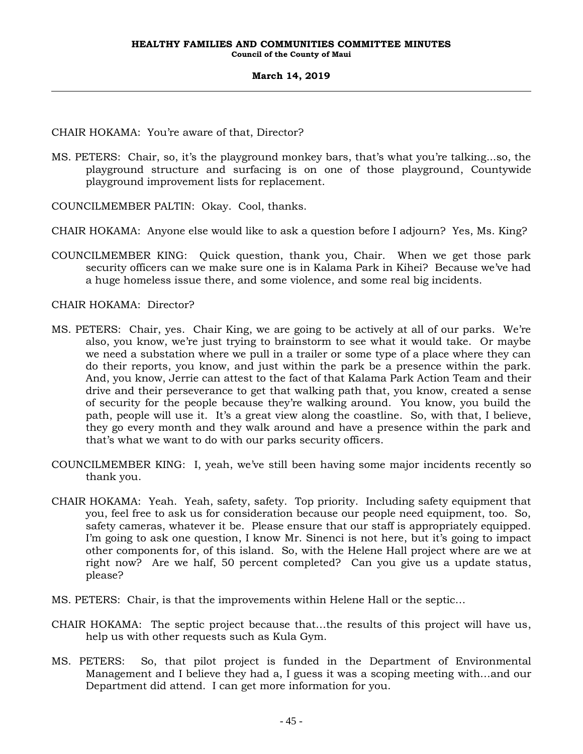CHAIR HOKAMA: You're aware of that, Director?

MS. PETERS: Chair, so, it's the playground monkey bars, that's what you're talking...so, the playground structure and surfacing is on one of those playground, Countywide playground improvement lists for replacement.

COUNCILMEMBER PALTIN: Okay. Cool, thanks.

CHAIR HOKAMA: Anyone else would like to ask a question before I adjourn? Yes, Ms. King?

COUNCILMEMBER KING: Quick question, thank you, Chair. When we get those park security officers can we make sure one is in Kalama Park in Kihei? Because we've had a huge homeless issue there, and some violence, and some real big incidents.

CHAIR HOKAMA: Director?

MS. PETERS: Chair, yes. Chair King, we are going to be actively at all of our parks. We're also, you know, we're just trying to brainstorm to see what it would take. Or maybe we need a substation where we pull in a trailer or some type of a place where they can do their reports, you know, and just within the park be a presence within the park. And, you know, Jerrie can attest to the fact of that Kalama Park Action Team and their drive and their perseverance to get that walking path that, you know, created a sense of security for the people because they're walking around. You know, you build the path, people will use it. It's a great view along the coastline. So, with that, I believe, they go every month and they walk around and have a presence within the park and that's what we want to do with our parks security officers.

COUNCILMEMBER KING: I, yeah, we've still been having some major incidents recently so thank you.

CHAIR HOKAMA: Yeah. Yeah, safety, safety. Top priority. Including safety equipment that you, feel free to ask us for consideration because our people need equipment, too. So, safety cameras, whatever it be. Please ensure that our staff is appropriately equipped. I'm going to ask one question, I know Mr. Sinenci is not here, but it's going to impact other components for, of this island. So, with the Helene Hall project where are we at right now? Are we half, 50 percent completed? Can you give us a update status, please?

MS. PETERS: Chair, is that the improvements within Helene Hall or the septic...

CHAIR HOKAMA: The septic project because that...the results of this project will have us, help us with other requests such as Kula Gym.

MS. PETERS: So, that pilot project is funded in the Department of Environmental Management and I believe they had a, I guess it was a scoping meeting with...and our Department did attend. I can get more information for you.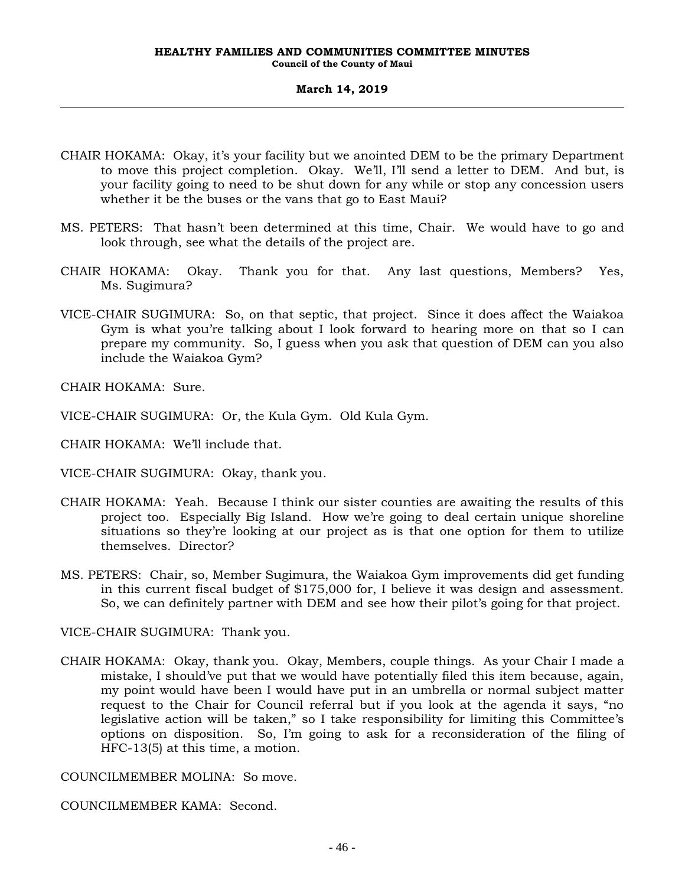CHAIR HOKAMA: Okay, it's your facility but we anointed DEM to be the primary Department to move this project completion. Okay. We'll, I'll send a letter to DEM. And but, is your facility going to need to be shut down for any while or stop any concession users whether it be the buses or the vans that go to East Maui?

MS. PETERS: That hasn't been determined at this time, Chair. We would have to go and look through, see what the details of the project are.

CHAIR HOKAMA: Okay. Thank you for that. Any last questions, Members? Yes, Ms. Sugimura?

VICE-CHAIR SUGIMURA: So, on that septic, that project. Since it does affect the Waiakoa Gym is what you're talking about I look forward to hearing more on that so I can prepare my community. So, I guess when you ask that question of DEM can you also include the Waiakoa Gym?

CHAIR HOKAMA: Sure.

VICE-CHAIR SUGIMURA: Or, the Kula Gym. Old Kula Gym.

CHAIR HOKAMA: We'll include that.

VICE-CHAIR SUGIMURA: Okay, thank you.

CHAIR HOKAMA: Yeah. Because I think our sister counties are awaiting the results of this project too. Especially Big Island. How we're going to deal certain unique shoreline situations so they're looking at our project as is that one option for them to utilize themselves. Director?

MS. PETERS: Chair, so, Member Sugimura, the Waiakoa Gym improvements did get funding in this current fiscal budget of $175,000 for, I believe it was design and assessment. So, we can definitely partner with DEM and see how their pilot's going for that project.

VICE-CHAIR SUGIMURA: Thank you.

CHAIR HOKAMA: Okay, thank you. Okay, Members, couple things. As your Chair I made a mistake, I should've put that we would have potentially filed this item because, again, my point would have been I would have put in an umbrella or normal subject matter request to the Chair for Council referral but if you look at the agenda it says, "no legislative action will be taken," so I take responsibility for limiting this Committee's options on disposition. So, I'm going to ask for a reconsideration of the filing of HFC-13(5) at this time, a motion.

COUNCILMEMBER MOLINA: So move.

COUNCILMEMBER KAMA: Second.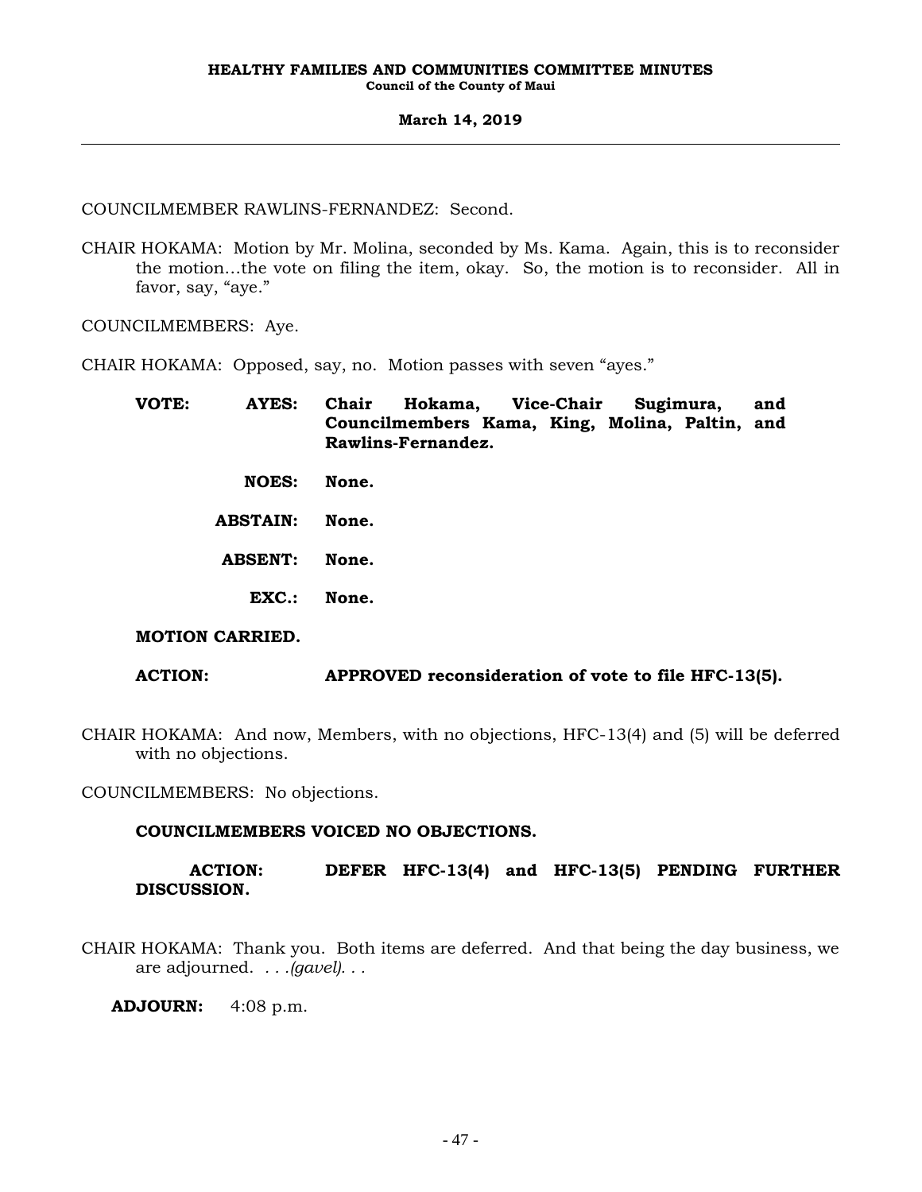COUNCILMEMBER RAWLINS-FERNANDEZ: Second.

CHAIR HOKAMA: Motion by Mr. Molina, seconded by Ms. Kama. Again, this is to reconsider the motion...the vote on filing the item, okay. So, the motion is to reconsider. All in favor, say, "aye."

COUNCILMEMBERS: Aye.

CHAIR HOKAMA: Opposed, say, no. Motion passes with seven "ayes."

**VOTE: AYES: Chair Hokama, Vice-Chair Sugimura, and Councilmembers Kama, King, Molina, Paltin, and Rawlins-Fernandez.**

**NOES: None.**

**ABSTAIN: None.**

**ABSENT: None.**

**EXC.: None.**

**MOTION CARRIED.**

**ACTION: APPROVED reconsideration of vote to file HFC-13(5).**

CHAIR HOKAMA: And now, Members, with no objections, HFC-13(4) and (5) will be deferred with no objections.

COUNCILMEMBERS: No objections.

**COUNCILMEMBERS VOICED NO OBJECTIONS.**

**ACTION: DEFER HFC-13(4) and HFC-13(5) PENDING FURTHER DISCUSSION.**

CHAIR HOKAMA: Thank you. Both items are deferred. And that being the day business, we are adjourned. *. . .(gavel). . .*

**ADJOURN:** 4:08 p.m.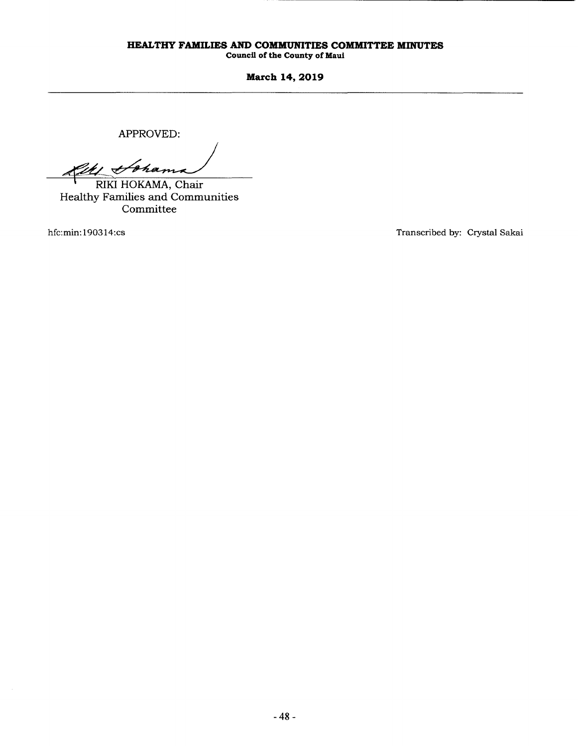APPROVED:

RIKI HOKAMA, Chair
Healthy Families and Communities Committee

hfc:min:190314:cs

Transcribed by: Crystal Sakai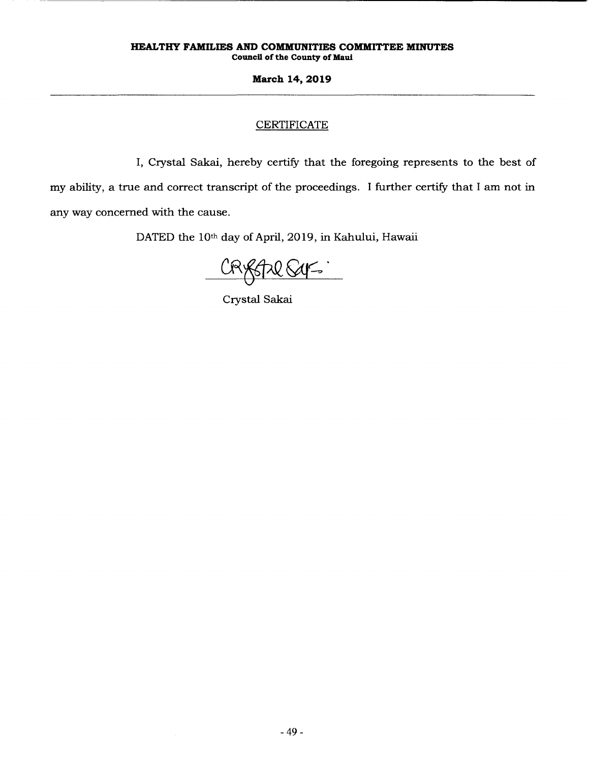## CERTIFICATE

I, Crystal Sakai, hereby certify that the foregoing represents to the best of my ability, a true and correct transcript of the proceedings. I further certify that I am not in any way concerned with the cause.

DATED the 10th day of April, 2019, in Kahului, Hawaii

Crystal Sakai